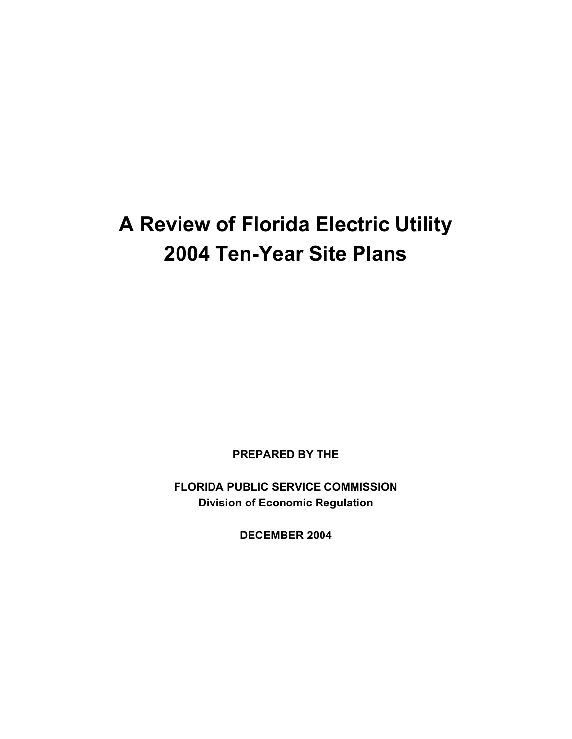# A Review of Florida Electric Utility 2004 Ten-Year Site Plans

**PREPARED BY THE**

**FLORIDA PUBLIC SERVICE COMMISSION**
**Division of Economic Regulation**

**DECEMBER 2004**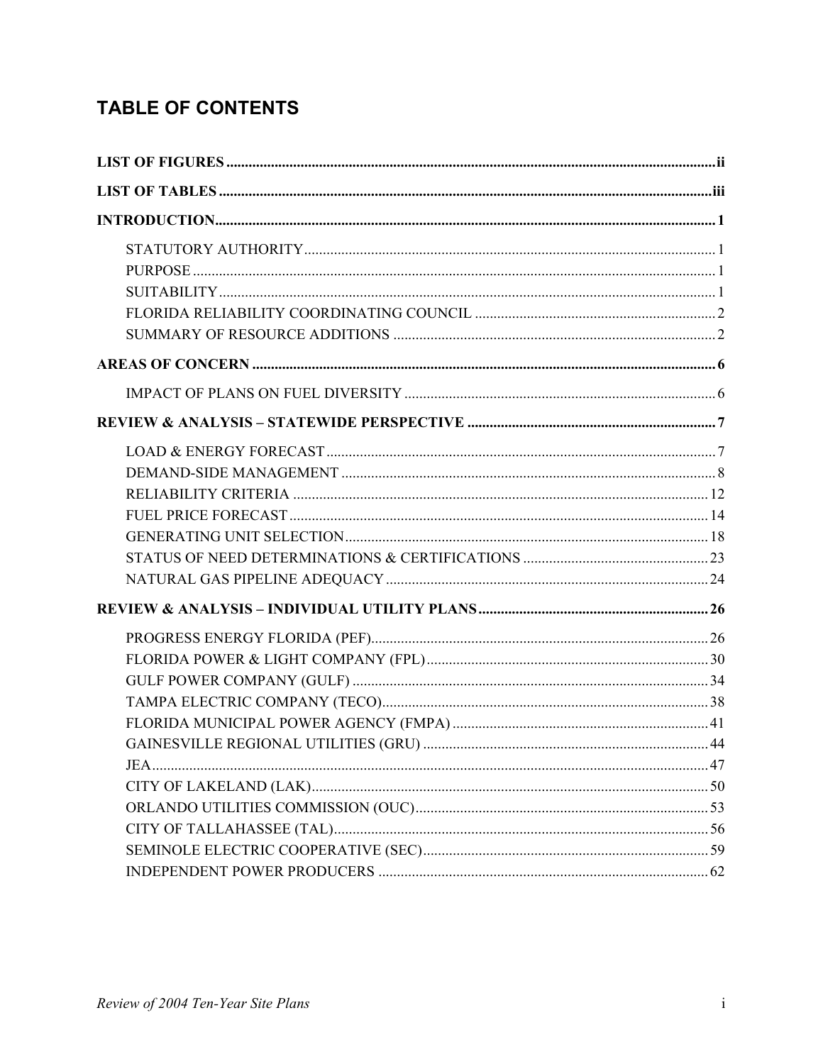## TABLE OF CONTENTS

**LIST OF FIGURES** ..... ii

**LIST OF TABLES** ..... iii

**INTRODUCTION** ..... 1

- STATUTORY AUTHORITY ..... 1
- PURPOSE ..... 1
- SUITABILITY ..... 1
- FLORIDA RELIABILITY COORDINATING COUNCIL ..... 2
- SUMMARY OF RESOURCE ADDITIONS ..... 2

**AREAS OF CONCERN** ..... 6

- IMPACT OF PLANS ON FUEL DIVERSITY ..... 6

**REVIEW & ANALYSIS – STATEWIDE PERSPECTIVE** ..... 7

- LOAD & ENERGY FORECAST ..... 7
- DEMAND-SIDE MANAGEMENT ..... 8
- RELIABILITY CRITERIA ..... 12
- FUEL PRICE FORECAST ..... 14
- GENERATING UNIT SELECTION ..... 18
- STATUS OF NEED DETERMINATIONS & CERTIFICATIONS ..... 23
- NATURAL GAS PIPELINE ADEQUACY ..... 24

**REVIEW & ANALYSIS – INDIVIDUAL UTILITY PLANS** ..... 26

- PROGRESS ENERGY FLORIDA (PEF) ..... 26
- FLORIDA POWER & LIGHT COMPANY (FPL) ..... 30
- GULF POWER COMPANY (GULF) ..... 34
- TAMPA ELECTRIC COMPANY (TECO) ..... 38
- FLORIDA MUNICIPAL POWER AGENCY (FMPA) ..... 41
- GAINESVILLE REGIONAL UTILITIES (GRU) ..... 44
- JEA ..... 47
- CITY OF LAKELAND (LAK) ..... 50
- ORLANDO UTILITIES COMMISSION (OUC) ..... 53
- CITY OF TALLAHASSEE (TAL) ..... 56
- SEMINOLE ELECTRIC COOPERATIVE (SEC) ..... 59
- INDEPENDENT POWER PRODUCERS ..... 62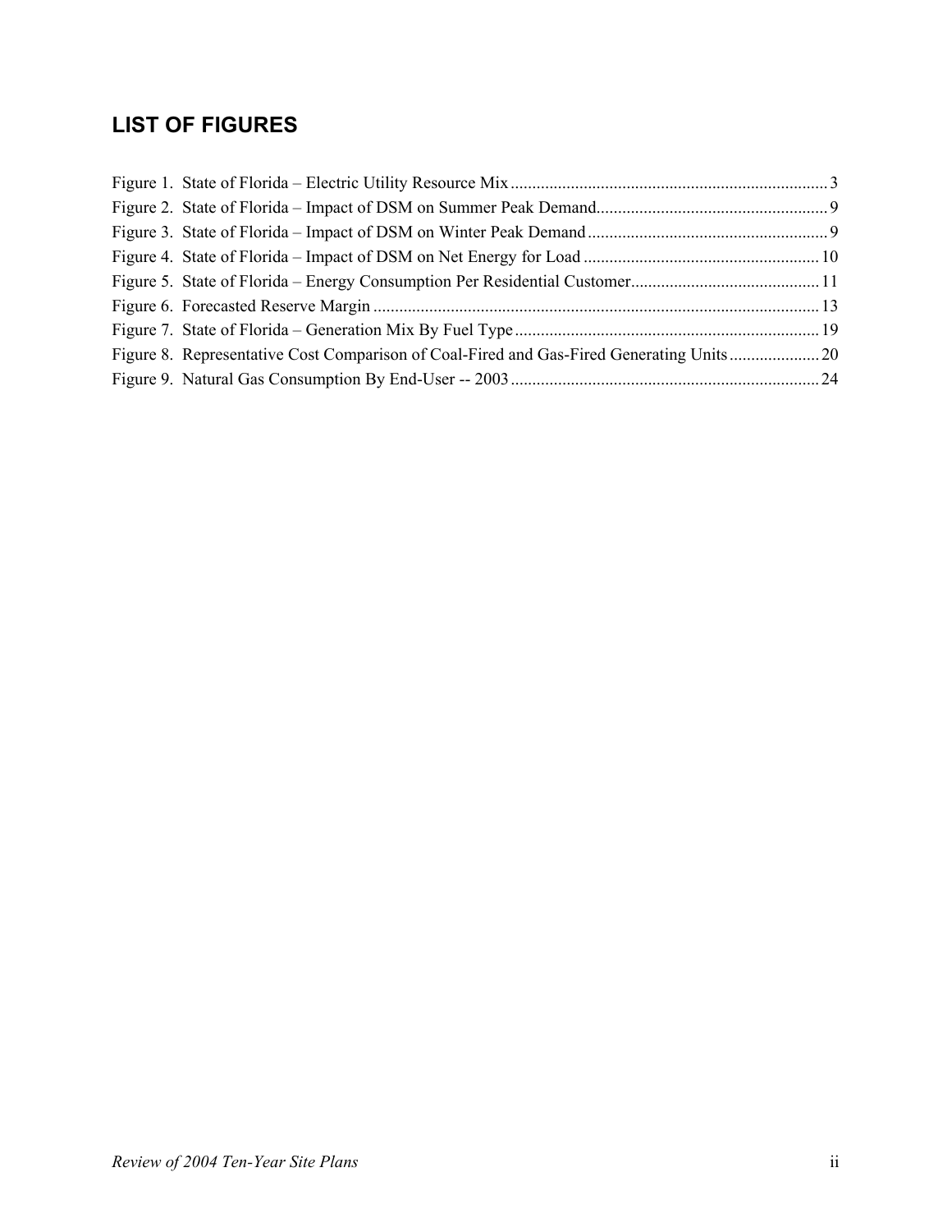## LIST OF FIGURES

Figure 1. State of Florida – Electric Utility Resource Mix ........................................................................ 3
Figure 2. State of Florida – Impact of DSM on Summer Peak Demand..................................................... 9
Figure 3. State of Florida – Impact of DSM on Winter Peak Demand ....................................................... 9
Figure 4. State of Florida – Impact of DSM on Net Energy for Load ...................................................... 10
Figure 5. State of Florida – Energy Consumption Per Residential Customer........................................... 11
Figure 6. Forecasted Reserve Margin ....................................................................................................... 13
Figure 7. State of Florida – Generation Mix By Fuel Type ...................................................................... 19
Figure 8. Representative Cost Comparison of Coal-Fired and Gas-Fired Generating Units .................... 20
Figure 9. Natural Gas Consumption By End-User -- 2003 ....................................................................... 24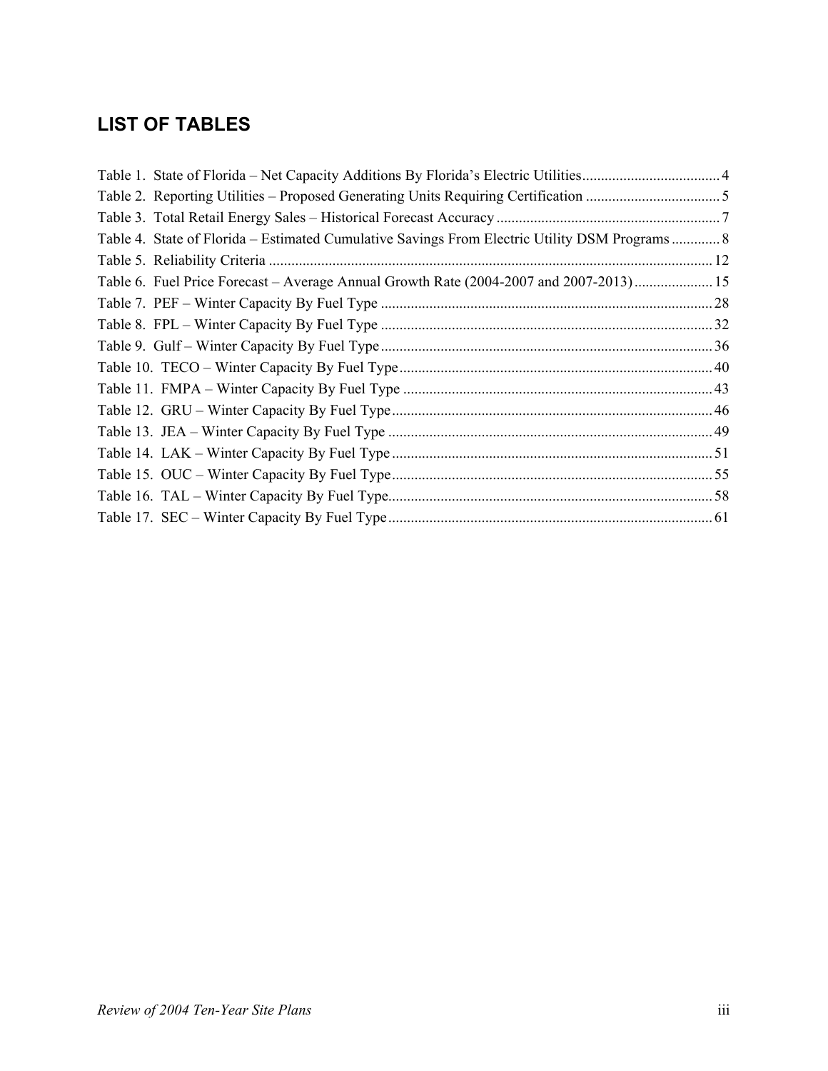## LIST OF TABLES

Table 1. State of Florida – Net Capacity Additions By Florida's Electric Utilities..................................... 4
Table 2. Reporting Utilities – Proposed Generating Units Requiring Certification .................................... 5
Table 3. Total Retail Energy Sales – Historical Forecast Accuracy ............................................................ 7
Table 4. State of Florida – Estimated Cumulative Savings From Electric Utility DSM Programs ............. 8
Table 5. Reliability Criteria ...................................................................................................................... 12
Table 6. Fuel Price Forecast – Average Annual Growth Rate (2004-2007 and 2007-2013) ..................... 15
Table 7. PEF – Winter Capacity By Fuel Type ......................................................................................... 28
Table 8. FPL – Winter Capacity By Fuel Type ......................................................................................... 32
Table 9. Gulf – Winter Capacity By Fuel Type ......................................................................................... 36
Table 10. TECO – Winter Capacity By Fuel Type .................................................................................... 40
Table 11. FMPA – Winter Capacity By Fuel Type ................................................................................... 43
Table 12. GRU – Winter Capacity By Fuel Type ...................................................................................... 46
Table 13. JEA – Winter Capacity By Fuel Type ....................................................................................... 49
Table 14. LAK – Winter Capacity By Fuel Type ...................................................................................... 51
Table 15. OUC – Winter Capacity By Fuel Type ...................................................................................... 55
Table 16. TAL – Winter Capacity By Fuel Type....................................................................................... 58
Table 17. SEC – Winter Capacity By Fuel Type ....................................................................................... 61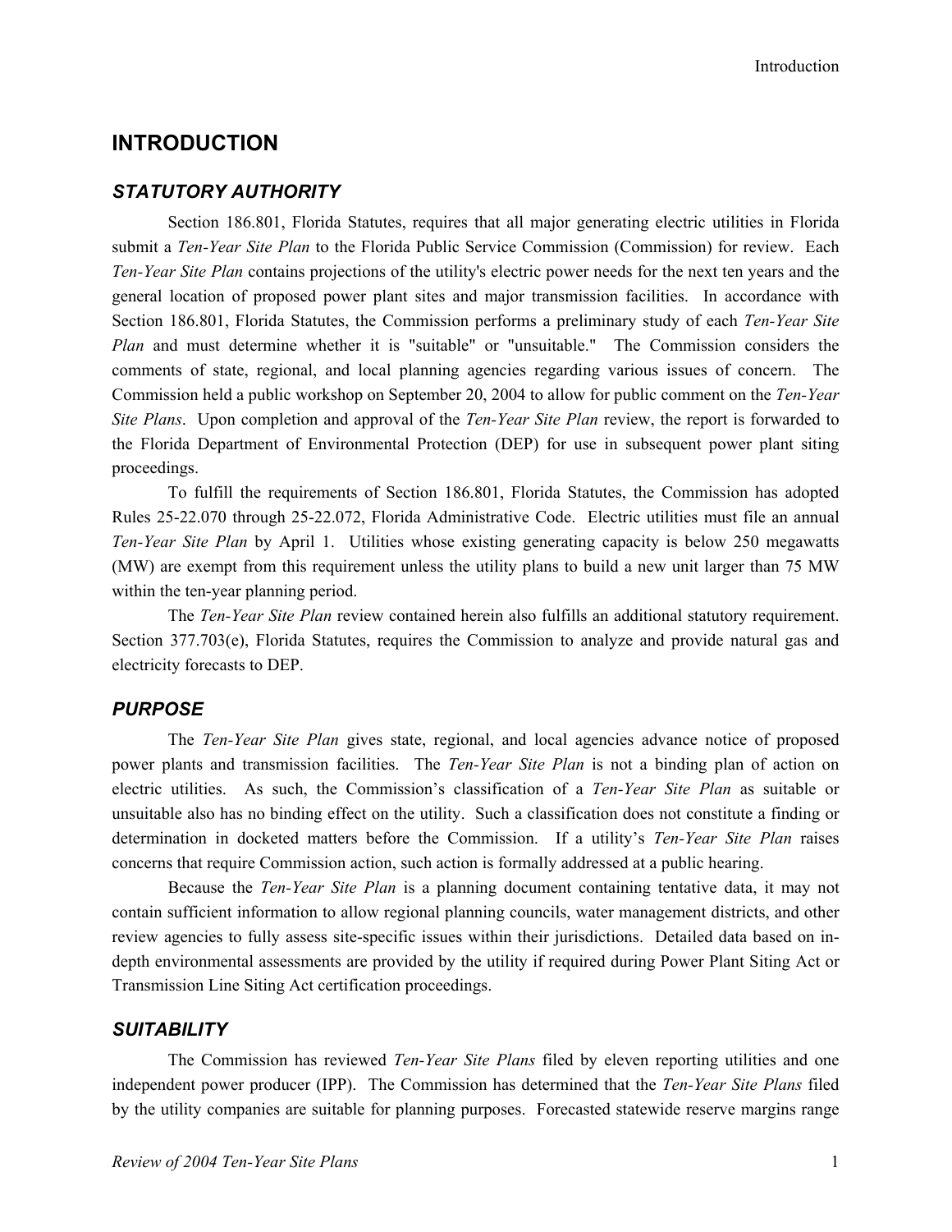# INTRODUCTION

## *STATUTORY AUTHORITY*

Section 186.801, Florida Statutes, requires that all major generating electric utilities in Florida submit a *Ten-Year Site Plan* to the Florida Public Service Commission (Commission) for review. Each *Ten-Year Site Plan* contains projections of the utility's electric power needs for the next ten years and the general location of proposed power plant sites and major transmission facilities. In accordance with Section 186.801, Florida Statutes, the Commission performs a preliminary study of each *Ten-Year Site Plan* and must determine whether it is "suitable" or "unsuitable." The Commission considers the comments of state, regional, and local planning agencies regarding various issues of concern. The Commission held a public workshop on September 20, 2004 to allow for public comment on the *Ten-Year Site Plans*. Upon completion and approval of the *Ten-Year Site Plan* review, the report is forwarded to the Florida Department of Environmental Protection (DEP) for use in subsequent power plant siting proceedings.

To fulfill the requirements of Section 186.801, Florida Statutes, the Commission has adopted Rules 25-22.070 through 25-22.072, Florida Administrative Code. Electric utilities must file an annual *Ten-Year Site Plan* by April 1. Utilities whose existing generating capacity is below 250 megawatts (MW) are exempt from this requirement unless the utility plans to build a new unit larger than 75 MW within the ten-year planning period.

The *Ten-Year Site Plan* review contained herein also fulfills an additional statutory requirement. Section 377.703(e), Florida Statutes, requires the Commission to analyze and provide natural gas and electricity forecasts to DEP.

## *PURPOSE*

The *Ten-Year Site Plan* gives state, regional, and local agencies advance notice of proposed power plants and transmission facilities. The *Ten-Year Site Plan* is not a binding plan of action on electric utilities. As such, the Commission's classification of a *Ten-Year Site Plan* as suitable or unsuitable also has no binding effect on the utility. Such a classification does not constitute a finding or determination in docketed matters before the Commission. If a utility's *Ten-Year Site Plan* raises concerns that require Commission action, such action is formally addressed at a public hearing.

Because the *Ten-Year Site Plan* is a planning document containing tentative data, it may not contain sufficient information to allow regional planning councils, water management districts, and other review agencies to fully assess site-specific issues within their jurisdictions. Detailed data based on in-depth environmental assessments are provided by the utility if required during Power Plant Siting Act or Transmission Line Siting Act certification proceedings.

## *SUITABILITY*

The Commission has reviewed *Ten-Year Site Plans* filed by eleven reporting utilities and one independent power producer (IPP). The Commission has determined that the *Ten-Year Site Plans* filed by the utility companies are suitable for planning purposes. Forecasted statewide reserve margins range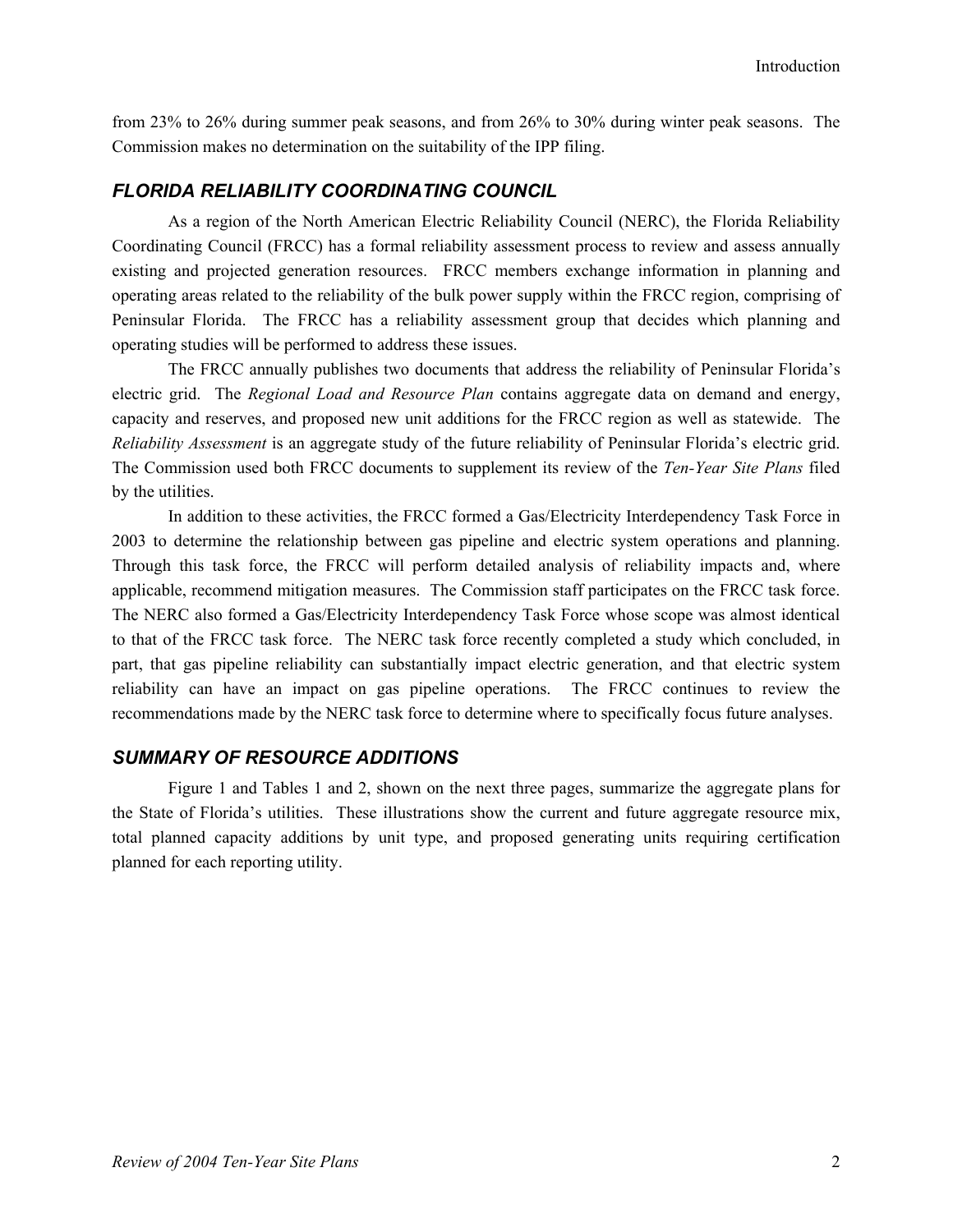from 23% to 26% during summer peak seasons, and from 26% to 30% during winter peak seasons. The Commission makes no determination on the suitability of the IPP filing.

## *FLORIDA RELIABILITY COORDINATING COUNCIL*

As a region of the North American Electric Reliability Council (NERC), the Florida Reliability Coordinating Council (FRCC) has a formal reliability assessment process to review and assess annually existing and projected generation resources. FRCC members exchange information in planning and operating areas related to the reliability of the bulk power supply within the FRCC region, comprising of Peninsular Florida. The FRCC has a reliability assessment group that decides which planning and operating studies will be performed to address these issues.

The FRCC annually publishes two documents that address the reliability of Peninsular Florida's electric grid. The *Regional Load and Resource Plan* contains aggregate data on demand and energy, capacity and reserves, and proposed new unit additions for the FRCC region as well as statewide. The *Reliability Assessment* is an aggregate study of the future reliability of Peninsular Florida's electric grid. The Commission used both FRCC documents to supplement its review of the *Ten-Year Site Plans* filed by the utilities.

In addition to these activities, the FRCC formed a Gas/Electricity Interdependency Task Force in 2003 to determine the relationship between gas pipeline and electric system operations and planning. Through this task force, the FRCC will perform detailed analysis of reliability impacts and, where applicable, recommend mitigation measures. The Commission staff participates on the FRCC task force. The NERC also formed a Gas/Electricity Interdependency Task Force whose scope was almost identical to that of the FRCC task force. The NERC task force recently completed a study which concluded, in part, that gas pipeline reliability can substantially impact electric generation, and that electric system reliability can have an impact on gas pipeline operations. The FRCC continues to review the recommendations made by the NERC task force to determine where to specifically focus future analyses.

## *SUMMARY OF RESOURCE ADDITIONS*

Figure 1 and Tables 1 and 2, shown on the next three pages, summarize the aggregate plans for the State of Florida's utilities. These illustrations show the current and future aggregate resource mix, total planned capacity additions by unit type, and proposed generating units requiring certification planned for each reporting utility.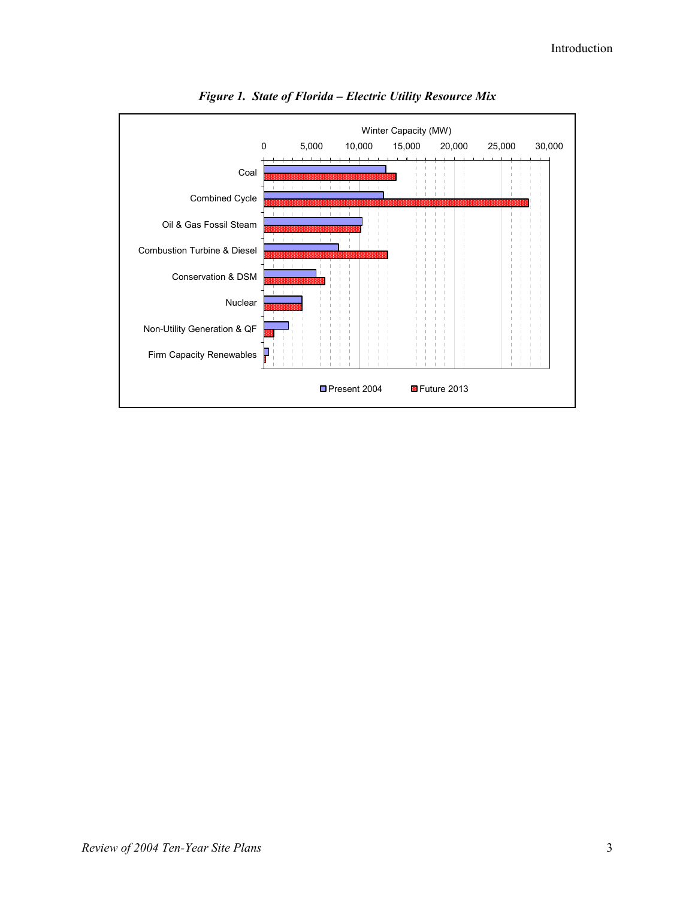*Figure 1. State of Florida – Electric Utility Resource Mix*

Winter Capacity (MW)

0 5,000 10,000 15,000 20,000 25,000 30,000

Coal

Combined Cycle

Oil & Gas Fossil Steam

Combustion Turbine & Diesel

Conservation & DSM

Nuclear

Non-Utility Generation & QF

Firm Capacity Renewables

Present 2004 Future 2013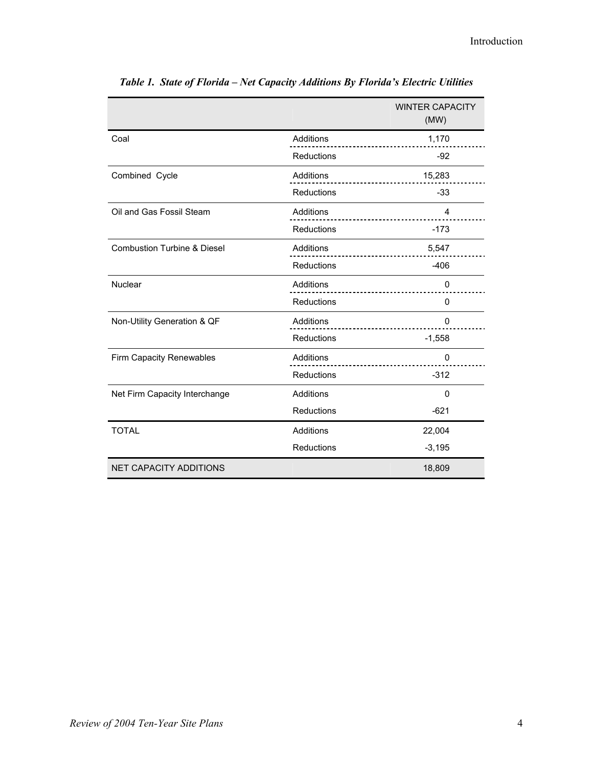*Table 1. State of Florida – Net Capacity Additions By Florida's Electric Utilities*

| | | WINTER CAPACITY (MW) |
|---|---|---|
| Coal | Additions | 1,170 |
| | Reductions | -92 |
| Combined Cycle | Additions | 15,283 |
| | Reductions | -33 |
| Oil and Gas Fossil Steam | Additions | 4 |
| | Reductions | -173 |
| Combustion Turbine & Diesel | Additions | 5,547 |
| | Reductions | -406 |
| Nuclear | Additions | 0 |
| | Reductions | 0 |
| Non-Utility Generation & QF | Additions | 0 |
| | Reductions | -1,558 |
| Firm Capacity Renewables | Additions | 0 |
| | Reductions | -312 |
| Net Firm Capacity Interchange | Additions | 0 |
| | Reductions | -621 |
| TOTAL | Additions | 22,004 |
| | Reductions | -3,195 |
| NET CAPACITY ADDITIONS | | 18,809 |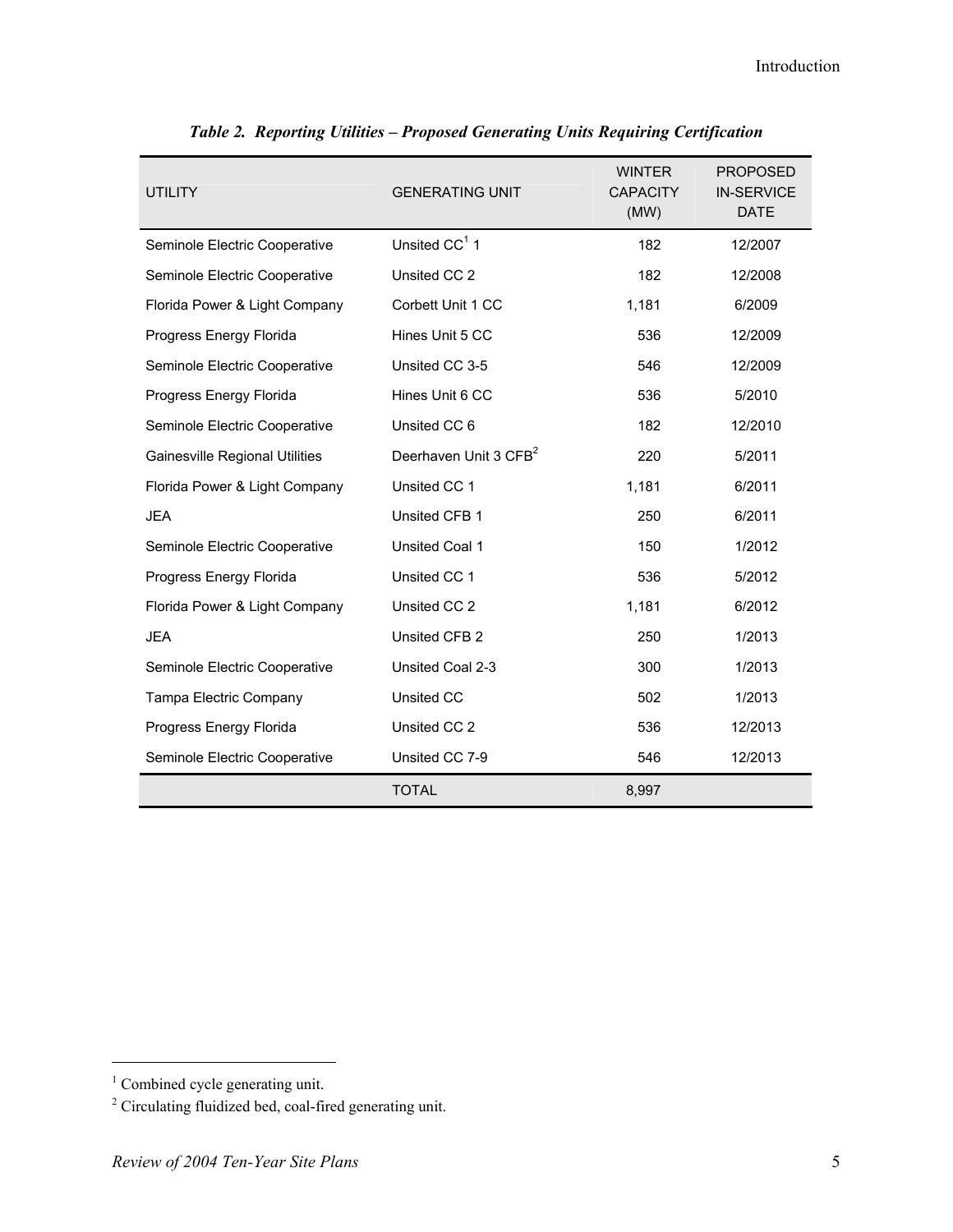***Table 2. Reporting Utilities – Proposed Generating Units Requiring Certification***

| UTILITY | GENERATING UNIT | WINTER CAPACITY (MW) | PROPOSED IN-SERVICE DATE |
|---|---|---|---|
| Seminole Electric Cooperative | Unsited CC[1] 1 | 182 | 12/2007 |
| Seminole Electric Cooperative | Unsited CC 2 | 182 | 12/2008 |
| Florida Power & Light Company | Corbett Unit 1 CC | 1,181 | 6/2009 |
| Progress Energy Florida | Hines Unit 5 CC | 536 | 12/2009 |
| Seminole Electric Cooperative | Unsited CC 3-5 | 546 | 12/2009 |
| Progress Energy Florida | Hines Unit 6 CC | 536 | 5/2010 |
| Seminole Electric Cooperative | Unsited CC 6 | 182 | 12/2010 |
| Gainesville Regional Utilities | Deerhaven Unit 3 CFB[2] | 220 | 5/2011 |
| Florida Power & Light Company | Unsited CC 1 | 1,181 | 6/2011 |
| JEA | Unsited CFB 1 | 250 | 6/2011 |
| Seminole Electric Cooperative | Unsited Coal 1 | 150 | 1/2012 |
| Progress Energy Florida | Unsited CC 1 | 536 | 5/2012 |
| Florida Power & Light Company | Unsited CC 2 | 1,181 | 6/2012 |
| JEA | Unsited CFB 2 | 250 | 1/2013 |
| Seminole Electric Cooperative | Unsited Coal 2-3 | 300 | 1/2013 |
| Tampa Electric Company | Unsited CC | 502 | 1/2013 |
| Progress Energy Florida | Unsited CC 2 | 536 | 12/2013 |
| Seminole Electric Cooperative | Unsited CC 7-9 | 546 | 12/2013 |
| | TOTAL | 8,997 | |

[1] Combined cycle generating unit.

[2] Circulating fluidized bed, coal-fired generating unit.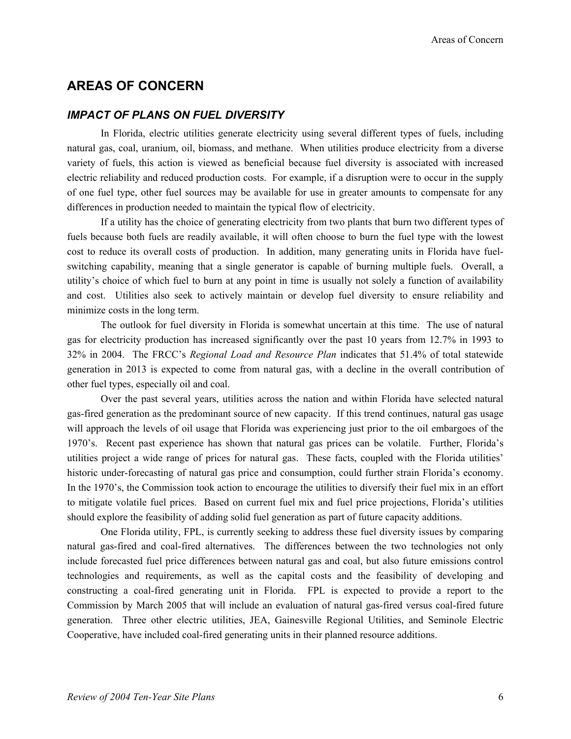# AREAS OF CONCERN

## *IMPACT OF PLANS ON FUEL DIVERSITY*

In Florida, electric utilities generate electricity using several different types of fuels, including natural gas, coal, uranium, oil, biomass, and methane. When utilities produce electricity from a diverse variety of fuels, this action is viewed as beneficial because fuel diversity is associated with increased electric reliability and reduced production costs. For example, if a disruption were to occur in the supply of one fuel type, other fuel sources may be available for use in greater amounts to compensate for any differences in production needed to maintain the typical flow of electricity.

If a utility has the choice of generating electricity from two plants that burn two different types of fuels because both fuels are readily available, it will often choose to burn the fuel type with the lowest cost to reduce its overall costs of production. In addition, many generating units in Florida have fuel-switching capability, meaning that a single generator is capable of burning multiple fuels. Overall, a utility's choice of which fuel to burn at any point in time is usually not solely a function of availability and cost. Utilities also seek to actively maintain or develop fuel diversity to ensure reliability and minimize costs in the long term.

The outlook for fuel diversity in Florida is somewhat uncertain at this time. The use of natural gas for electricity production has increased significantly over the past 10 years from 12.7% in 1993 to 32% in 2004. The FRCC's *Regional Load and Resource Plan* indicates that 51.4% of total statewide generation in 2013 is expected to come from natural gas, with a decline in the overall contribution of other fuel types, especially oil and coal.

Over the past several years, utilities across the nation and within Florida have selected natural gas-fired generation as the predominant source of new capacity. If this trend continues, natural gas usage will approach the levels of oil usage that Florida was experiencing just prior to the oil embargoes of the 1970's. Recent past experience has shown that natural gas prices can be volatile. Further, Florida's utilities project a wide range of prices for natural gas. These facts, coupled with the Florida utilities' historic under-forecasting of natural gas price and consumption, could further strain Florida's economy. In the 1970's, the Commission took action to encourage the utilities to diversify their fuel mix in an effort to mitigate volatile fuel prices. Based on current fuel mix and fuel price projections, Florida's utilities should explore the feasibility of adding solid fuel generation as part of future capacity additions.

One Florida utility, FPL, is currently seeking to address these fuel diversity issues by comparing natural gas-fired and coal-fired alternatives. The differences between the two technologies not only include forecasted fuel price differences between natural gas and coal, but also future emissions control technologies and requirements, as well as the capital costs and the feasibility of developing and constructing a coal-fired generating unit in Florida. FPL is expected to provide a report to the Commission by March 2005 that will include an evaluation of natural gas-fired versus coal-fired future generation. Three other electric utilities, JEA, Gainesville Regional Utilities, and Seminole Electric Cooperative, have included coal-fired generating units in their planned resource additions.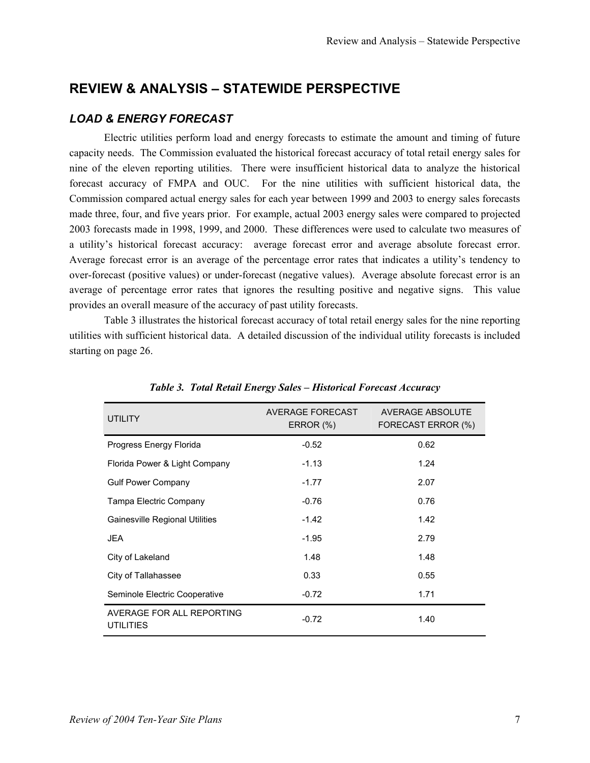# REVIEW & ANALYSIS – STATEWIDE PERSPECTIVE

## *LOAD & ENERGY FORECAST*

Electric utilities perform load and energy forecasts to estimate the amount and timing of future capacity needs. The Commission evaluated the historical forecast accuracy of total retail energy sales for nine of the eleven reporting utilities. There were insufficient historical data to analyze the historical forecast accuracy of FMPA and OUC. For the nine utilities with sufficient historical data, the Commission compared actual energy sales for each year between 1999 and 2003 to energy sales forecasts made three, four, and five years prior. For example, actual 2003 energy sales were compared to projected 2003 forecasts made in 1998, 1999, and 2000. These differences were used to calculate two measures of a utility's historical forecast accuracy: average forecast error and average absolute forecast error. Average forecast error is an average of the percentage error rates that indicates a utility's tendency to over-forecast (positive values) or under-forecast (negative values). Average absolute forecast error is an average of percentage error rates that ignores the resulting positive and negative signs. This value provides an overall measure of the accuracy of past utility forecasts.

Table 3 illustrates the historical forecast accuracy of total retail energy sales for the nine reporting utilities with sufficient historical data. A detailed discussion of the individual utility forecasts is included starting on page 26.

***Table 3. Total Retail Energy Sales – Historical Forecast Accuracy***

| UTILITY | AVERAGE FORECAST ERROR (%) | AVERAGE ABSOLUTE FORECAST ERROR (%) |
|---|---|---|
| Progress Energy Florida | -0.52 | 0.62 |
| Florida Power & Light Company | -1.13 | 1.24 |
| Gulf Power Company | -1.77 | 2.07 |
| Tampa Electric Company | -0.76 | 0.76 |
| Gainesville Regional Utilities | -1.42 | 1.42 |
| JEA | -1.95 | 2.79 |
| City of Lakeland | 1.48 | 1.48 |
| City of Tallahassee | 0.33 | 0.55 |
| Seminole Electric Cooperative | -0.72 | 1.71 |
| AVERAGE FOR ALL REPORTING UTILITIES | -0.72 | 1.40 |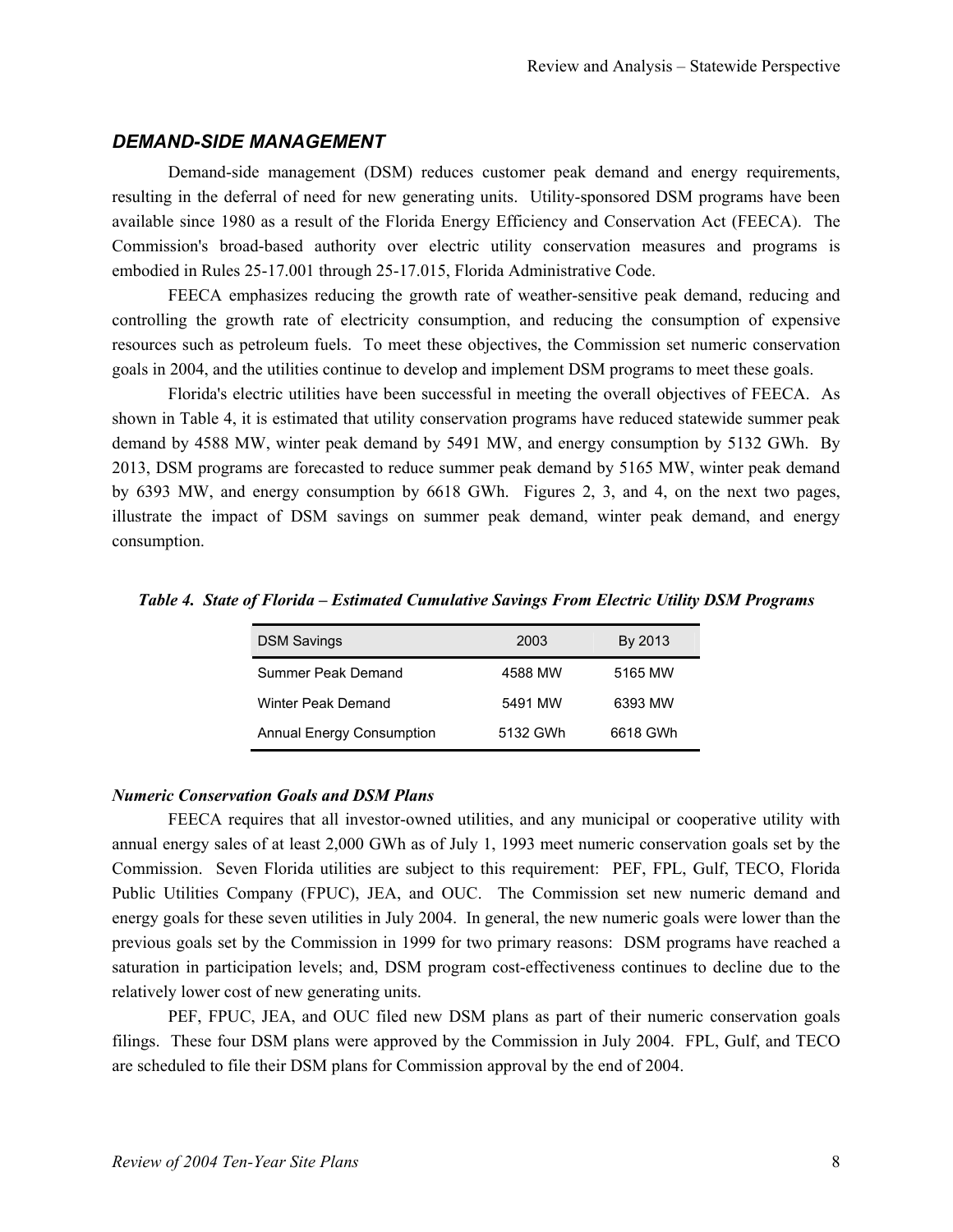## *DEMAND-SIDE MANAGEMENT*

Demand-side management (DSM) reduces customer peak demand and energy requirements, resulting in the deferral of need for new generating units. Utility-sponsored DSM programs have been available since 1980 as a result of the Florida Energy Efficiency and Conservation Act (FEECA). The Commission's broad-based authority over electric utility conservation measures and programs is embodied in Rules 25-17.001 through 25-17.015, Florida Administrative Code.

FEECA emphasizes reducing the growth rate of weather-sensitive peak demand, reducing and controlling the growth rate of electricity consumption, and reducing the consumption of expensive resources such as petroleum fuels. To meet these objectives, the Commission set numeric conservation goals in 2004, and the utilities continue to develop and implement DSM programs to meet these goals.

Florida's electric utilities have been successful in meeting the overall objectives of FEECA. As shown in Table 4, it is estimated that utility conservation programs have reduced statewide summer peak demand by 4588 MW, winter peak demand by 5491 MW, and energy consumption by 5132 GWh. By 2013, DSM programs are forecasted to reduce summer peak demand by 5165 MW, winter peak demand by 6393 MW, and energy consumption by 6618 GWh. Figures 2, 3, and 4, on the next two pages, illustrate the impact of DSM savings on summer peak demand, winter peak demand, and energy consumption.

***Table 4. State of Florida – Estimated Cumulative Savings From Electric Utility DSM Programs***

| DSM Savings | 2003 | By 2013 |
|---|---|---|
| Summer Peak Demand | 4588 MW | 5165 MW |
| Winter Peak Demand | 5491 MW | 6393 MW |
| Annual Energy Consumption | 5132 GWh | 6618 GWh |

### *Numeric Conservation Goals and DSM Plans*

FEECA requires that all investor-owned utilities, and any municipal or cooperative utility with annual energy sales of at least 2,000 GWh as of July 1, 1993 meet numeric conservation goals set by the Commission. Seven Florida utilities are subject to this requirement: PEF, FPL, Gulf, TECO, Florida Public Utilities Company (FPUC), JEA, and OUC. The Commission set new numeric demand and energy goals for these seven utilities in July 2004. In general, the new numeric goals were lower than the previous goals set by the Commission in 1999 for two primary reasons: DSM programs have reached a saturation in participation levels; and, DSM program cost-effectiveness continues to decline due to the relatively lower cost of new generating units.

PEF, FPUC, JEA, and OUC filed new DSM plans as part of their numeric conservation goals filings. These four DSM plans were approved by the Commission in July 2004. FPL, Gulf, and TECO are scheduled to file their DSM plans for Commission approval by the end of 2004.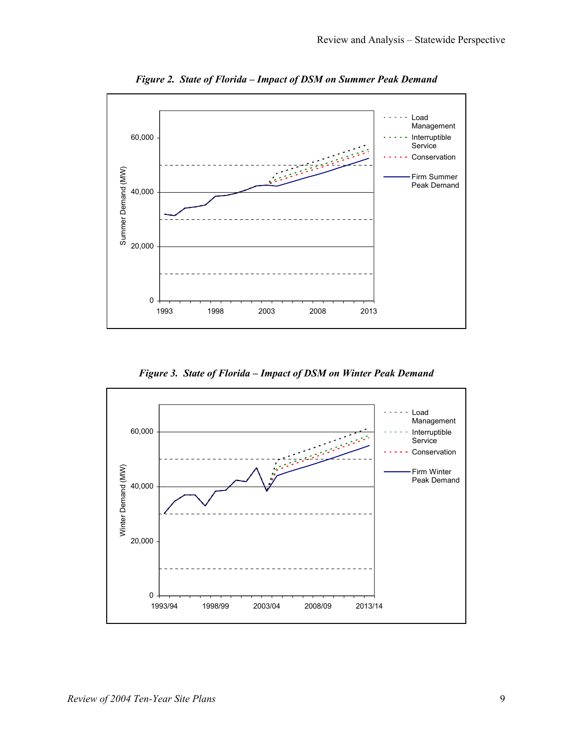*Figure 2. State of Florida – Impact of DSM on Summer Peak Demand*

*Figure 3. State of Florida – Impact of DSM on Winter Peak Demand*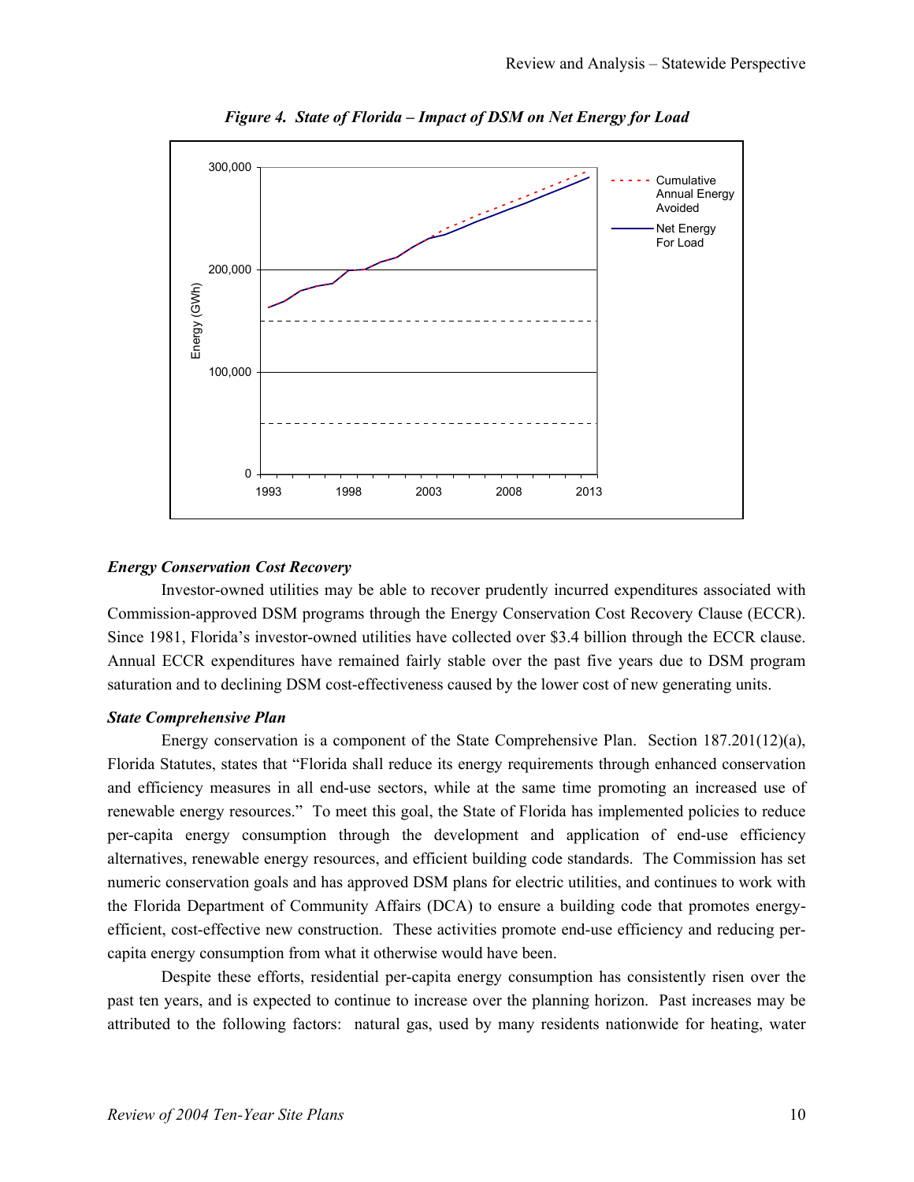*Figure 4. State of Florida – Impact of DSM on Net Energy for Load*

### *Energy Conservation Cost Recovery*

Investor-owned utilities may be able to recover prudently incurred expenditures associated with Commission-approved DSM programs through the Energy Conservation Cost Recovery Clause (ECCR). Since 1981, Florida's investor-owned utilities have collected over $3.4 billion through the ECCR clause. Annual ECCR expenditures have remained fairly stable over the past five years due to DSM program saturation and to declining DSM cost-effectiveness caused by the lower cost of new generating units.

### *State Comprehensive Plan*

Energy conservation is a component of the State Comprehensive Plan. Section 187.201(12)(a), Florida Statutes, states that "Florida shall reduce its energy requirements through enhanced conservation and efficiency measures in all end-use sectors, while at the same time promoting an increased use of renewable energy resources." To meet this goal, the State of Florida has implemented policies to reduce per-capita energy consumption through the development and application of end-use efficiency alternatives, renewable energy resources, and efficient building code standards. The Commission has set numeric conservation goals and has approved DSM plans for electric utilities, and continues to work with the Florida Department of Community Affairs (DCA) to ensure a building code that promotes energy-efficient, cost-effective new construction. These activities promote end-use efficiency and reducing per-capita energy consumption from what it otherwise would have been.

Despite these efforts, residential per-capita energy consumption has consistently risen over the past ten years, and is expected to continue to increase over the planning horizon. Past increases may be attributed to the following factors: natural gas, used by many residents nationwide for heating, water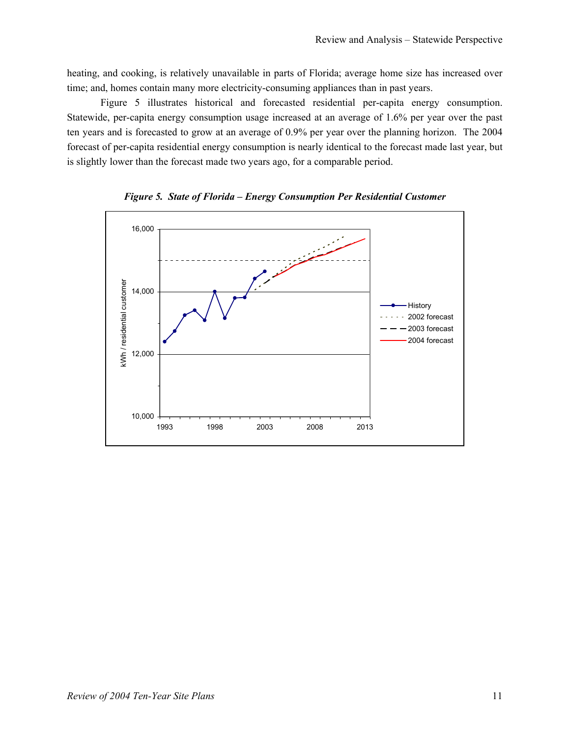heating, and cooking, is relatively unavailable in parts of Florida; average home size has increased over time; and, homes contain many more electricity-consuming appliances than in past years.

Figure 5 illustrates historical and forecasted residential per-capita energy consumption. Statewide, per-capita energy consumption usage increased at an average of 1.6% per year over the past ten years and is forecasted to grow at an average of 0.9% per year over the planning horizon. The 2004 forecast of per-capita residential energy consumption is nearly identical to the forecast made last year, but is slightly lower than the forecast made two years ago, for a comparable period.

***Figure 5. State of Florida – Energy Consumption Per Residential Customer***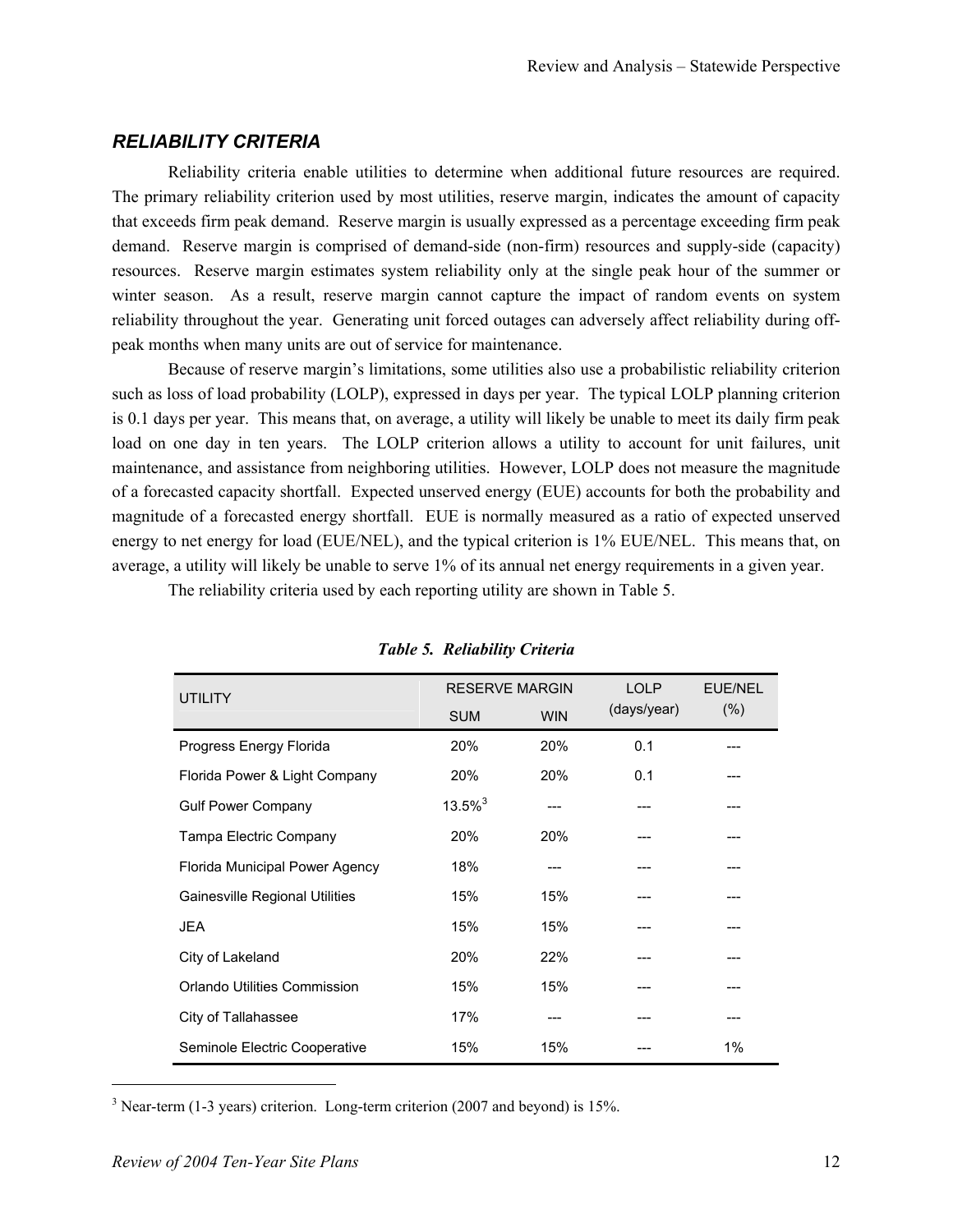## *RELIABILITY CRITERIA*

Reliability criteria enable utilities to determine when additional future resources are required. The primary reliability criterion used by most utilities, reserve margin, indicates the amount of capacity that exceeds firm peak demand. Reserve margin is usually expressed as a percentage exceeding firm peak demand. Reserve margin is comprised of demand-side (non-firm) resources and supply-side (capacity) resources. Reserve margin estimates system reliability only at the single peak hour of the summer or winter season. As a result, reserve margin cannot capture the impact of random events on system reliability throughout the year. Generating unit forced outages can adversely affect reliability during off-peak months when many units are out of service for maintenance.

Because of reserve margin's limitations, some utilities also use a probabilistic reliability criterion such as loss of load probability (LOLP), expressed in days per year. The typical LOLP planning criterion is 0.1 days per year. This means that, on average, a utility will likely be unable to meet its daily firm peak load on one day in ten years. The LOLP criterion allows a utility to account for unit failures, unit maintenance, and assistance from neighboring utilities. However, LOLP does not measure the magnitude of a forecasted capacity shortfall. Expected unserved energy (EUE) accounts for both the probability and magnitude of a forecasted energy shortfall. EUE is normally measured as a ratio of expected unserved energy to net energy for load (EUE/NEL), and the typical criterion is 1% EUE/NEL. This means that, on average, a utility will likely be unable to serve 1% of its annual net energy requirements in a given year.

The reliability criteria used by each reporting utility are shown in Table 5.

***Table 5. Reliability Criteria***

| UTILITY | RESERVE MARGIN | | LOLP (days/year) | EUE/NEL (%) |
|---|---|---|---|---|
| | SUM | WIN | | |
| Progress Energy Florida | 20% | 20% | 0.1 | --- |
| Florida Power & Light Company | 20% | 20% | 0.1 | --- |
| Gulf Power Company | 13.5%[3] | --- | --- | --- |
| Tampa Electric Company | 20% | 20% | --- | --- |
| Florida Municipal Power Agency | 18% | --- | --- | --- |
| Gainesville Regional Utilities | 15% | 15% | --- | --- |
| JEA | 15% | 15% | --- | --- |
| City of Lakeland | 20% | 22% | --- | --- |
| Orlando Utilities Commission | 15% | 15% | --- | --- |
| City of Tallahassee | 17% | --- | --- | --- |
| Seminole Electric Cooperative | 15% | 15% | --- | 1% |

[3] Near-term (1-3 years) criterion. Long-term criterion (2007 and beyond) is 15%.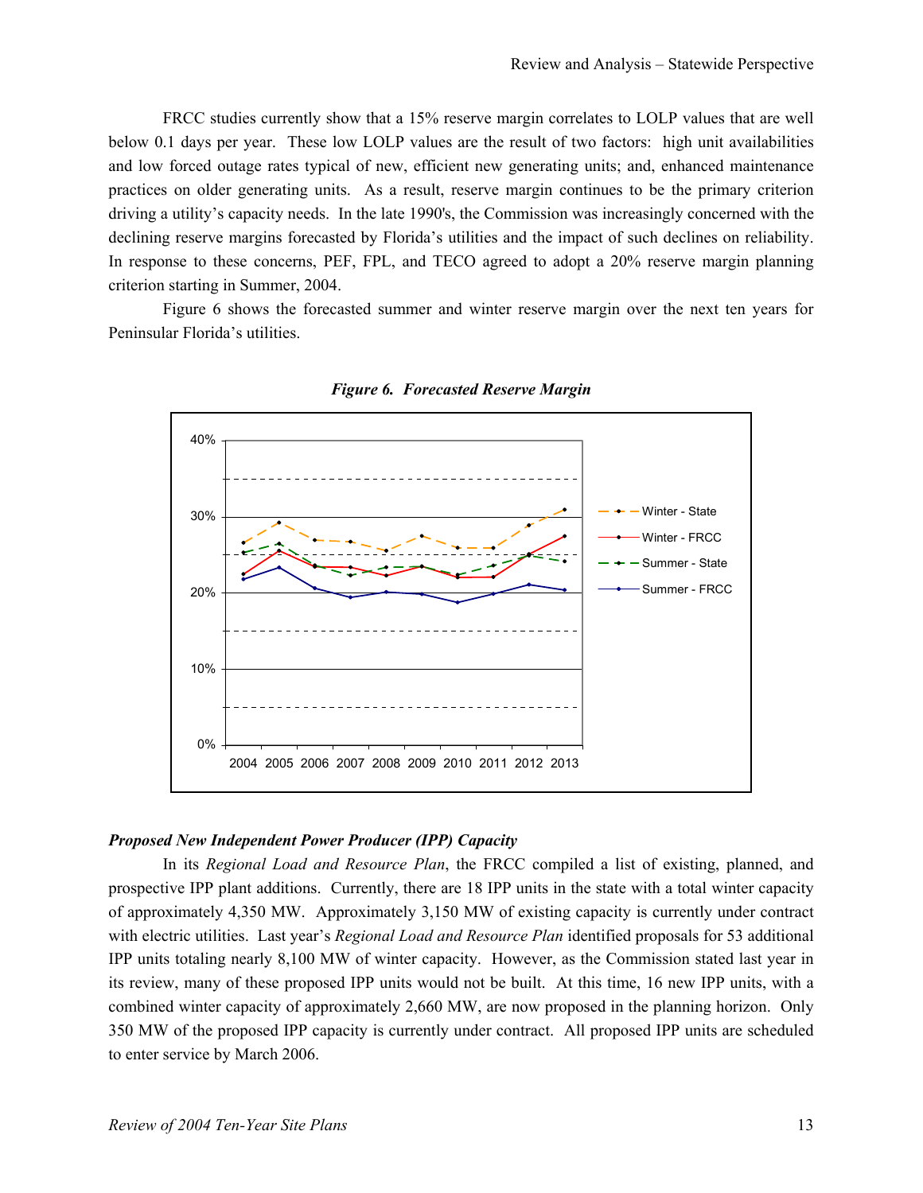FRCC studies currently show that a 15% reserve margin correlates to LOLP values that are well below 0.1 days per year. These low LOLP values are the result of two factors: high unit availabilities and low forced outage rates typical of new, efficient new generating units; and, enhanced maintenance practices on older generating units. As a result, reserve margin continues to be the primary criterion driving a utility's capacity needs. In the late 1990's, the Commission was increasingly concerned with the declining reserve margins forecasted by Florida's utilities and the impact of such declines on reliability. In response to these concerns, PEF, FPL, and TECO agreed to adopt a 20% reserve margin planning criterion starting in Summer, 2004.

Figure 6 shows the forecasted summer and winter reserve margin over the next ten years for Peninsular Florida's utilities.

***Figure 6. Forecasted Reserve Margin***

### *Proposed New Independent Power Producer (IPP) Capacity*

In its *Regional Load and Resource Plan*, the FRCC compiled a list of existing, planned, and prospective IPP plant additions. Currently, there are 18 IPP units in the state with a total winter capacity of approximately 4,350 MW. Approximately 3,150 MW of existing capacity is currently under contract with electric utilities. Last year's *Regional Load and Resource Plan* identified proposals for 53 additional IPP units totaling nearly 8,100 MW of winter capacity. However, as the Commission stated last year in its review, many of these proposed IPP units would not be built. At this time, 16 new IPP units, with a combined winter capacity of approximately 2,660 MW, are now proposed in the planning horizon. Only 350 MW of the proposed IPP capacity is currently under contract. All proposed IPP units are scheduled to enter service by March 2006.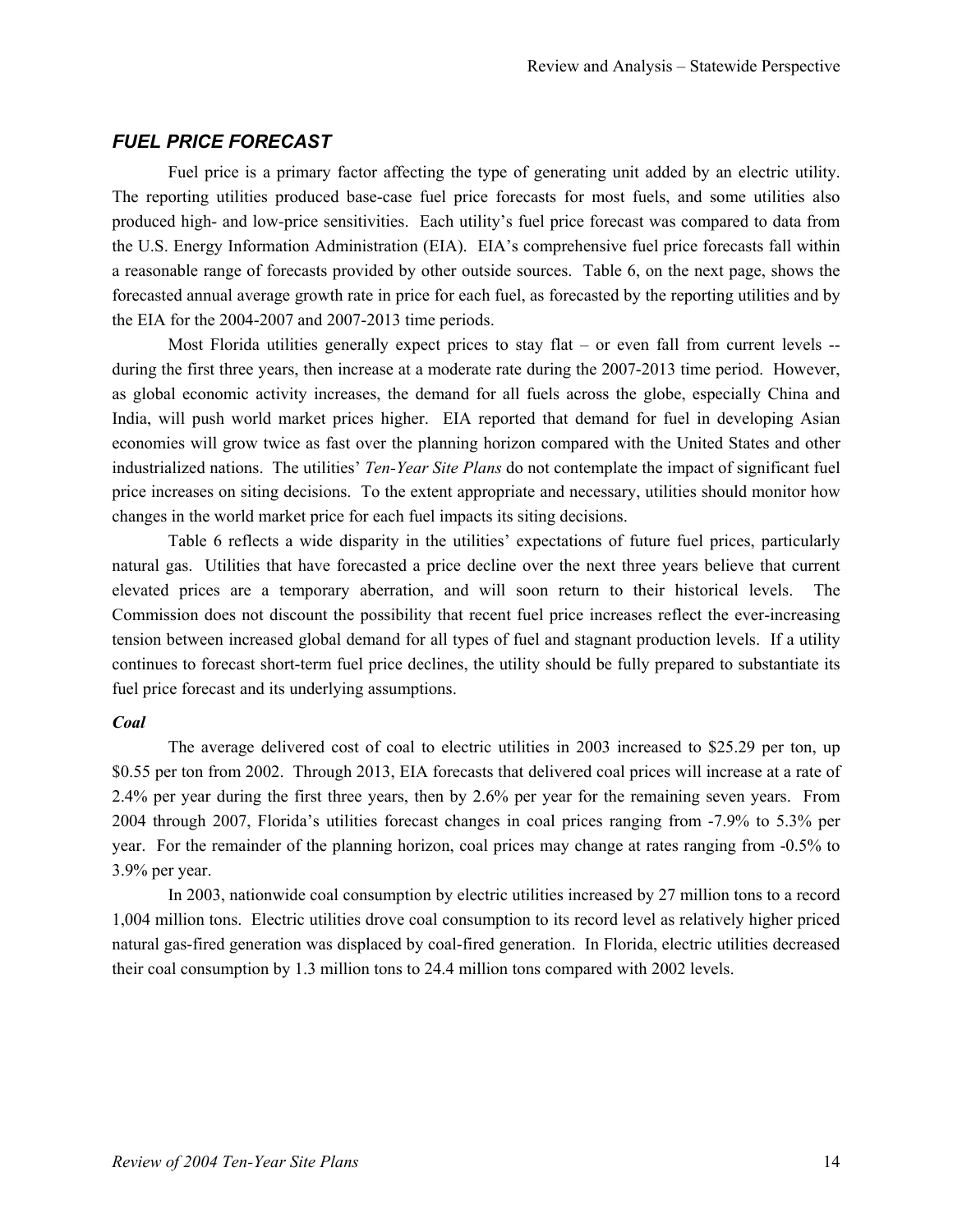## *FUEL PRICE FORECAST*

Fuel price is a primary factor affecting the type of generating unit added by an electric utility. The reporting utilities produced base-case fuel price forecasts for most fuels, and some utilities also produced high- and low-price sensitivities. Each utility's fuel price forecast was compared to data from the U.S. Energy Information Administration (EIA). EIA's comprehensive fuel price forecasts fall within a reasonable range of forecasts provided by other outside sources. Table 6, on the next page, shows the forecasted annual average growth rate in price for each fuel, as forecasted by the reporting utilities and by the EIA for the 2004-2007 and 2007-2013 time periods.

Most Florida utilities generally expect prices to stay flat – or even fall from current levels -- during the first three years, then increase at a moderate rate during the 2007-2013 time period. However, as global economic activity increases, the demand for all fuels across the globe, especially China and India, will push world market prices higher. EIA reported that demand for fuel in developing Asian economies will grow twice as fast over the planning horizon compared with the United States and other industrialized nations. The utilities' *Ten-Year Site Plans* do not contemplate the impact of significant fuel price increases on siting decisions. To the extent appropriate and necessary, utilities should monitor how changes in the world market price for each fuel impacts its siting decisions.

Table 6 reflects a wide disparity in the utilities' expectations of future fuel prices, particularly natural gas. Utilities that have forecasted a price decline over the next three years believe that current elevated prices are a temporary aberration, and will soon return to their historical levels. The Commission does not discount the possibility that recent fuel price increases reflect the ever-increasing tension between increased global demand for all types of fuel and stagnant production levels. If a utility continues to forecast short-term fuel price declines, the utility should be fully prepared to substantiate its fuel price forecast and its underlying assumptions.

### *Coal*

The average delivered cost of coal to electric utilities in 2003 increased to $25.29 per ton, up $0.55 per ton from 2002. Through 2013, EIA forecasts that delivered coal prices will increase at a rate of 2.4% per year during the first three years, then by 2.6% per year for the remaining seven years. From 2004 through 2007, Florida's utilities forecast changes in coal prices ranging from -7.9% to 5.3% per year. For the remainder of the planning horizon, coal prices may change at rates ranging from -0.5% to 3.9% per year.

In 2003, nationwide coal consumption by electric utilities increased by 27 million tons to a record 1,004 million tons. Electric utilities drove coal consumption to its record level as relatively higher priced natural gas-fired generation was displaced by coal-fired generation. In Florida, electric utilities decreased their coal consumption by 1.3 million tons to 24.4 million tons compared with 2002 levels.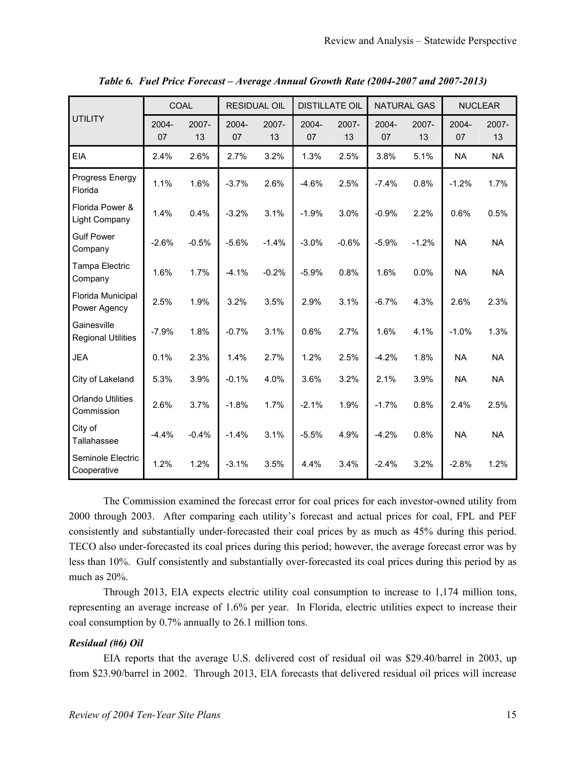*Table 6. Fuel Price Forecast – Average Annual Growth Rate (2004-2007 and 2007-2013)*

| UTILITY | COAL | | RESIDUAL OIL | | DISTILLATE OIL | | NATURAL GAS | | NUCLEAR | |
|---|---|---|---|---|---|---|---|---|---|---|
| | 2004-07 | 2007-13 | 2004-07 | 2007-13 | 2004-07 | 2007-13 | 2004-07 | 2007-13 | 2004-07 | 2007-13 |
| EIA | 2.4% | 2.6% | 2.7% | 3.2% | 1.3% | 2.5% | 3.8% | 5.1% | NA | NA |
| Progress Energy Florida | 1.1% | 1.6% | -3.7% | 2.6% | -4.6% | 2.5% | -7.4% | 0.8% | -1.2% | 1.7% |
| Florida Power & Light Company | 1.4% | 0.4% | -3.2% | 3.1% | -1.9% | 3.0% | -0.9% | 2.2% | 0.6% | 0.5% |
| Gulf Power Company | -2.6% | -0.5% | -5.6% | -1.4% | -3.0% | -0.6% | -5.9% | -1.2% | NA | NA |
| Tampa Electric Company | 1.6% | 1.7% | -4.1% | -0.2% | -5.9% | 0.8% | 1.6% | 0.0% | NA | NA |
| Florida Municipal Power Agency | 2.5% | 1.9% | 3.2% | 3.5% | 2.9% | 3.1% | -6.7% | 4.3% | 2.6% | 2.3% |
| Gainesville Regional Utilities | -7.9% | 1.8% | -0.7% | 3.1% | 0.6% | 2.7% | 1.6% | 4.1% | -1.0% | 1.3% |
| JEA | 0.1% | 2.3% | 1.4% | 2.7% | 1.2% | 2.5% | -4.2% | 1.8% | NA | NA |
| City of Lakeland | 5.3% | 3.9% | -0.1% | 4.0% | 3.6% | 3.2% | 2.1% | 3.9% | NA | NA |
| Orlando Utilities Commission | 2.6% | 3.7% | -1.8% | 1.7% | -2.1% | 1.9% | -1.7% | 0.8% | 2.4% | 2.5% |
| City of Tallahassee | -4.4% | -0.4% | -1.4% | 3.1% | -5.5% | 4.9% | -4.2% | 0.8% | NA | NA |
| Seminole Electric Cooperative | 1.2% | 1.2% | -3.1% | 3.5% | 4.4% | 3.4% | -2.4% | 3.2% | -2.8% | 1.2% |

The Commission examined the forecast error for coal prices for each investor-owned utility from 2000 through 2003. After comparing each utility's forecast and actual prices for coal, FPL and PEF consistently and substantially under-forecasted their coal prices by as much as 45% during this period. TECO also under-forecasted its coal prices during this period; however, the average forecast error was by less than 10%. Gulf consistently and substantially over-forecasted its coal prices during this period by as much as 20%.

Through 2013, EIA expects electric utility coal consumption to increase to 1,174 million tons, representing an average increase of 1.6% per year. In Florida, electric utilities expect to increase their coal consumption by 0.7% annually to 26.1 million tons.

***Residual (#6) Oil***

EIA reports that the average U.S. delivered cost of residual oil was $29.40/barrel in 2003, up from $23.90/barrel in 2002. Through 2013, EIA forecasts that delivered residual oil prices will increase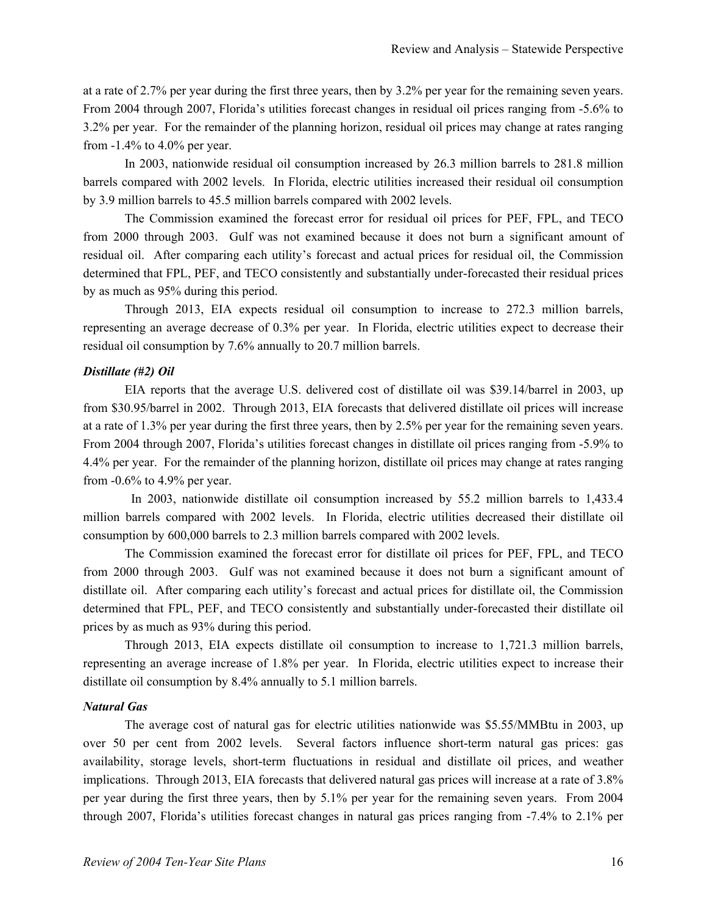at a rate of 2.7% per year during the first three years, then by 3.2% per year for the remaining seven years. From 2004 through 2007, Florida's utilities forecast changes in residual oil prices ranging from -5.6% to 3.2% per year. For the remainder of the planning horizon, residual oil prices may change at rates ranging from -1.4% to 4.0% per year.

In 2003, nationwide residual oil consumption increased by 26.3 million barrels to 281.8 million barrels compared with 2002 levels. In Florida, electric utilities increased their residual oil consumption by 3.9 million barrels to 45.5 million barrels compared with 2002 levels.

The Commission examined the forecast error for residual oil prices for PEF, FPL, and TECO from 2000 through 2003. Gulf was not examined because it does not burn a significant amount of residual oil. After comparing each utility's forecast and actual prices for residual oil, the Commission determined that FPL, PEF, and TECO consistently and substantially under-forecasted their residual prices by as much as 95% during this period.

Through 2013, EIA expects residual oil consumption to increase to 272.3 million barrels, representing an average decrease of 0.3% per year. In Florida, electric utilities expect to decrease their residual oil consumption by 7.6% annually to 20.7 million barrels.

### *Distillate (#2) Oil*

EIA reports that the average U.S. delivered cost of distillate oil was $39.14/barrel in 2003, up from $30.95/barrel in 2002. Through 2013, EIA forecasts that delivered distillate oil prices will increase at a rate of 1.3% per year during the first three years, then by 2.5% per year for the remaining seven years. From 2004 through 2007, Florida's utilities forecast changes in distillate oil prices ranging from -5.9% to 4.4% per year. For the remainder of the planning horizon, distillate oil prices may change at rates ranging from -0.6% to 4.9% per year.

In 2003, nationwide distillate oil consumption increased by 55.2 million barrels to 1,433.4 million barrels compared with 2002 levels. In Florida, electric utilities decreased their distillate oil consumption by 600,000 barrels to 2.3 million barrels compared with 2002 levels.

The Commission examined the forecast error for distillate oil prices for PEF, FPL, and TECO from 2000 through 2003. Gulf was not examined because it does not burn a significant amount of distillate oil. After comparing each utility's forecast and actual prices for distillate oil, the Commission determined that FPL, PEF, and TECO consistently and substantially under-forecasted their distillate oil prices by as much as 93% during this period.

Through 2013, EIA expects distillate oil consumption to increase to 1,721.3 million barrels, representing an average increase of 1.8% per year. In Florida, electric utilities expect to increase their distillate oil consumption by 8.4% annually to 5.1 million barrels.

### *Natural Gas*

The average cost of natural gas for electric utilities nationwide was $5.55/MMBtu in 2003, up over 50 per cent from 2002 levels. Several factors influence short-term natural gas prices: gas availability, storage levels, short-term fluctuations in residual and distillate oil prices, and weather implications. Through 2013, EIA forecasts that delivered natural gas prices will increase at a rate of 3.8% per year during the first three years, then by 5.1% per year for the remaining seven years. From 2004 through 2007, Florida's utilities forecast changes in natural gas prices ranging from -7.4% to 2.1% per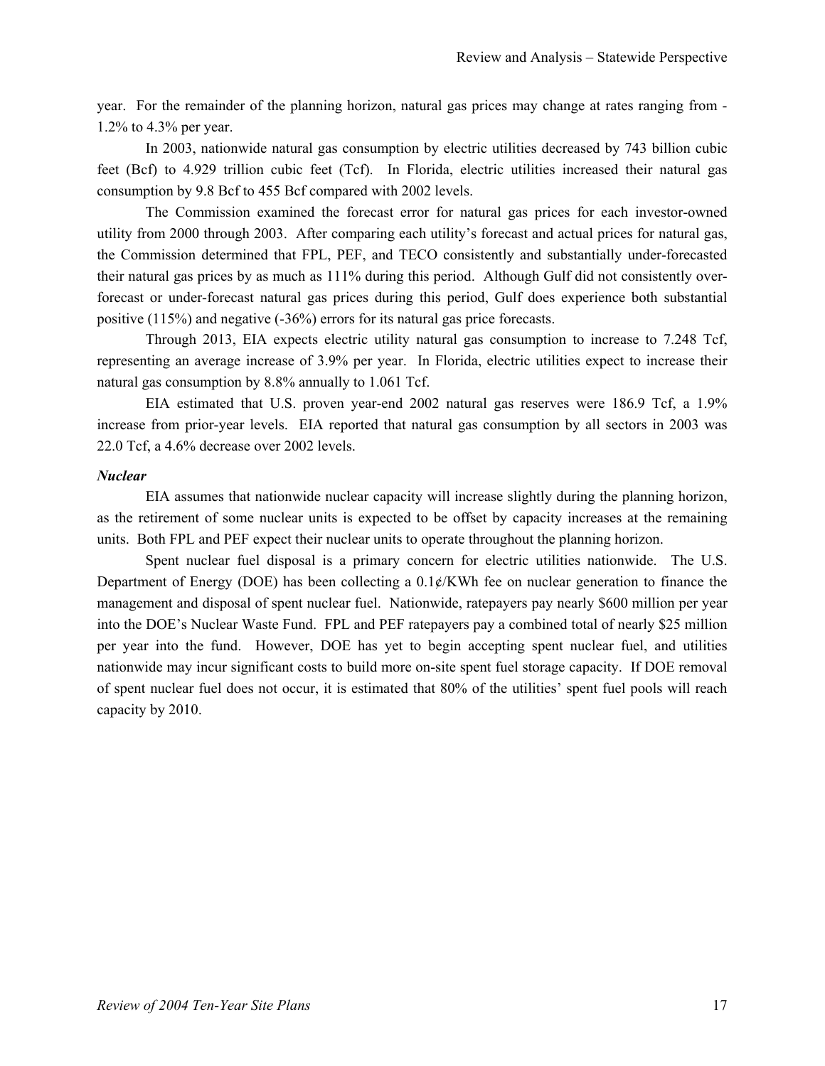year. For the remainder of the planning horizon, natural gas prices may change at rates ranging from -1.2% to 4.3% per year.

In 2003, nationwide natural gas consumption by electric utilities decreased by 743 billion cubic feet (Bcf) to 4.929 trillion cubic feet (Tcf). In Florida, electric utilities increased their natural gas consumption by 9.8 Bcf to 455 Bcf compared with 2002 levels.

The Commission examined the forecast error for natural gas prices for each investor-owned utility from 2000 through 2003. After comparing each utility's forecast and actual prices for natural gas, the Commission determined that FPL, PEF, and TECO consistently and substantially under-forecasted their natural gas prices by as much as 111% during this period. Although Gulf did not consistently over-forecast or under-forecast natural gas prices during this period, Gulf does experience both substantial positive (115%) and negative (-36%) errors for its natural gas price forecasts.

Through 2013, EIA expects electric utility natural gas consumption to increase to 7.248 Tcf, representing an average increase of 3.9% per year. In Florida, electric utilities expect to increase their natural gas consumption by 8.8% annually to 1.061 Tcf.

EIA estimated that U.S. proven year-end 2002 natural gas reserves were 186.9 Tcf, a 1.9% increase from prior-year levels. EIA reported that natural gas consumption by all sectors in 2003 was 22.0 Tcf, a 4.6% decrease over 2002 levels.

***Nuclear***

EIA assumes that nationwide nuclear capacity will increase slightly during the planning horizon, as the retirement of some nuclear units is expected to be offset by capacity increases at the remaining units. Both FPL and PEF expect their nuclear units to operate throughout the planning horizon.

Spent nuclear fuel disposal is a primary concern for electric utilities nationwide. The U.S. Department of Energy (DOE) has been collecting a 0.1¢/KWh fee on nuclear generation to finance the management and disposal of spent nuclear fuel. Nationwide, ratepayers pay nearly $600 million per year into the DOE's Nuclear Waste Fund. FPL and PEF ratepayers pay a combined total of nearly $25 million per year into the fund. However, DOE has yet to begin accepting spent nuclear fuel, and utilities nationwide may incur significant costs to build more on-site spent fuel storage capacity. If DOE removal of spent nuclear fuel does not occur, it is estimated that 80% of the utilities' spent fuel pools will reach capacity by 2010.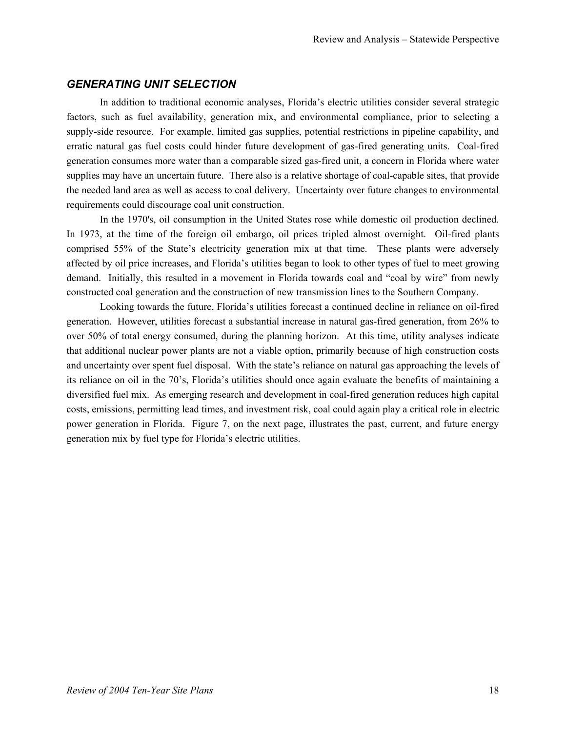## *GENERATING UNIT SELECTION*

In addition to traditional economic analyses, Florida's electric utilities consider several strategic factors, such as fuel availability, generation mix, and environmental compliance, prior to selecting a supply-side resource. For example, limited gas supplies, potential restrictions in pipeline capability, and erratic natural gas fuel costs could hinder future development of gas-fired generating units. Coal-fired generation consumes more water than a comparable sized gas-fired unit, a concern in Florida where water supplies may have an uncertain future. There also is a relative shortage of coal-capable sites, that provide the needed land area as well as access to coal delivery. Uncertainty over future changes to environmental requirements could discourage coal unit construction.

In the 1970's, oil consumption in the United States rose while domestic oil production declined. In 1973, at the time of the foreign oil embargo, oil prices tripled almost overnight. Oil-fired plants comprised 55% of the State's electricity generation mix at that time. These plants were adversely affected by oil price increases, and Florida's utilities began to look to other types of fuel to meet growing demand. Initially, this resulted in a movement in Florida towards coal and "coal by wire" from newly constructed coal generation and the construction of new transmission lines to the Southern Company.

Looking towards the future, Florida's utilities forecast a continued decline in reliance on oil-fired generation. However, utilities forecast a substantial increase in natural gas-fired generation, from 26% to over 50% of total energy consumed, during the planning horizon. At this time, utility analyses indicate that additional nuclear power plants are not a viable option, primarily because of high construction costs and uncertainty over spent fuel disposal. With the state's reliance on natural gas approaching the levels of its reliance on oil in the 70's, Florida's utilities should once again evaluate the benefits of maintaining a diversified fuel mix. As emerging research and development in coal-fired generation reduces high capital costs, emissions, permitting lead times, and investment risk, coal could again play a critical role in electric power generation in Florida. Figure 7, on the next page, illustrates the past, current, and future energy generation mix by fuel type for Florida's electric utilities.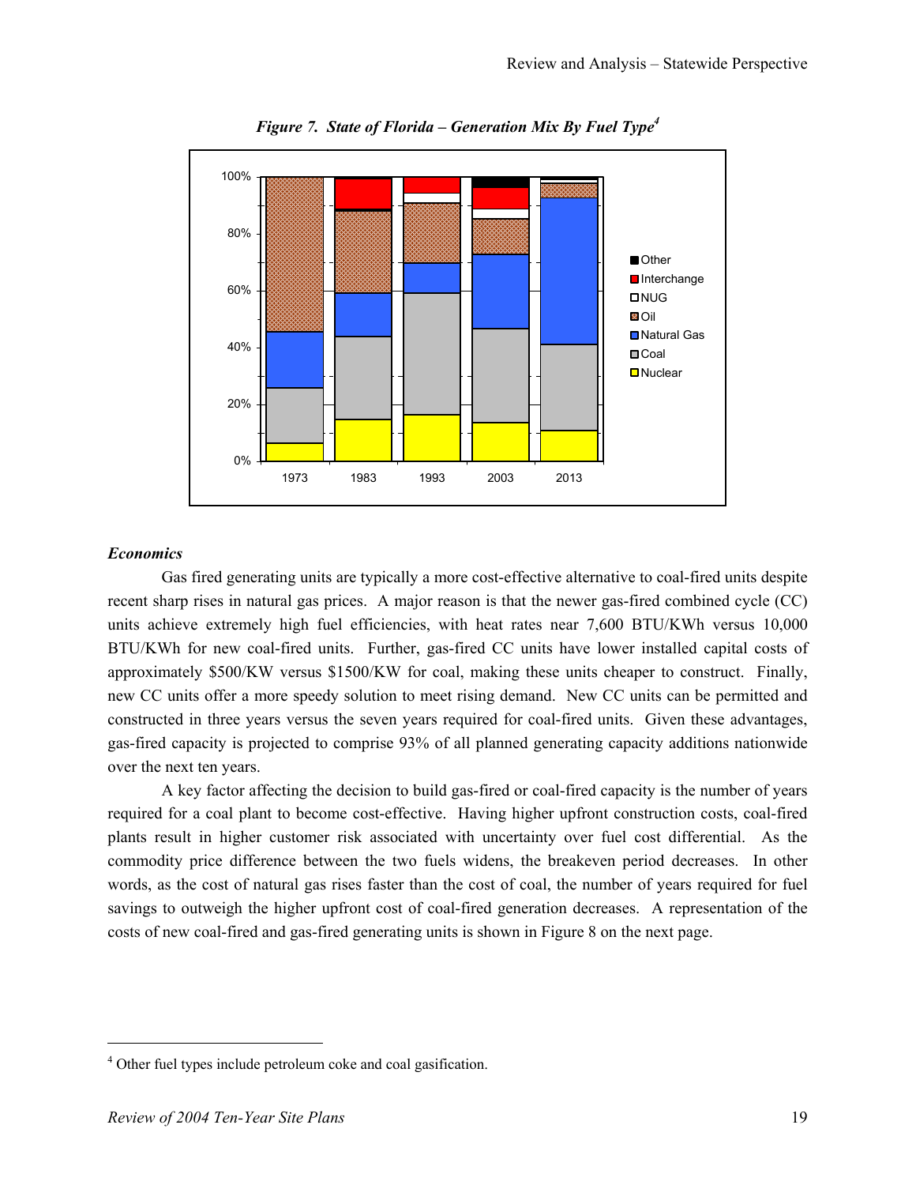***Figure 7. State of Florida – Generation Mix By Fuel Type*[4]**

***Economics***

Gas fired generating units are typically a more cost-effective alternative to coal-fired units despite recent sharp rises in natural gas prices. A major reason is that the newer gas-fired combined cycle (CC) units achieve extremely high fuel efficiencies, with heat rates near 7,600 BTU/KWh versus 10,000 BTU/KWh for new coal-fired units. Further, gas-fired CC units have lower installed capital costs of approximately $500/KW versus $1500/KW for coal, making these units cheaper to construct. Finally, new CC units offer a more speedy solution to meet rising demand. New CC units can be permitted and constructed in three years versus the seven years required for coal-fired units. Given these advantages, gas-fired capacity is projected to comprise 93% of all planned generating capacity additions nationwide over the next ten years.

A key factor affecting the decision to build gas-fired or coal-fired capacity is the number of years required for a coal plant to become cost-effective. Having higher upfront construction costs, coal-fired plants result in higher customer risk associated with uncertainty over fuel cost differential. As the commodity price difference between the two fuels widens, the breakeven period decreases. In other words, as the cost of natural gas rises faster than the cost of coal, the number of years required for fuel savings to outweigh the higher upfront cost of coal-fired generation decreases. A representation of the costs of new coal-fired and gas-fired generating units is shown in Figure 8 on the next page.

[4] Other fuel types include petroleum coke and coal gasification.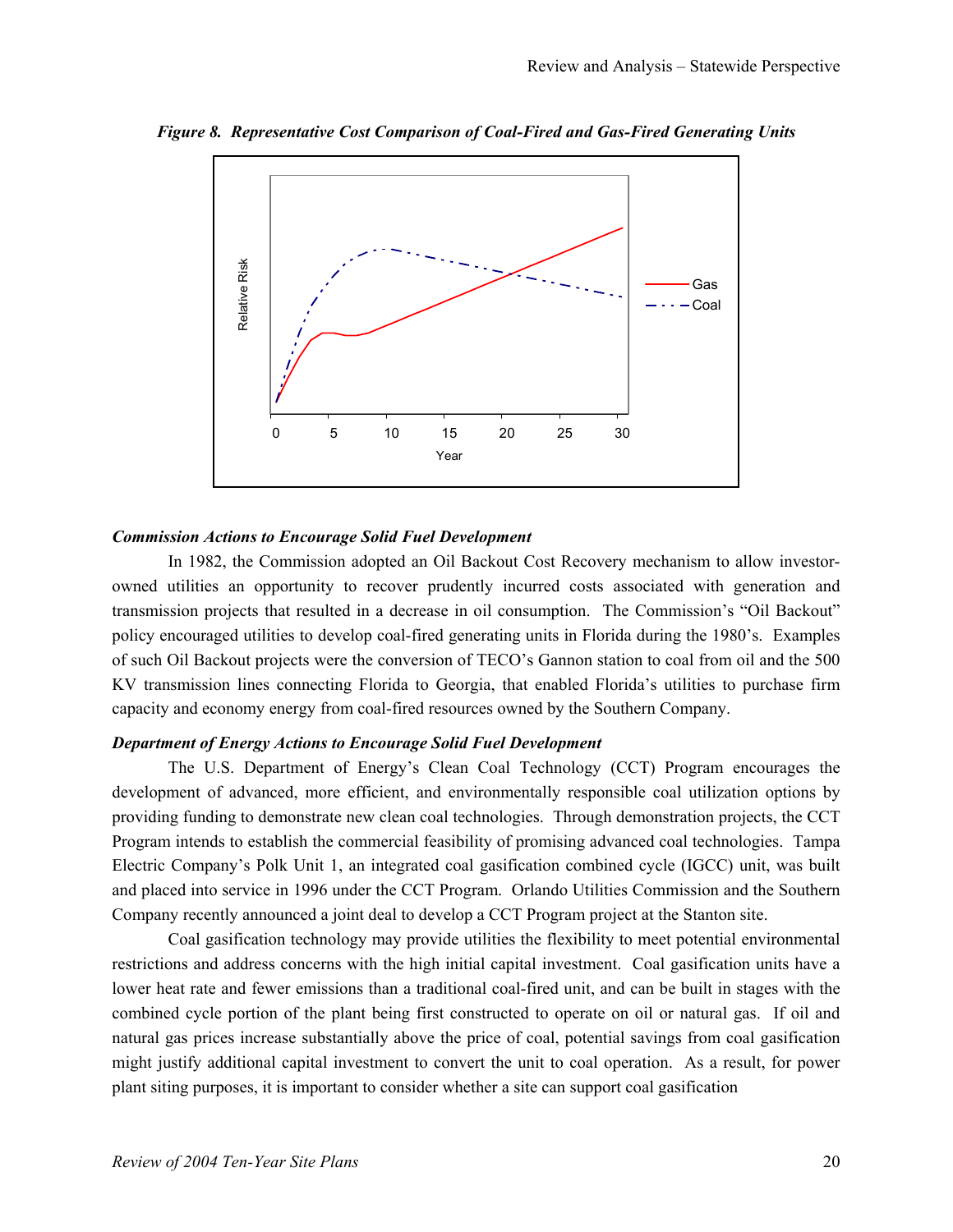*Figure 8. Representative Cost Comparison of Coal-Fired and Gas-Fired Generating Units*

***Commission Actions to Encourage Solid Fuel Development***

In 1982, the Commission adopted an Oil Backout Cost Recovery mechanism to allow investor-owned utilities an opportunity to recover prudently incurred costs associated with generation and transmission projects that resulted in a decrease in oil consumption. The Commission's "Oil Backout" policy encouraged utilities to develop coal-fired generating units in Florida during the 1980's. Examples of such Oil Backout projects were the conversion of TECO's Gannon station to coal from oil and the 500 KV transmission lines connecting Florida to Georgia, that enabled Florida's utilities to purchase firm capacity and economy energy from coal-fired resources owned by the Southern Company.

***Department of Energy Actions to Encourage Solid Fuel Development***

The U.S. Department of Energy's Clean Coal Technology (CCT) Program encourages the development of advanced, more efficient, and environmentally responsible coal utilization options by providing funding to demonstrate new clean coal technologies. Through demonstration projects, the CCT Program intends to establish the commercial feasibility of promising advanced coal technologies. Tampa Electric Company's Polk Unit 1, an integrated coal gasification combined cycle (IGCC) unit, was built and placed into service in 1996 under the CCT Program. Orlando Utilities Commission and the Southern Company recently announced a joint deal to develop a CCT Program project at the Stanton site.

Coal gasification technology may provide utilities the flexibility to meet potential environmental restrictions and address concerns with the high initial capital investment. Coal gasification units have a lower heat rate and fewer emissions than a traditional coal-fired unit, and can be built in stages with the combined cycle portion of the plant being first constructed to operate on oil or natural gas. If oil and natural gas prices increase substantially above the price of coal, potential savings from coal gasification might justify additional capital investment to convert the unit to coal operation. As a result, for power plant siting purposes, it is important to consider whether a site can support coal gasification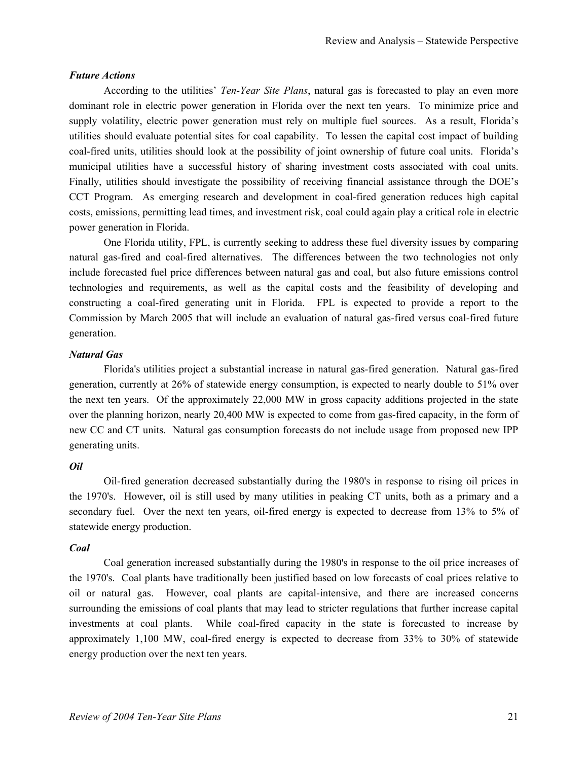***Future Actions***

According to the utilities' *Ten-Year Site Plans*, natural gas is forecasted to play an even more dominant role in electric power generation in Florida over the next ten years. To minimize price and supply volatility, electric power generation must rely on multiple fuel sources. As a result, Florida's utilities should evaluate potential sites for coal capability. To lessen the capital cost impact of building coal-fired units, utilities should look at the possibility of joint ownership of future coal units. Florida's municipal utilities have a successful history of sharing investment costs associated with coal units. Finally, utilities should investigate the possibility of receiving financial assistance through the DOE's CCT Program. As emerging research and development in coal-fired generation reduces high capital costs, emissions, permitting lead times, and investment risk, coal could again play a critical role in electric power generation in Florida.

One Florida utility, FPL, is currently seeking to address these fuel diversity issues by comparing natural gas-fired and coal-fired alternatives. The differences between the two technologies not only include forecasted fuel price differences between natural gas and coal, but also future emissions control technologies and requirements, as well as the capital costs and the feasibility of developing and constructing a coal-fired generating unit in Florida. FPL is expected to provide a report to the Commission by March 2005 that will include an evaluation of natural gas-fired versus coal-fired future generation.

***Natural Gas***

Florida's utilities project a substantial increase in natural gas-fired generation. Natural gas-fired generation, currently at 26% of statewide energy consumption, is expected to nearly double to 51% over the next ten years. Of the approximately 22,000 MW in gross capacity additions projected in the state over the planning horizon, nearly 20,400 MW is expected to come from gas-fired capacity, in the form of new CC and CT units. Natural gas consumption forecasts do not include usage from proposed new IPP generating units.

***Oil***

Oil-fired generation decreased substantially during the 1980's in response to rising oil prices in the 1970's. However, oil is still used by many utilities in peaking CT units, both as a primary and a secondary fuel. Over the next ten years, oil-fired energy is expected to decrease from 13% to 5% of statewide energy production.

***Coal***

Coal generation increased substantially during the 1980's in response to the oil price increases of the 1970's. Coal plants have traditionally been justified based on low forecasts of coal prices relative to oil or natural gas. However, coal plants are capital-intensive, and there are increased concerns surrounding the emissions of coal plants that may lead to stricter regulations that further increase capital investments at coal plants. While coal-fired capacity in the state is forecasted to increase by approximately 1,100 MW, coal-fired energy is expected to decrease from 33% to 30% of statewide energy production over the next ten years.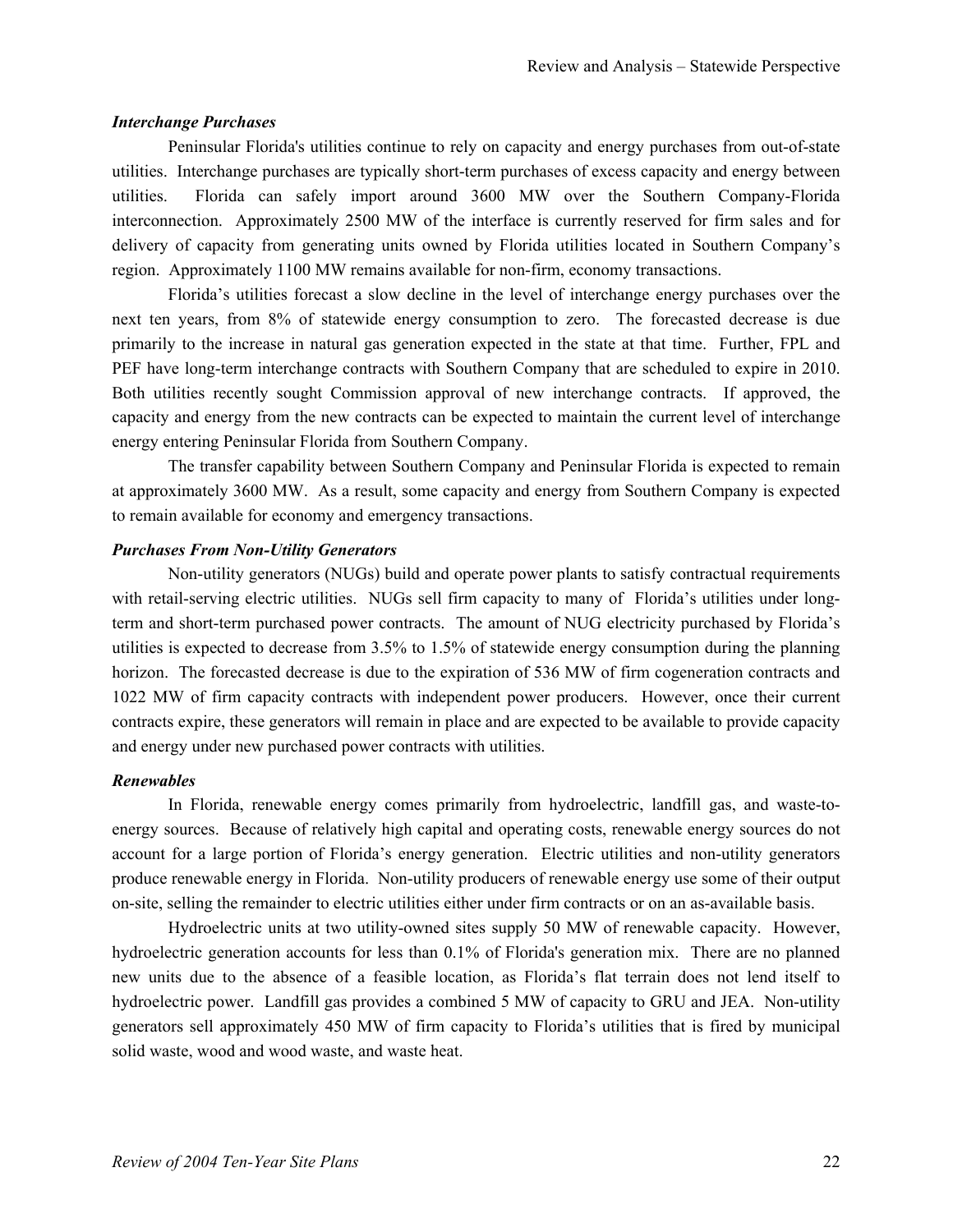### *Interchange Purchases*

Peninsular Florida's utilities continue to rely on capacity and energy purchases from out-of-state utilities. Interchange purchases are typically short-term purchases of excess capacity and energy between utilities. Florida can safely import around 3600 MW over the Southern Company-Florida interconnection. Approximately 2500 MW of the interface is currently reserved for firm sales and for delivery of capacity from generating units owned by Florida utilities located in Southern Company's region. Approximately 1100 MW remains available for non-firm, economy transactions.

Florida's utilities forecast a slow decline in the level of interchange energy purchases over the next ten years, from 8% of statewide energy consumption to zero. The forecasted decrease is due primarily to the increase in natural gas generation expected in the state at that time. Further, FPL and PEF have long-term interchange contracts with Southern Company that are scheduled to expire in 2010. Both utilities recently sought Commission approval of new interchange contracts. If approved, the capacity and energy from the new contracts can be expected to maintain the current level of interchange energy entering Peninsular Florida from Southern Company.

The transfer capability between Southern Company and Peninsular Florida is expected to remain at approximately 3600 MW. As a result, some capacity and energy from Southern Company is expected to remain available for economy and emergency transactions.

### *Purchases From Non-Utility Generators*

Non-utility generators (NUGs) build and operate power plants to satisfy contractual requirements with retail-serving electric utilities. NUGs sell firm capacity to many of Florida's utilities under long-term and short-term purchased power contracts. The amount of NUG electricity purchased by Florida's utilities is expected to decrease from 3.5% to 1.5% of statewide energy consumption during the planning horizon. The forecasted decrease is due to the expiration of 536 MW of firm cogeneration contracts and 1022 MW of firm capacity contracts with independent power producers. However, once their current contracts expire, these generators will remain in place and are expected to be available to provide capacity and energy under new purchased power contracts with utilities.

### *Renewables*

In Florida, renewable energy comes primarily from hydroelectric, landfill gas, and waste-to-energy sources. Because of relatively high capital and operating costs, renewable energy sources do not account for a large portion of Florida's energy generation. Electric utilities and non-utility generators produce renewable energy in Florida. Non-utility producers of renewable energy use some of their output on-site, selling the remainder to electric utilities either under firm contracts or on an as-available basis.

Hydroelectric units at two utility-owned sites supply 50 MW of renewable capacity. However, hydroelectric generation accounts for less than 0.1% of Florida's generation mix. There are no planned new units due to the absence of a feasible location, as Florida's flat terrain does not lend itself to hydroelectric power. Landfill gas provides a combined 5 MW of capacity to GRU and JEA. Non-utility generators sell approximately 450 MW of firm capacity to Florida's utilities that is fired by municipal solid waste, wood and wood waste, and waste heat.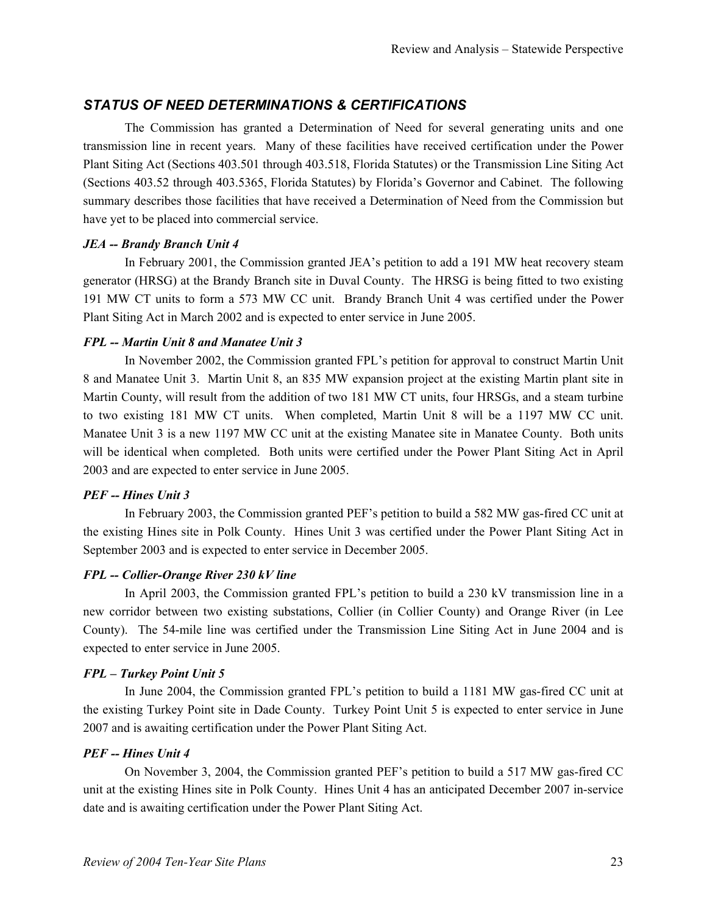## *STATUS OF NEED DETERMINATIONS & CERTIFICATIONS*

The Commission has granted a Determination of Need for several generating units and one transmission line in recent years. Many of these facilities have received certification under the Power Plant Siting Act (Sections 403.501 through 403.518, Florida Statutes) or the Transmission Line Siting Act (Sections 403.52 through 403.5365, Florida Statutes) by Florida's Governor and Cabinet. The following summary describes those facilities that have received a Determination of Need from the Commission but have yet to be placed into commercial service.

***JEA -- Brandy Branch Unit 4***

In February 2001, the Commission granted JEA's petition to add a 191 MW heat recovery steam generator (HRSG) at the Brandy Branch site in Duval County. The HRSG is being fitted to two existing 191 MW CT units to form a 573 MW CC unit. Brandy Branch Unit 4 was certified under the Power Plant Siting Act in March 2002 and is expected to enter service in June 2005.

***FPL -- Martin Unit 8 and Manatee Unit 3***

In November 2002, the Commission granted FPL's petition for approval to construct Martin Unit 8 and Manatee Unit 3. Martin Unit 8, an 835 MW expansion project at the existing Martin plant site in Martin County, will result from the addition of two 181 MW CT units, four HRSGs, and a steam turbine to two existing 181 MW CT units. When completed, Martin Unit 8 will be a 1197 MW CC unit. Manatee Unit 3 is a new 1197 MW CC unit at the existing Manatee site in Manatee County. Both units will be identical when completed. Both units were certified under the Power Plant Siting Act in April 2003 and are expected to enter service in June 2005.

***PEF -- Hines Unit 3***

In February 2003, the Commission granted PEF's petition to build a 582 MW gas-fired CC unit at the existing Hines site in Polk County. Hines Unit 3 was certified under the Power Plant Siting Act in September 2003 and is expected to enter service in December 2005.

***FPL -- Collier-Orange River 230 kV line***

In April 2003, the Commission granted FPL's petition to build a 230 kV transmission line in a new corridor between two existing substations, Collier (in Collier County) and Orange River (in Lee County). The 54-mile line was certified under the Transmission Line Siting Act in June 2004 and is expected to enter service in June 2005.

***FPL – Turkey Point Unit 5***

In June 2004, the Commission granted FPL's petition to build a 1181 MW gas-fired CC unit at the existing Turkey Point site in Dade County. Turkey Point Unit 5 is expected to enter service in June 2007 and is awaiting certification under the Power Plant Siting Act.

***PEF -- Hines Unit 4***

On November 3, 2004, the Commission granted PEF's petition to build a 517 MW gas-fired CC unit at the existing Hines site in Polk County. Hines Unit 4 has an anticipated December 2007 in-service date and is awaiting certification under the Power Plant Siting Act.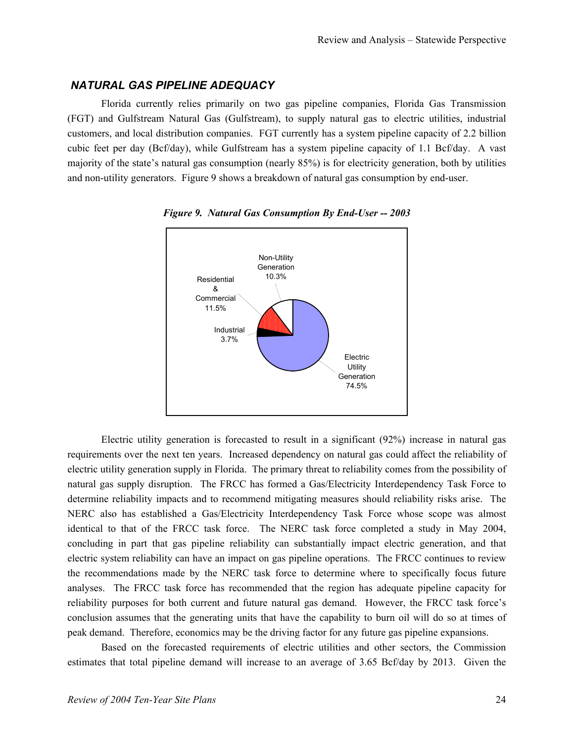## *NATURAL GAS PIPELINE ADEQUACY*

Florida currently relies primarily on two gas pipeline companies, Florida Gas Transmission (FGT) and Gulfstream Natural Gas (Gulfstream), to supply natural gas to electric utilities, industrial customers, and local distribution companies. FGT currently has a system pipeline capacity of 2.2 billion cubic feet per day (Bcf/day), while Gulfstream has a system pipeline capacity of 1.1 Bcf/day. A vast majority of the state's natural gas consumption (nearly 85%) is for electricity generation, both by utilities and non-utility generators. Figure 9 shows a breakdown of natural gas consumption by end-user.

***Figure 9. Natural Gas Consumption By End-User -- 2003***

Electric utility generation is forecasted to result in a significant (92%) increase in natural gas requirements over the next ten years. Increased dependency on natural gas could affect the reliability of electric utility generation supply in Florida. The primary threat to reliability comes from the possibility of natural gas supply disruption. The FRCC has formed a Gas/Electricity Interdependency Task Force to determine reliability impacts and to recommend mitigating measures should reliability risks arise. The NERC also has established a Gas/Electricity Interdependency Task Force whose scope was almost identical to that of the FRCC task force. The NERC task force completed a study in May 2004, concluding in part that gas pipeline reliability can substantially impact electric generation, and that electric system reliability can have an impact on gas pipeline operations. The FRCC continues to review the recommendations made by the NERC task force to determine where to specifically focus future analyses. The FRCC task force has recommended that the region has adequate pipeline capacity for reliability purposes for both current and future natural gas demand. However, the FRCC task force's conclusion assumes that the generating units that have the capability to burn oil will do so at times of peak demand. Therefore, economics may be the driving factor for any future gas pipeline expansions.

Based on the forecasted requirements of electric utilities and other sectors, the Commission estimates that total pipeline demand will increase to an average of 3.65 Bcf/day by 2013. Given the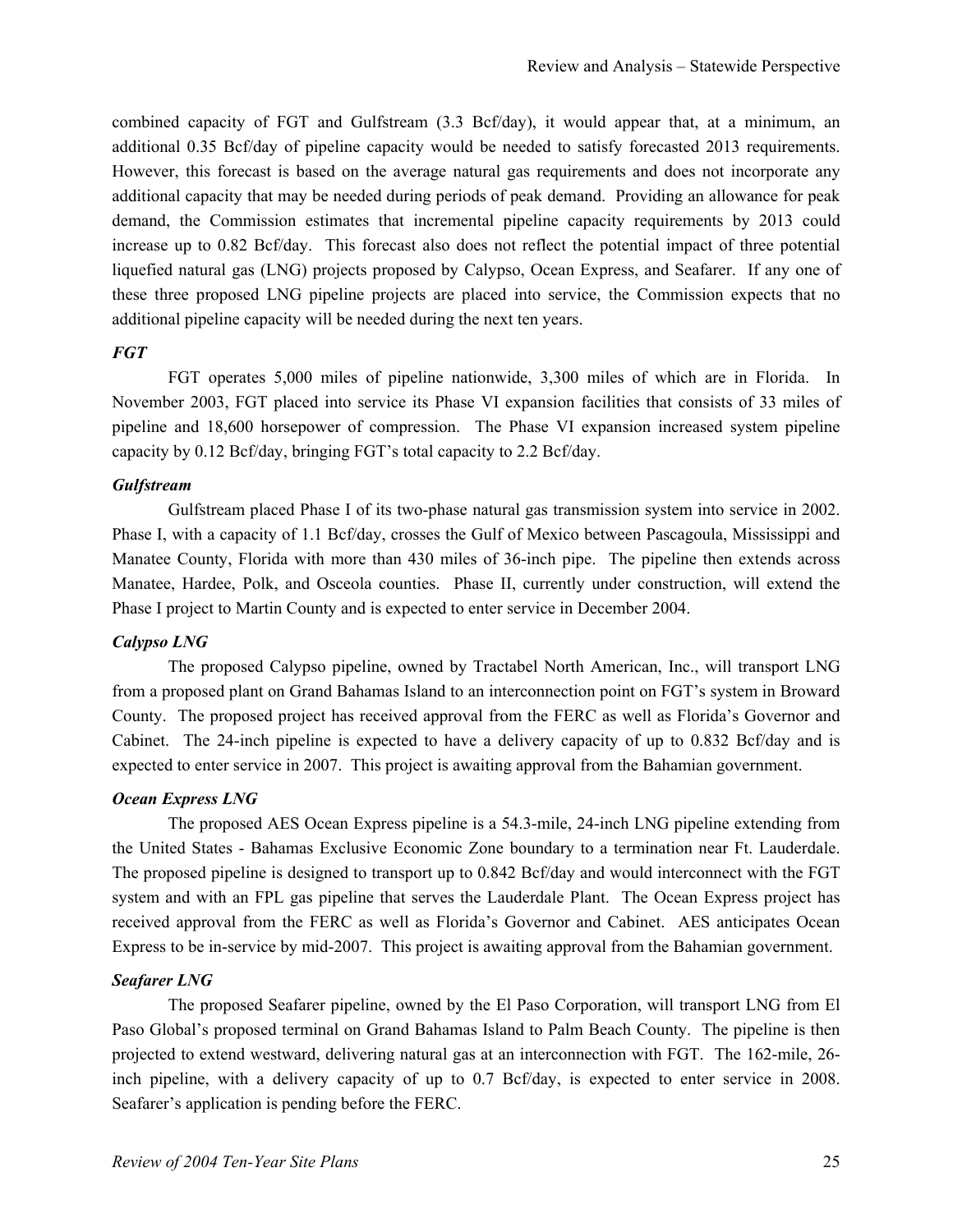combined capacity of FGT and Gulfstream (3.3 Bcf/day), it would appear that, at a minimum, an additional 0.35 Bcf/day of pipeline capacity would be needed to satisfy forecasted 2013 requirements. However, this forecast is based on the average natural gas requirements and does not incorporate any additional capacity that may be needed during periods of peak demand. Providing an allowance for peak demand, the Commission estimates that incremental pipeline capacity requirements by 2013 could increase up to 0.82 Bcf/day. This forecast also does not reflect the potential impact of three potential liquefied natural gas (LNG) projects proposed by Calypso, Ocean Express, and Seafarer. If any one of these three proposed LNG pipeline projects are placed into service, the Commission expects that no additional pipeline capacity will be needed during the next ten years.

***FGT***

FGT operates 5,000 miles of pipeline nationwide, 3,300 miles of which are in Florida. In November 2003, FGT placed into service its Phase VI expansion facilities that consists of 33 miles of pipeline and 18,600 horsepower of compression. The Phase VI expansion increased system pipeline capacity by 0.12 Bcf/day, bringing FGT's total capacity to 2.2 Bcf/day.

***Gulfstream***

Gulfstream placed Phase I of its two-phase natural gas transmission system into service in 2002. Phase I, with a capacity of 1.1 Bcf/day, crosses the Gulf of Mexico between Pascagoula, Mississippi and Manatee County, Florida with more than 430 miles of 36-inch pipe. The pipeline then extends across Manatee, Hardee, Polk, and Osceola counties. Phase II, currently under construction, will extend the Phase I project to Martin County and is expected to enter service in December 2004.

***Calypso LNG***

The proposed Calypso pipeline, owned by Tractabel North American, Inc., will transport LNG from a proposed plant on Grand Bahamas Island to an interconnection point on FGT's system in Broward County. The proposed project has received approval from the FERC as well as Florida's Governor and Cabinet. The 24-inch pipeline is expected to have a delivery capacity of up to 0.832 Bcf/day and is expected to enter service in 2007. This project is awaiting approval from the Bahamian government.

***Ocean Express LNG***

The proposed AES Ocean Express pipeline is a 54.3-mile, 24-inch LNG pipeline extending from the United States - Bahamas Exclusive Economic Zone boundary to a termination near Ft. Lauderdale. The proposed pipeline is designed to transport up to 0.842 Bcf/day and would interconnect with the FGT system and with an FPL gas pipeline that serves the Lauderdale Plant. The Ocean Express project has received approval from the FERC as well as Florida's Governor and Cabinet. AES anticipates Ocean Express to be in-service by mid-2007. This project is awaiting approval from the Bahamian government.

***Seafarer LNG***

The proposed Seafarer pipeline, owned by the El Paso Corporation, will transport LNG from El Paso Global's proposed terminal on Grand Bahamas Island to Palm Beach County. The pipeline is then projected to extend westward, delivering natural gas at an interconnection with FGT. The 162-mile, 26-inch pipeline, with a delivery capacity of up to 0.7 Bcf/day, is expected to enter service in 2008. Seafarer's application is pending before the FERC.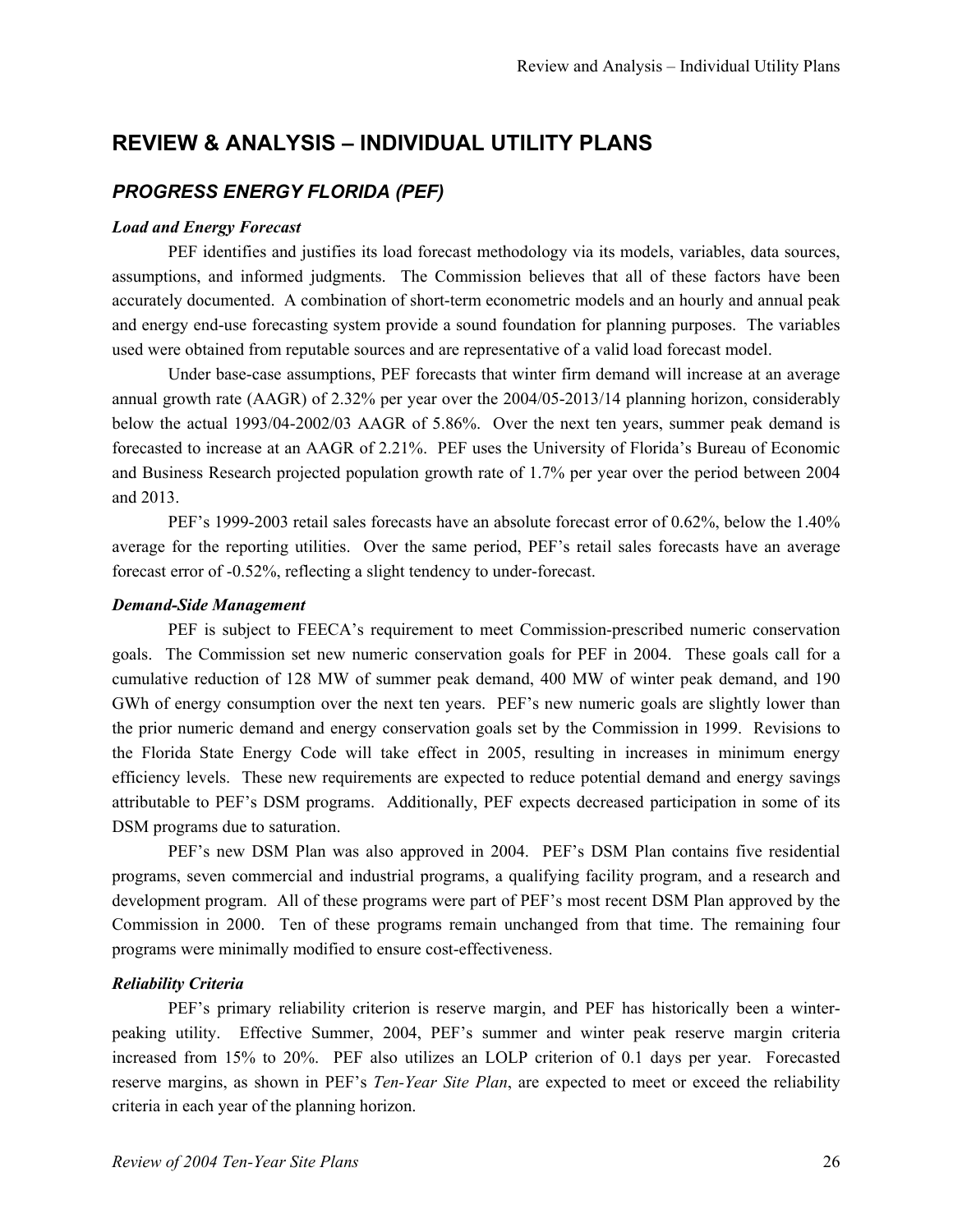# REVIEW & ANALYSIS – INDIVIDUAL UTILITY PLANS

## *PROGRESS ENERGY FLORIDA (PEF)*

### *Load and Energy Forecast*

PEF identifies and justifies its load forecast methodology via its models, variables, data sources, assumptions, and informed judgments. The Commission believes that all of these factors have been accurately documented. A combination of short-term econometric models and an hourly and annual peak and energy end-use forecasting system provide a sound foundation for planning purposes. The variables used were obtained from reputable sources and are representative of a valid load forecast model.

Under base-case assumptions, PEF forecasts that winter firm demand will increase at an average annual growth rate (AAGR) of 2.32% per year over the 2004/05-2013/14 planning horizon, considerably below the actual 1993/04-2002/03 AAGR of 5.86%. Over the next ten years, summer peak demand is forecasted to increase at an AAGR of 2.21%. PEF uses the University of Florida's Bureau of Economic and Business Research projected population growth rate of 1.7% per year over the period between 2004 and 2013.

PEF's 1999-2003 retail sales forecasts have an absolute forecast error of 0.62%, below the 1.40% average for the reporting utilities. Over the same period, PEF's retail sales forecasts have an average forecast error of -0.52%, reflecting a slight tendency to under-forecast.

### *Demand-Side Management*

PEF is subject to FEECA's requirement to meet Commission-prescribed numeric conservation goals. The Commission set new numeric conservation goals for PEF in 2004. These goals call for a cumulative reduction of 128 MW of summer peak demand, 400 MW of winter peak demand, and 190 GWh of energy consumption over the next ten years. PEF's new numeric goals are slightly lower than the prior numeric demand and energy conservation goals set by the Commission in 1999. Revisions to the Florida State Energy Code will take effect in 2005, resulting in increases in minimum energy efficiency levels. These new requirements are expected to reduce potential demand and energy savings attributable to PEF's DSM programs. Additionally, PEF expects decreased participation in some of its DSM programs due to saturation.

PEF's new DSM Plan was also approved in 2004. PEF's DSM Plan contains five residential programs, seven commercial and industrial programs, a qualifying facility program, and a research and development program. All of these programs were part of PEF's most recent DSM Plan approved by the Commission in 2000. Ten of these programs remain unchanged from that time. The remaining four programs were minimally modified to ensure cost-effectiveness.

### *Reliability Criteria*

PEF's primary reliability criterion is reserve margin, and PEF has historically been a winter-peaking utility. Effective Summer, 2004, PEF's summer and winter peak reserve margin criteria increased from 15% to 20%. PEF also utilizes an LOLP criterion of 0.1 days per year. Forecasted reserve margins, as shown in PEF's *Ten-Year Site Plan*, are expected to meet or exceed the reliability criteria in each year of the planning horizon.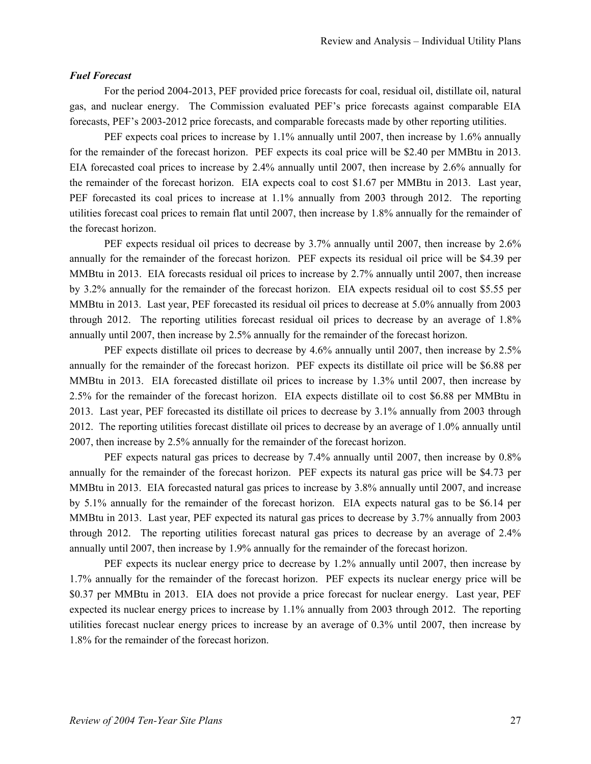***Fuel Forecast***

For the period 2004-2013, PEF provided price forecasts for coal, residual oil, distillate oil, natural gas, and nuclear energy. The Commission evaluated PEF's price forecasts against comparable EIA forecasts, PEF's 2003-2012 price forecasts, and comparable forecasts made by other reporting utilities.

PEF expects coal prices to increase by 1.1% annually until 2007, then increase by 1.6% annually for the remainder of the forecast horizon. PEF expects its coal price will be $2.40 per MMBtu in 2013. EIA forecasted coal prices to increase by 2.4% annually until 2007, then increase by 2.6% annually for the remainder of the forecast horizon. EIA expects coal to cost $1.67 per MMBtu in 2013. Last year, PEF forecasted its coal prices to increase at 1.1% annually from 2003 through 2012. The reporting utilities forecast coal prices to remain flat until 2007, then increase by 1.8% annually for the remainder of the forecast horizon.

PEF expects residual oil prices to decrease by 3.7% annually until 2007, then increase by 2.6% annually for the remainder of the forecast horizon. PEF expects its residual oil price will be $4.39 per MMBtu in 2013. EIA forecasts residual oil prices to increase by 2.7% annually until 2007, then increase by 3.2% annually for the remainder of the forecast horizon. EIA expects residual oil to cost $5.55 per MMBtu in 2013. Last year, PEF forecasted its residual oil prices to decrease at 5.0% annually from 2003 through 2012. The reporting utilities forecast residual oil prices to decrease by an average of 1.8% annually until 2007, then increase by 2.5% annually for the remainder of the forecast horizon.

PEF expects distillate oil prices to decrease by 4.6% annually until 2007, then increase by 2.5% annually for the remainder of the forecast horizon. PEF expects its distillate oil price will be $6.88 per MMBtu in 2013. EIA forecasted distillate oil prices to increase by 1.3% until 2007, then increase by 2.5% for the remainder of the forecast horizon. EIA expects distillate oil to cost $6.88 per MMBtu in 2013. Last year, PEF forecasted its distillate oil prices to decrease by 3.1% annually from 2003 through 2012. The reporting utilities forecast distillate oil prices to decrease by an average of 1.0% annually until 2007, then increase by 2.5% annually for the remainder of the forecast horizon.

PEF expects natural gas prices to decrease by 7.4% annually until 2007, then increase by 0.8% annually for the remainder of the forecast horizon. PEF expects its natural gas price will be $4.73 per MMBtu in 2013. EIA forecasted natural gas prices to increase by 3.8% annually until 2007, and increase by 5.1% annually for the remainder of the forecast horizon. EIA expects natural gas to be $6.14 per MMBtu in 2013. Last year, PEF expected its natural gas prices to decrease by 3.7% annually from 2003 through 2012. The reporting utilities forecast natural gas prices to decrease by an average of 2.4% annually until 2007, then increase by 1.9% annually for the remainder of the forecast horizon.

PEF expects its nuclear energy price to decrease by 1.2% annually until 2007, then increase by 1.7% annually for the remainder of the forecast horizon. PEF expects its nuclear energy price will be $0.37 per MMBtu in 2013. EIA does not provide a price forecast for nuclear energy. Last year, PEF expected its nuclear energy prices to increase by 1.1% annually from 2003 through 2012. The reporting utilities forecast nuclear energy prices to increase by an average of 0.3% until 2007, then increase by 1.8% for the remainder of the forecast horizon.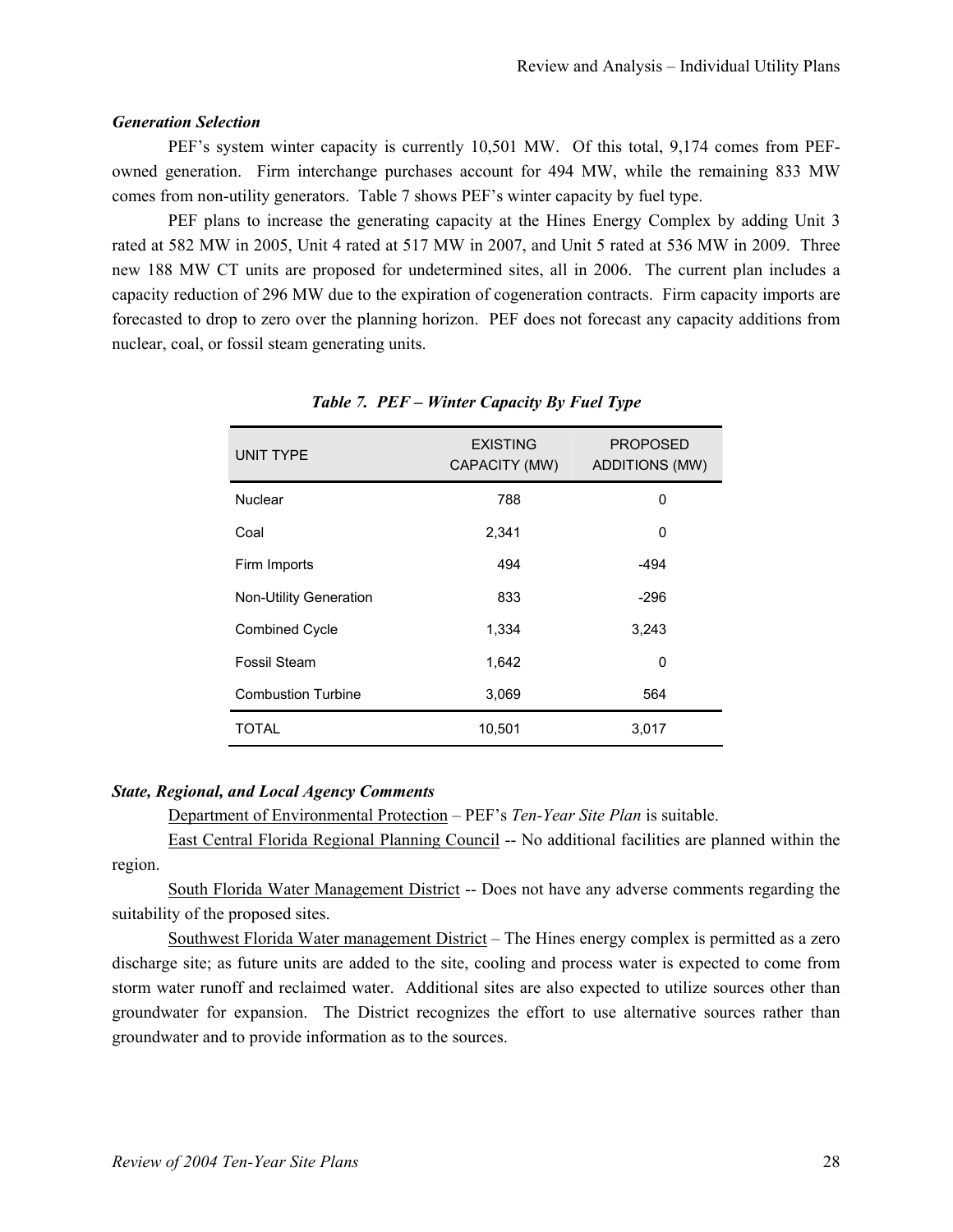### *Generation Selection*

PEF's system winter capacity is currently 10,501 MW. Of this total, 9,174 comes from PEF-owned generation. Firm interchange purchases account for 494 MW, while the remaining 833 MW comes from non-utility generators. Table 7 shows PEF's winter capacity by fuel type.

PEF plans to increase the generating capacity at the Hines Energy Complex by adding Unit 3 rated at 582 MW in 2005, Unit 4 rated at 517 MW in 2007, and Unit 5 rated at 536 MW in 2009. Three new 188 MW CT units are proposed for undetermined sites, all in 2006. The current plan includes a capacity reduction of 296 MW due to the expiration of cogeneration contracts. Firm capacity imports are forecasted to drop to zero over the planning horizon. PEF does not forecast any capacity additions from nuclear, coal, or fossil steam generating units.

***Table 7. PEF – Winter Capacity By Fuel Type***

| UNIT TYPE | EXISTING CAPACITY (MW) | PROPOSED ADDITIONS (MW) |
|---|---|---|
| Nuclear | 788 | 0 |
| Coal | 2,341 | 0 |
| Firm Imports | 494 | -494 |
| Non-Utility Generation | 833 | -296 |
| Combined Cycle | 1,334 | 3,243 |
| Fossil Steam | 1,642 | 0 |
| Combustion Turbine | 3,069 | 564 |
| TOTAL | 10,501 | 3,017 |

### *State, Regional, and Local Agency Comments*

Department of Environmental Protection – PEF's *Ten-Year Site Plan* is suitable.

East Central Florida Regional Planning Council -- No additional facilities are planned within the region.

South Florida Water Management District -- Does not have any adverse comments regarding the suitability of the proposed sites.

Southwest Florida Water management District – The Hines energy complex is permitted as a zero discharge site; as future units are added to the site, cooling and process water is expected to come from storm water runoff and reclaimed water. Additional sites are also expected to utilize sources other than groundwater for expansion. The District recognizes the effort to use alternative sources rather than groundwater and to provide information as to the sources.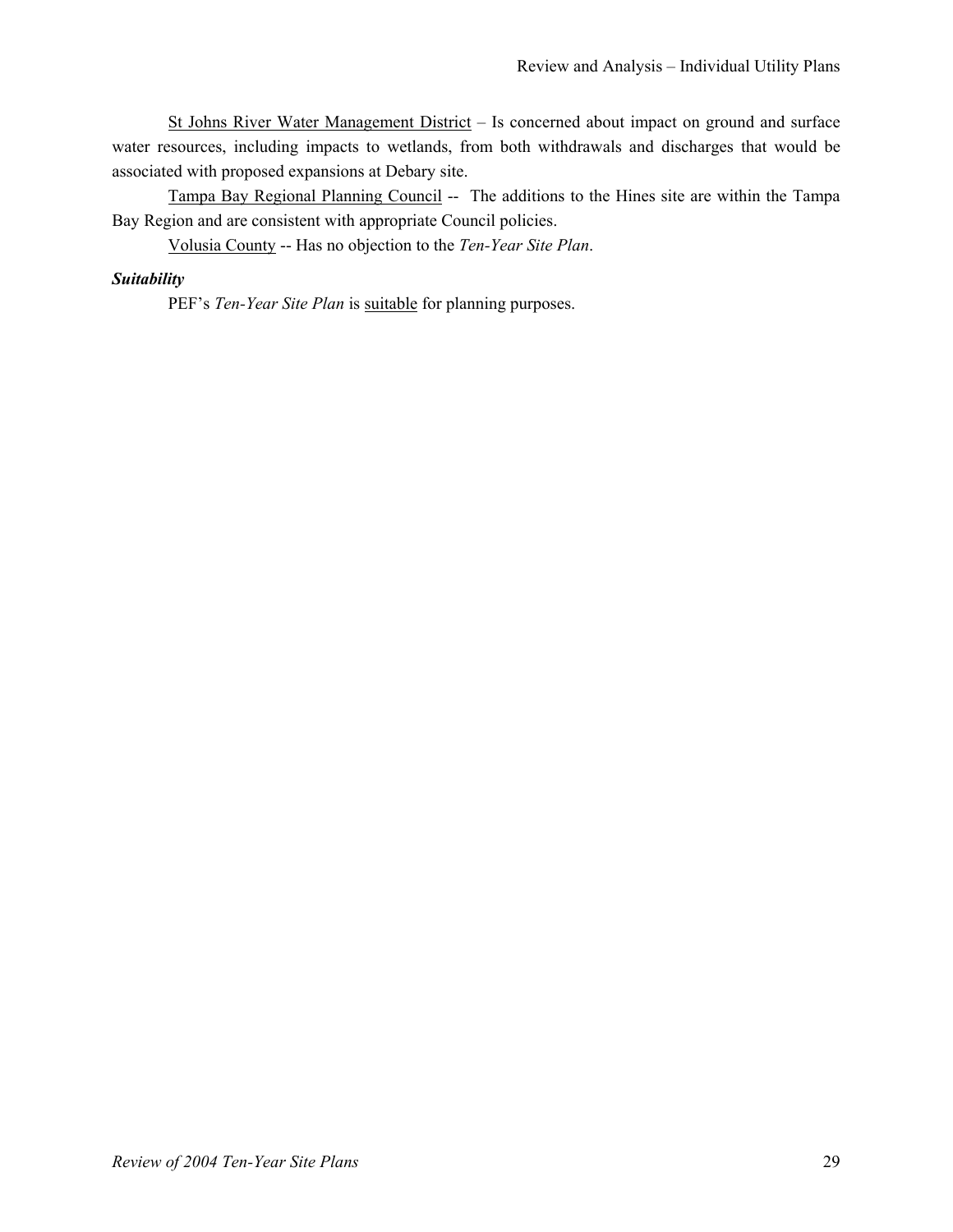St Johns River Water Management District – Is concerned about impact on ground and surface water resources, including impacts to wetlands, from both withdrawals and discharges that would be associated with proposed expansions at Debary site.

Tampa Bay Regional Planning Council -- The additions to the Hines site are within the Tampa Bay Region and are consistent with appropriate Council policies.

Volusia County -- Has no objection to the *Ten-Year Site Plan*.

***Suitability***

PEF's *Ten-Year Site Plan* is suitable for planning purposes.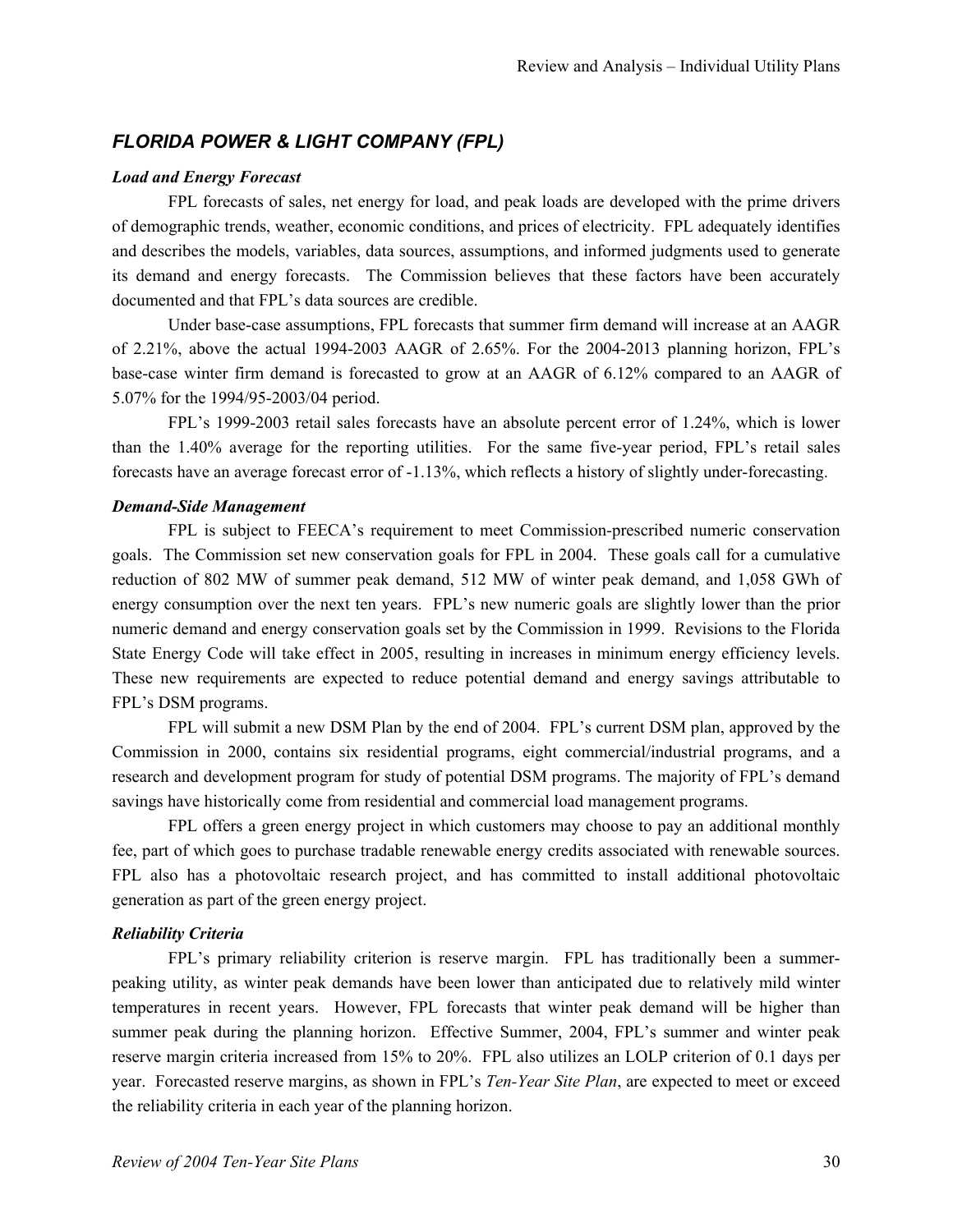## *FLORIDA POWER & LIGHT COMPANY (FPL)*

### *Load and Energy Forecast*

FPL forecasts of sales, net energy for load, and peak loads are developed with the prime drivers of demographic trends, weather, economic conditions, and prices of electricity. FPL adequately identifies and describes the models, variables, data sources, assumptions, and informed judgments used to generate its demand and energy forecasts. The Commission believes that these factors have been accurately documented and that FPL's data sources are credible.

Under base-case assumptions, FPL forecasts that summer firm demand will increase at an AAGR of 2.21%, above the actual 1994-2003 AAGR of 2.65%. For the 2004-2013 planning horizon, FPL's base-case winter firm demand is forecasted to grow at an AAGR of 6.12% compared to an AAGR of 5.07% for the 1994/95-2003/04 period.

FPL's 1999-2003 retail sales forecasts have an absolute percent error of 1.24%, which is lower than the 1.40% average for the reporting utilities. For the same five-year period, FPL's retail sales forecasts have an average forecast error of -1.13%, which reflects a history of slightly under-forecasting.

### *Demand-Side Management*

FPL is subject to FEECA's requirement to meet Commission-prescribed numeric conservation goals. The Commission set new conservation goals for FPL in 2004. These goals call for a cumulative reduction of 802 MW of summer peak demand, 512 MW of winter peak demand, and 1,058 GWh of energy consumption over the next ten years. FPL's new numeric goals are slightly lower than the prior numeric demand and energy conservation goals set by the Commission in 1999. Revisions to the Florida State Energy Code will take effect in 2005, resulting in increases in minimum energy efficiency levels. These new requirements are expected to reduce potential demand and energy savings attributable to FPL's DSM programs.

FPL will submit a new DSM Plan by the end of 2004. FPL's current DSM plan, approved by the Commission in 2000, contains six residential programs, eight commercial/industrial programs, and a research and development program for study of potential DSM programs. The majority of FPL's demand savings have historically come from residential and commercial load management programs.

FPL offers a green energy project in which customers may choose to pay an additional monthly fee, part of which goes to purchase tradable renewable energy credits associated with renewable sources. FPL also has a photovoltaic research project, and has committed to install additional photovoltaic generation as part of the green energy project.

### *Reliability Criteria*

FPL's primary reliability criterion is reserve margin. FPL has traditionally been a summer-peaking utility, as winter peak demands have been lower than anticipated due to relatively mild winter temperatures in recent years. However, FPL forecasts that winter peak demand will be higher than summer peak during the planning horizon. Effective Summer, 2004, FPL's summer and winter peak reserve margin criteria increased from 15% to 20%. FPL also utilizes an LOLP criterion of 0.1 days per year. Forecasted reserve margins, as shown in FPL's *Ten-Year Site Plan*, are expected to meet or exceed the reliability criteria in each year of the planning horizon.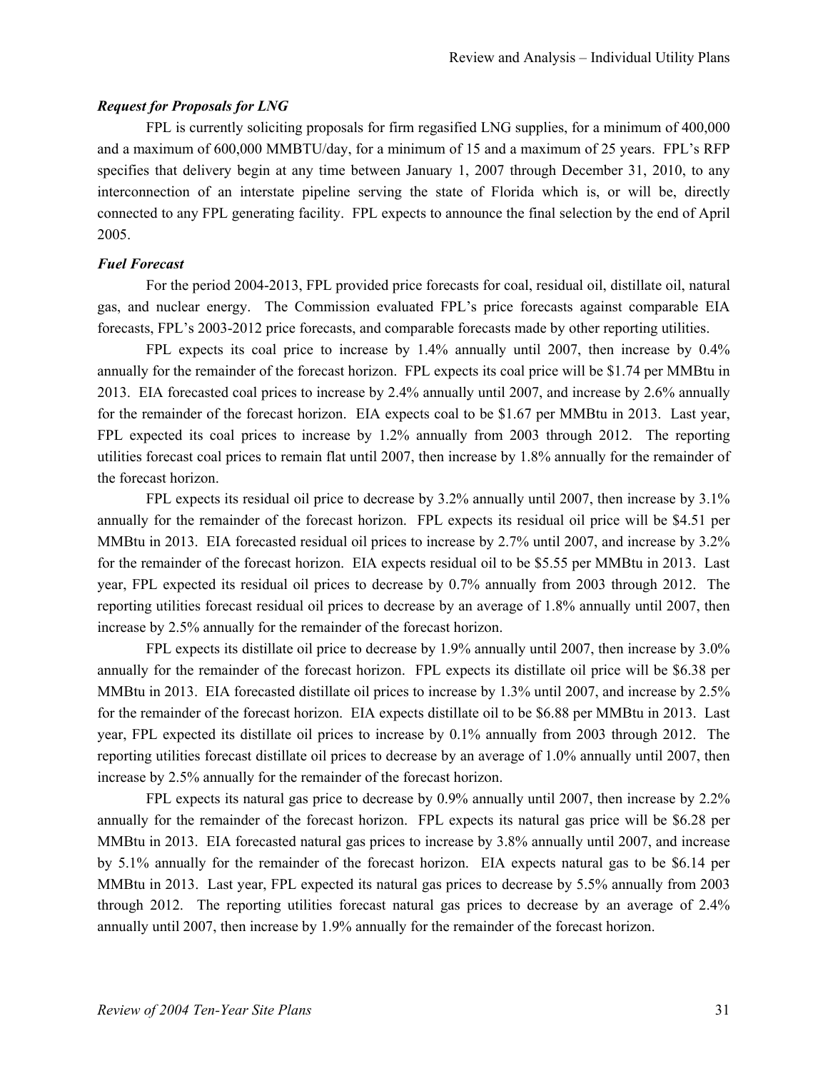***Request for Proposals for LNG***

FPL is currently soliciting proposals for firm regasified LNG supplies, for a minimum of 400,000 and a maximum of 600,000 MMBTU/day, for a minimum of 15 and a maximum of 25 years. FPL's RFP specifies that delivery begin at any time between January 1, 2007 through December 31, 2010, to any interconnection of an interstate pipeline serving the state of Florida which is, or will be, directly connected to any FPL generating facility. FPL expects to announce the final selection by the end of April 2005.

***Fuel Forecast***

For the period 2004-2013, FPL provided price forecasts for coal, residual oil, distillate oil, natural gas, and nuclear energy. The Commission evaluated FPL's price forecasts against comparable EIA forecasts, FPL's 2003-2012 price forecasts, and comparable forecasts made by other reporting utilities.

FPL expects its coal price to increase by 1.4% annually until 2007, then increase by 0.4% annually for the remainder of the forecast horizon. FPL expects its coal price will be $1.74 per MMBtu in 2013. EIA forecasted coal prices to increase by 2.4% annually until 2007, and increase by 2.6% annually for the remainder of the forecast horizon. EIA expects coal to be $1.67 per MMBtu in 2013. Last year, FPL expected its coal prices to increase by 1.2% annually from 2003 through 2012. The reporting utilities forecast coal prices to remain flat until 2007, then increase by 1.8% annually for the remainder of the forecast horizon.

FPL expects its residual oil price to decrease by 3.2% annually until 2007, then increase by 3.1% annually for the remainder of the forecast horizon. FPL expects its residual oil price will be $4.51 per MMBtu in 2013. EIA forecasted residual oil prices to increase by 2.7% until 2007, and increase by 3.2% for the remainder of the forecast horizon. EIA expects residual oil to be $5.55 per MMBtu in 2013. Last year, FPL expected its residual oil prices to decrease by 0.7% annually from 2003 through 2012. The reporting utilities forecast residual oil prices to decrease by an average of 1.8% annually until 2007, then increase by 2.5% annually for the remainder of the forecast horizon.

FPL expects its distillate oil price to decrease by 1.9% annually until 2007, then increase by 3.0% annually for the remainder of the forecast horizon. FPL expects its distillate oil price will be $6.38 per MMBtu in 2013. EIA forecasted distillate oil prices to increase by 1.3% until 2007, and increase by 2.5% for the remainder of the forecast horizon. EIA expects distillate oil to be $6.88 per MMBtu in 2013. Last year, FPL expected its distillate oil prices to increase by 0.1% annually from 2003 through 2012. The reporting utilities forecast distillate oil prices to decrease by an average of 1.0% annually until 2007, then increase by 2.5% annually for the remainder of the forecast horizon.

FPL expects its natural gas price to decrease by 0.9% annually until 2007, then increase by 2.2% annually for the remainder of the forecast horizon. FPL expects its natural gas price will be $6.28 per MMBtu in 2013. EIA forecasted natural gas prices to increase by 3.8% annually until 2007, and increase by 5.1% annually for the remainder of the forecast horizon. EIA expects natural gas to be $6.14 per MMBtu in 2013. Last year, FPL expected its natural gas prices to decrease by 5.5% annually from 2003 through 2012. The reporting utilities forecast natural gas prices to decrease by an average of 2.4% annually until 2007, then increase by 1.9% annually for the remainder of the forecast horizon.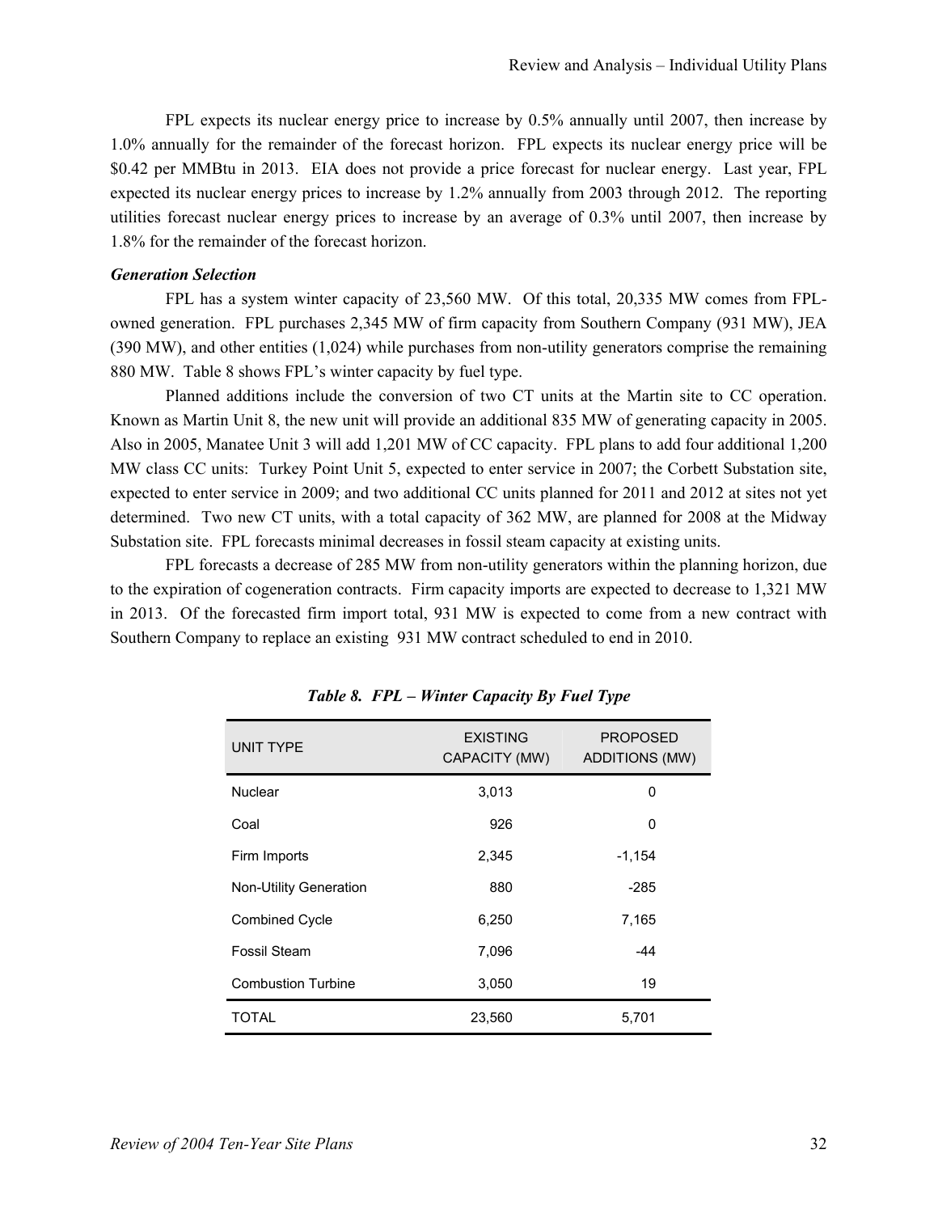FPL expects its nuclear energy price to increase by 0.5% annually until 2007, then increase by 1.0% annually for the remainder of the forecast horizon. FPL expects its nuclear energy price will be \$0.42 per MMBtu in 2013. EIA does not provide a price forecast for nuclear energy. Last year, FPL expected its nuclear energy prices to increase by 1.2% annually from 2003 through 2012. The reporting utilities forecast nuclear energy prices to increase by an average of 0.3% until 2007, then increase by 1.8% for the remainder of the forecast horizon.

***Generation Selection***

FPL has a system winter capacity of 23,560 MW. Of this total, 20,335 MW comes from FPL-owned generation. FPL purchases 2,345 MW of firm capacity from Southern Company (931 MW), JEA (390 MW), and other entities (1,024) while purchases from non-utility generators comprise the remaining 880 MW. Table 8 shows FPL's winter capacity by fuel type.

Planned additions include the conversion of two CT units at the Martin site to CC operation. Known as Martin Unit 8, the new unit will provide an additional 835 MW of generating capacity in 2005. Also in 2005, Manatee Unit 3 will add 1,201 MW of CC capacity. FPL plans to add four additional 1,200 MW class CC units: Turkey Point Unit 5, expected to enter service in 2007; the Corbett Substation site, expected to enter service in 2009; and two additional CC units planned for 2011 and 2012 at sites not yet determined. Two new CT units, with a total capacity of 362 MW, are planned for 2008 at the Midway Substation site. FPL forecasts minimal decreases in fossil steam capacity at existing units.

FPL forecasts a decrease of 285 MW from non-utility generators within the planning horizon, due to the expiration of cogeneration contracts. Firm capacity imports are expected to decrease to 1,321 MW in 2013. Of the forecasted firm import total, 931 MW is expected to come from a new contract with Southern Company to replace an existing 931 MW contract scheduled to end in 2010.

***Table 8. FPL – Winter Capacity By Fuel Type***

| UNIT TYPE | EXISTING CAPACITY (MW) | PROPOSED ADDITIONS (MW) |
|---|---|---|
| Nuclear | 3,013 | 0 |
| Coal | 926 | 0 |
| Firm Imports | 2,345 | -1,154 |
| Non-Utility Generation | 880 | -285 |
| Combined Cycle | 6,250 | 7,165 |
| Fossil Steam | 7,096 | -44 |
| Combustion Turbine | 3,050 | 19 |
| TOTAL | 23,560 | 5,701 |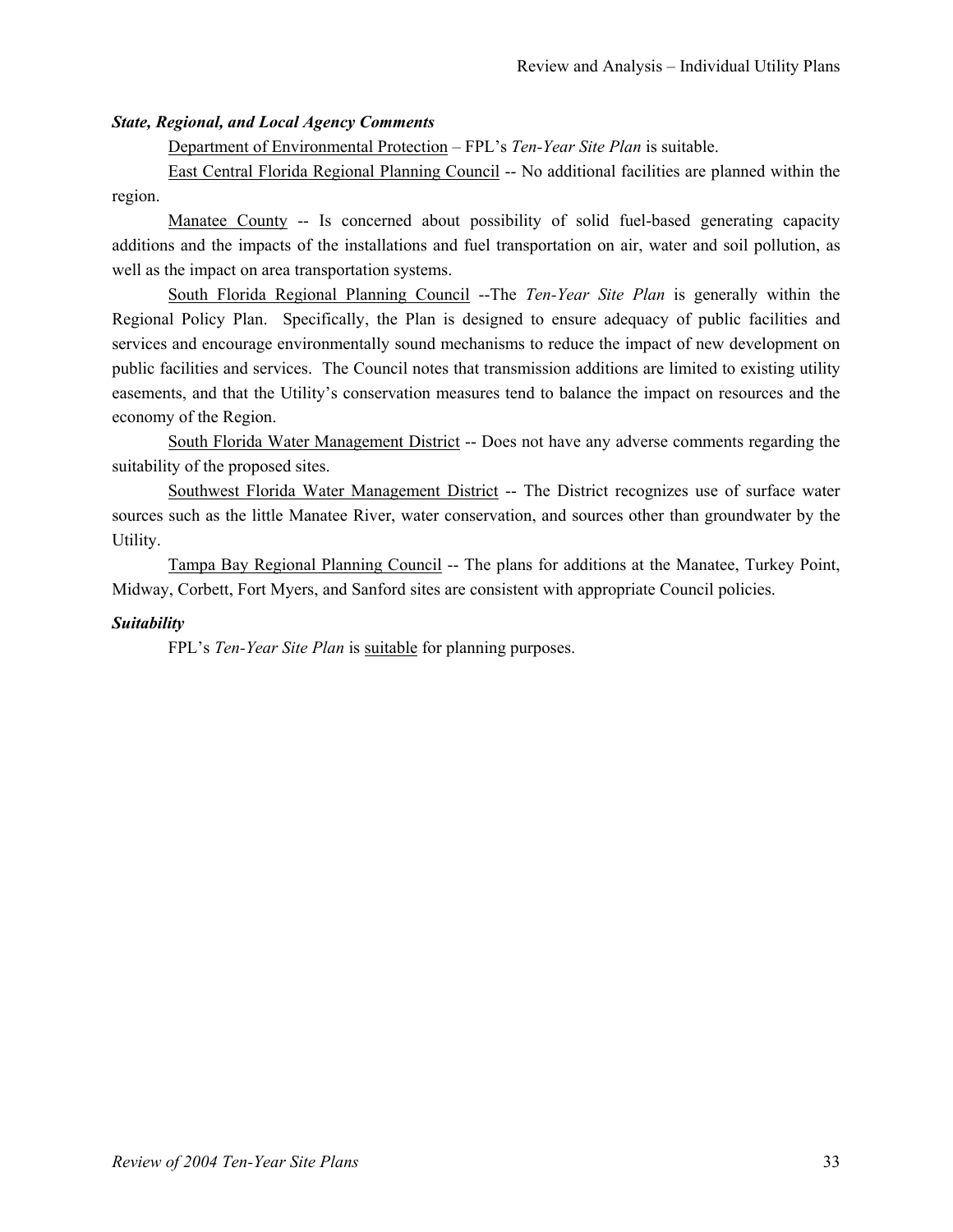***State, Regional, and Local Agency Comments***

Department of Environmental Protection – FPL's *Ten-Year Site Plan* is suitable.

East Central Florida Regional Planning Council -- No additional facilities are planned within the region.

Manatee County -- Is concerned about possibility of solid fuel-based generating capacity additions and the impacts of the installations and fuel transportation on air, water and soil pollution, as well as the impact on area transportation systems.

South Florida Regional Planning Council --The *Ten-Year Site Plan* is generally within the Regional Policy Plan. Specifically, the Plan is designed to ensure adequacy of public facilities and services and encourage environmentally sound mechanisms to reduce the impact of new development on public facilities and services. The Council notes that transmission additions are limited to existing utility easements, and that the Utility's conservation measures tend to balance the impact on resources and the economy of the Region.

South Florida Water Management District -- Does not have any adverse comments regarding the suitability of the proposed sites.

Southwest Florida Water Management District -- The District recognizes use of surface water sources such as the little Manatee River, water conservation, and sources other than groundwater by the Utility.

Tampa Bay Regional Planning Council -- The plans for additions at the Manatee, Turkey Point, Midway, Corbett, Fort Myers, and Sanford sites are consistent with appropriate Council policies.

***Suitability***

FPL's *Ten-Year Site Plan* is suitable for planning purposes.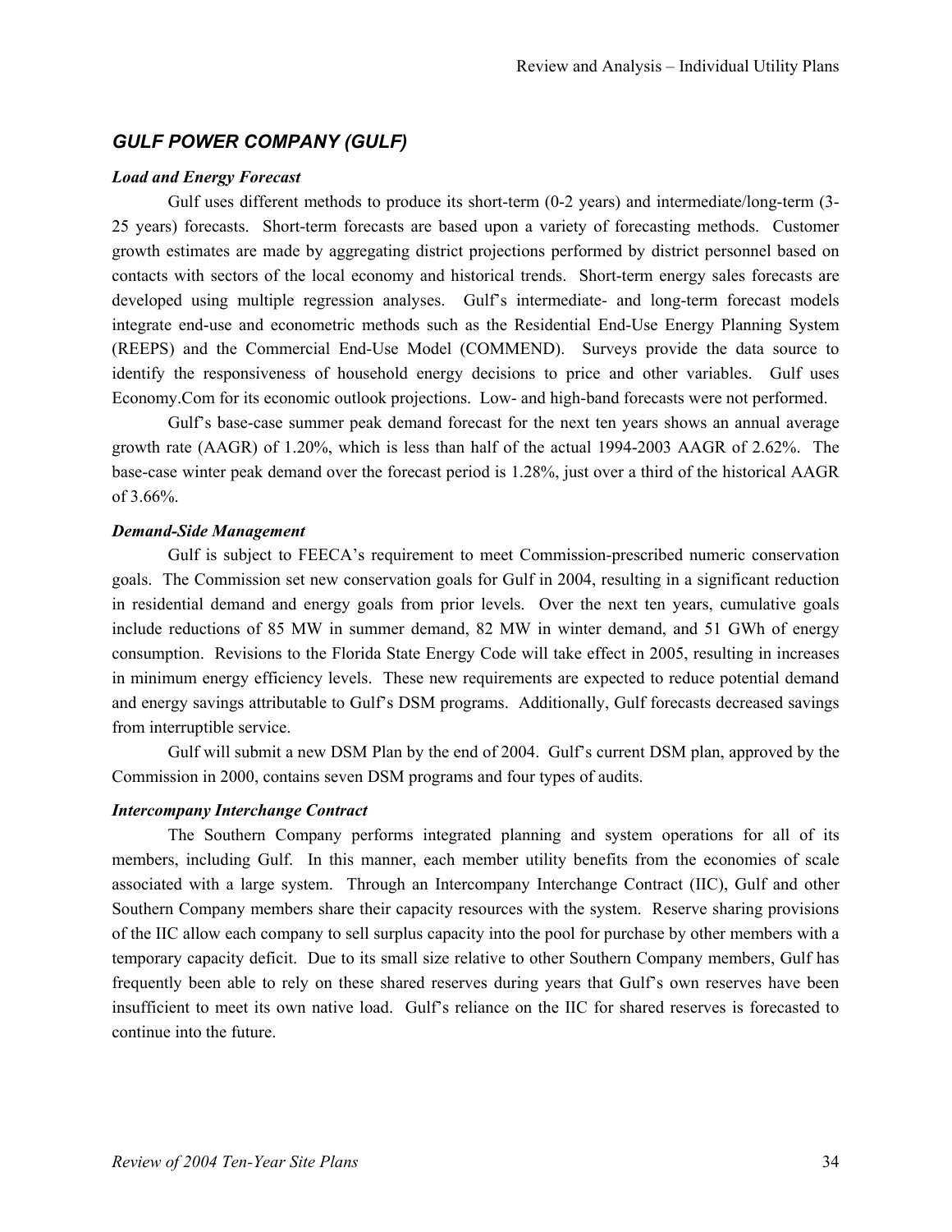## *GULF POWER COMPANY (GULF)*

***Load and Energy Forecast***

Gulf uses different methods to produce its short-term (0-2 years) and intermediate/long-term (3-25 years) forecasts. Short-term forecasts are based upon a variety of forecasting methods. Customer growth estimates are made by aggregating district projections performed by district personnel based on contacts with sectors of the local economy and historical trends. Short-term energy sales forecasts are developed using multiple regression analyses. Gulf's intermediate- and long-term forecast models integrate end-use and econometric methods such as the Residential End-Use Energy Planning System (REEPS) and the Commercial End-Use Model (COMMEND). Surveys provide the data source to identify the responsiveness of household energy decisions to price and other variables. Gulf uses Economy.Com for its economic outlook projections. Low- and high-band forecasts were not performed.

Gulf's base-case summer peak demand forecast for the next ten years shows an annual average growth rate (AAGR) of 1.20%, which is less than half of the actual 1994-2003 AAGR of 2.62%. The base-case winter peak demand over the forecast period is 1.28%, just over a third of the historical AAGR of 3.66%.

***Demand-Side Management***

Gulf is subject to FEECA's requirement to meet Commission-prescribed numeric conservation goals. The Commission set new conservation goals for Gulf in 2004, resulting in a significant reduction in residential demand and energy goals from prior levels. Over the next ten years, cumulative goals include reductions of 85 MW in summer demand, 82 MW in winter demand, and 51 GWh of energy consumption. Revisions to the Florida State Energy Code will take effect in 2005, resulting in increases in minimum energy efficiency levels. These new requirements are expected to reduce potential demand and energy savings attributable to Gulf's DSM programs. Additionally, Gulf forecasts decreased savings from interruptible service.

Gulf will submit a new DSM Plan by the end of 2004. Gulf's current DSM plan, approved by the Commission in 2000, contains seven DSM programs and four types of audits.

***Intercompany Interchange Contract***

The Southern Company performs integrated planning and system operations for all of its members, including Gulf. In this manner, each member utility benefits from the economies of scale associated with a large system. Through an Intercompany Interchange Contract (IIC), Gulf and other Southern Company members share their capacity resources with the system. Reserve sharing provisions of the IIC allow each company to sell surplus capacity into the pool for purchase by other members with a temporary capacity deficit. Due to its small size relative to other Southern Company members, Gulf has frequently been able to rely on these shared reserves during years that Gulf's own reserves have been insufficient to meet its own native load. Gulf's reliance on the IIC for shared reserves is forecasted to continue into the future.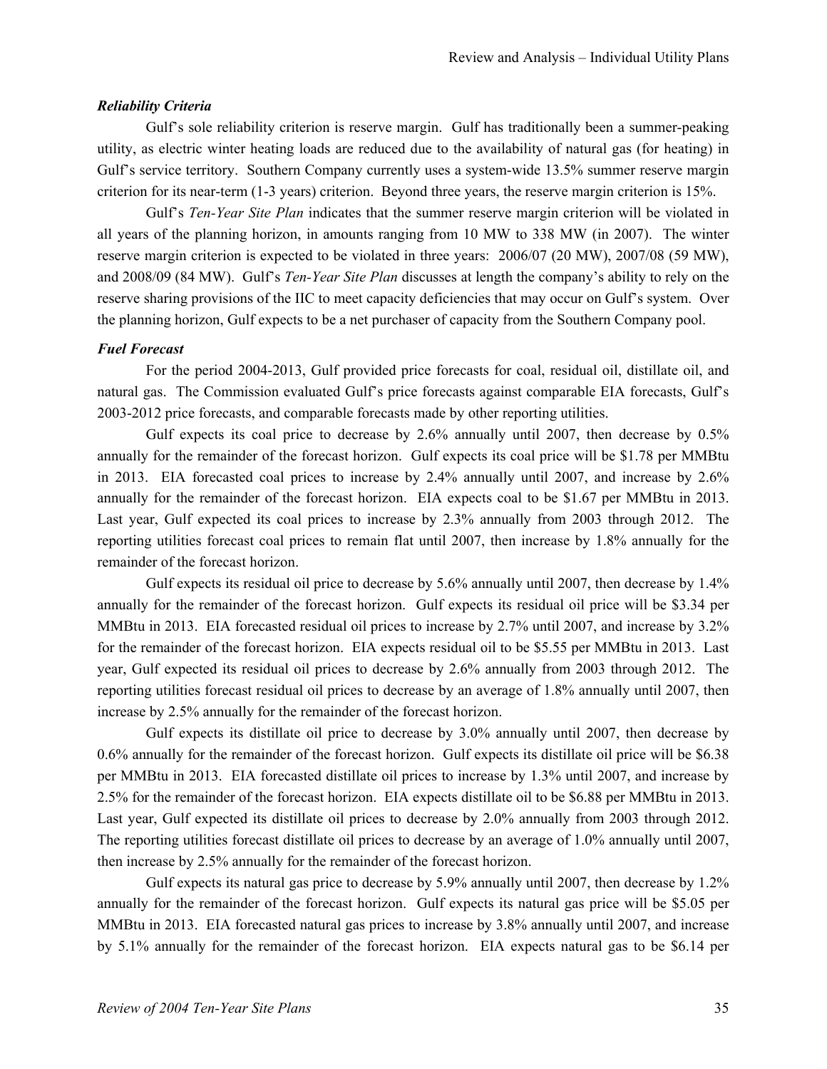***Reliability Criteria***

Gulf's sole reliability criterion is reserve margin. Gulf has traditionally been a summer-peaking utility, as electric winter heating loads are reduced due to the availability of natural gas (for heating) in Gulf's service territory. Southern Company currently uses a system-wide 13.5% summer reserve margin criterion for its near-term (1-3 years) criterion. Beyond three years, the reserve margin criterion is 15%.

Gulf's *Ten-Year Site Plan* indicates that the summer reserve margin criterion will be violated in all years of the planning horizon, in amounts ranging from 10 MW to 338 MW (in 2007). The winter reserve margin criterion is expected to be violated in three years: 2006/07 (20 MW), 2007/08 (59 MW), and 2008/09 (84 MW). Gulf's *Ten-Year Site Plan* discusses at length the company's ability to rely on the reserve sharing provisions of the IIC to meet capacity deficiencies that may occur on Gulf's system. Over the planning horizon, Gulf expects to be a net purchaser of capacity from the Southern Company pool.

***Fuel Forecast***

For the period 2004-2013, Gulf provided price forecasts for coal, residual oil, distillate oil, and natural gas. The Commission evaluated Gulf's price forecasts against comparable EIA forecasts, Gulf's 2003-2012 price forecasts, and comparable forecasts made by other reporting utilities.

Gulf expects its coal price to decrease by 2.6% annually until 2007, then decrease by 0.5% annually for the remainder of the forecast horizon. Gulf expects its coal price will be $1.78 per MMBtu in 2013. EIA forecasted coal prices to increase by 2.4% annually until 2007, and increase by 2.6% annually for the remainder of the forecast horizon. EIA expects coal to be $1.67 per MMBtu in 2013. Last year, Gulf expected its coal prices to increase by 2.3% annually from 2003 through 2012. The reporting utilities forecast coal prices to remain flat until 2007, then increase by 1.8% annually for the remainder of the forecast horizon.

Gulf expects its residual oil price to decrease by 5.6% annually until 2007, then decrease by 1.4% annually for the remainder of the forecast horizon. Gulf expects its residual oil price will be $3.34 per MMBtu in 2013. EIA forecasted residual oil prices to increase by 2.7% until 2007, and increase by 3.2% for the remainder of the forecast horizon. EIA expects residual oil to be $5.55 per MMBtu in 2013. Last year, Gulf expected its residual oil prices to decrease by 2.6% annually from 2003 through 2012. The reporting utilities forecast residual oil prices to decrease by an average of 1.8% annually until 2007, then increase by 2.5% annually for the remainder of the forecast horizon.

Gulf expects its distillate oil price to decrease by 3.0% annually until 2007, then decrease by 0.6% annually for the remainder of the forecast horizon. Gulf expects its distillate oil price will be $6.38 per MMBtu in 2013. EIA forecasted distillate oil prices to increase by 1.3% until 2007, and increase by 2.5% for the remainder of the forecast horizon. EIA expects distillate oil to be $6.88 per MMBtu in 2013. Last year, Gulf expected its distillate oil prices to decrease by 2.0% annually from 2003 through 2012. The reporting utilities forecast distillate oil prices to decrease by an average of 1.0% annually until 2007, then increase by 2.5% annually for the remainder of the forecast horizon.

Gulf expects its natural gas price to decrease by 5.9% annually until 2007, then decrease by 1.2% annually for the remainder of the forecast horizon. Gulf expects its natural gas price will be $5.05 per MMBtu in 2013. EIA forecasted natural gas prices to increase by 3.8% annually until 2007, and increase by 5.1% annually for the remainder of the forecast horizon. EIA expects natural gas to be $6.14 per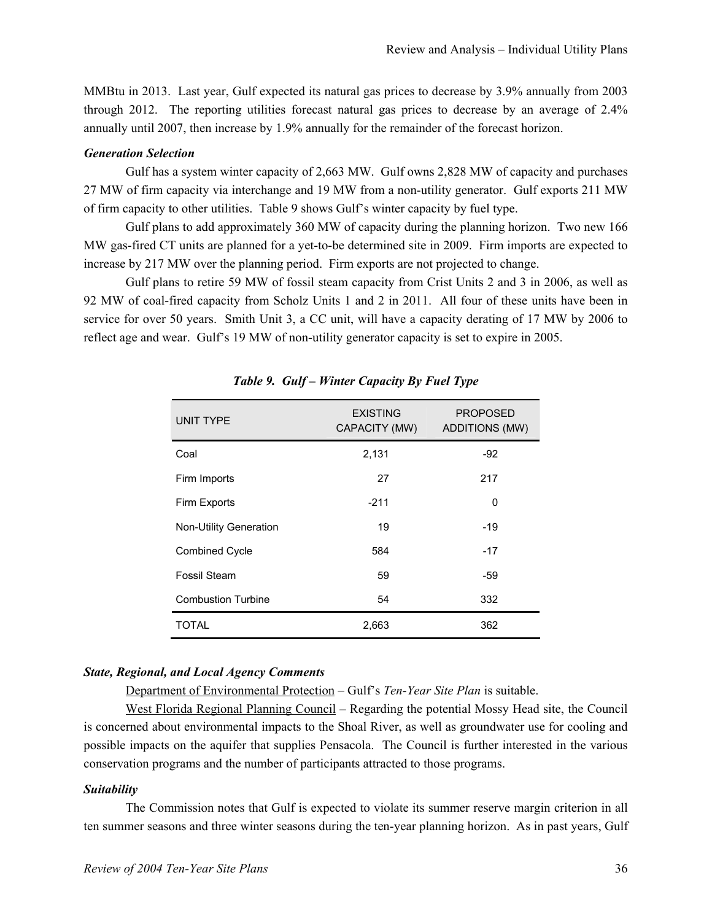MMBtu in 2013. Last year, Gulf expected its natural gas prices to decrease by 3.9% annually from 2003 through 2012. The reporting utilities forecast natural gas prices to decrease by an average of 2.4% annually until 2007, then increase by 1.9% annually for the remainder of the forecast horizon.

***Generation Selection***

Gulf has a system winter capacity of 2,663 MW. Gulf owns 2,828 MW of capacity and purchases 27 MW of firm capacity via interchange and 19 MW from a non-utility generator. Gulf exports 211 MW of firm capacity to other utilities. Table 9 shows Gulf's winter capacity by fuel type.

Gulf plans to add approximately 360 MW of capacity during the planning horizon. Two new 166 MW gas-fired CT units are planned for a yet-to-be determined site in 2009. Firm imports are expected to increase by 217 MW over the planning period. Firm exports are not projected to change.

Gulf plans to retire 59 MW of fossil steam capacity from Crist Units 2 and 3 in 2006, as well as 92 MW of coal-fired capacity from Scholz Units 1 and 2 in 2011. All four of these units have been in service for over 50 years. Smith Unit 3, a CC unit, will have a capacity derating of 17 MW by 2006 to reflect age and wear. Gulf's 19 MW of non-utility generator capacity is set to expire in 2005.

***Table 9. Gulf – Winter Capacity By Fuel Type***

| UNIT TYPE | EXISTING CAPACITY (MW) | PROPOSED ADDITIONS (MW) |
|---|---|---|
| Coal | 2,131 | -92 |
| Firm Imports | 27 | 217 |
| Firm Exports | -211 | 0 |
| Non-Utility Generation | 19 | -19 |
| Combined Cycle | 584 | -17 |
| Fossil Steam | 59 | -59 |
| Combustion Turbine | 54 | 332 |
| TOTAL | 2,663 | 362 |

***State, Regional, and Local Agency Comments***

Department of Environmental Protection – Gulf's *Ten-Year Site Plan* is suitable.

West Florida Regional Planning Council – Regarding the potential Mossy Head site, the Council is concerned about environmental impacts to the Shoal River, as well as groundwater use for cooling and possible impacts on the aquifer that supplies Pensacola. The Council is further interested in the various conservation programs and the number of participants attracted to those programs.

***Suitability***

The Commission notes that Gulf is expected to violate its summer reserve margin criterion in all ten summer seasons and three winter seasons during the ten-year planning horizon. As in past years, Gulf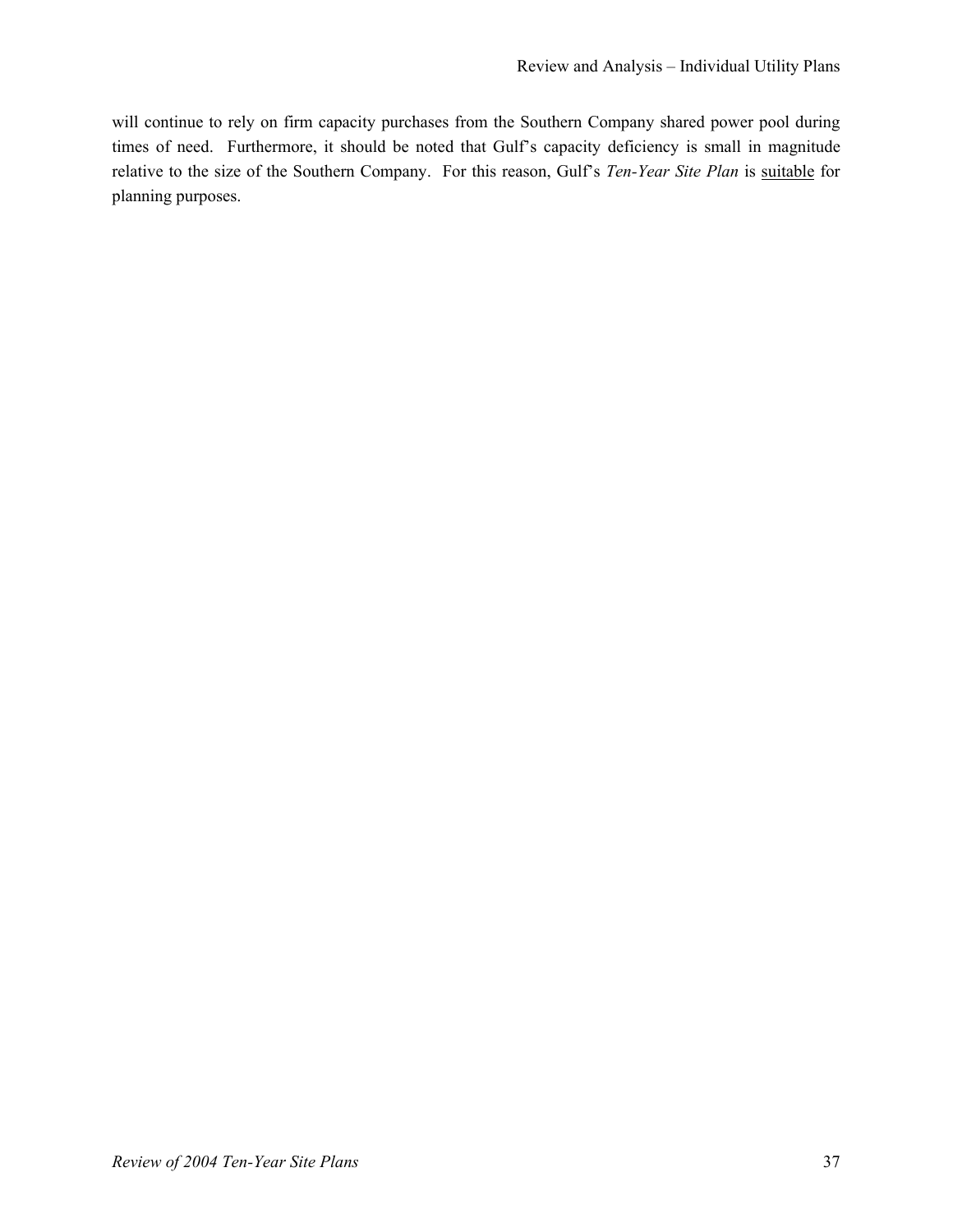will continue to rely on firm capacity purchases from the Southern Company shared power pool during times of need. Furthermore, it should be noted that Gulf's capacity deficiency is small in magnitude relative to the size of the Southern Company. For this reason, Gulf's *Ten-Year Site Plan* is <u>suitable</u> for planning purposes.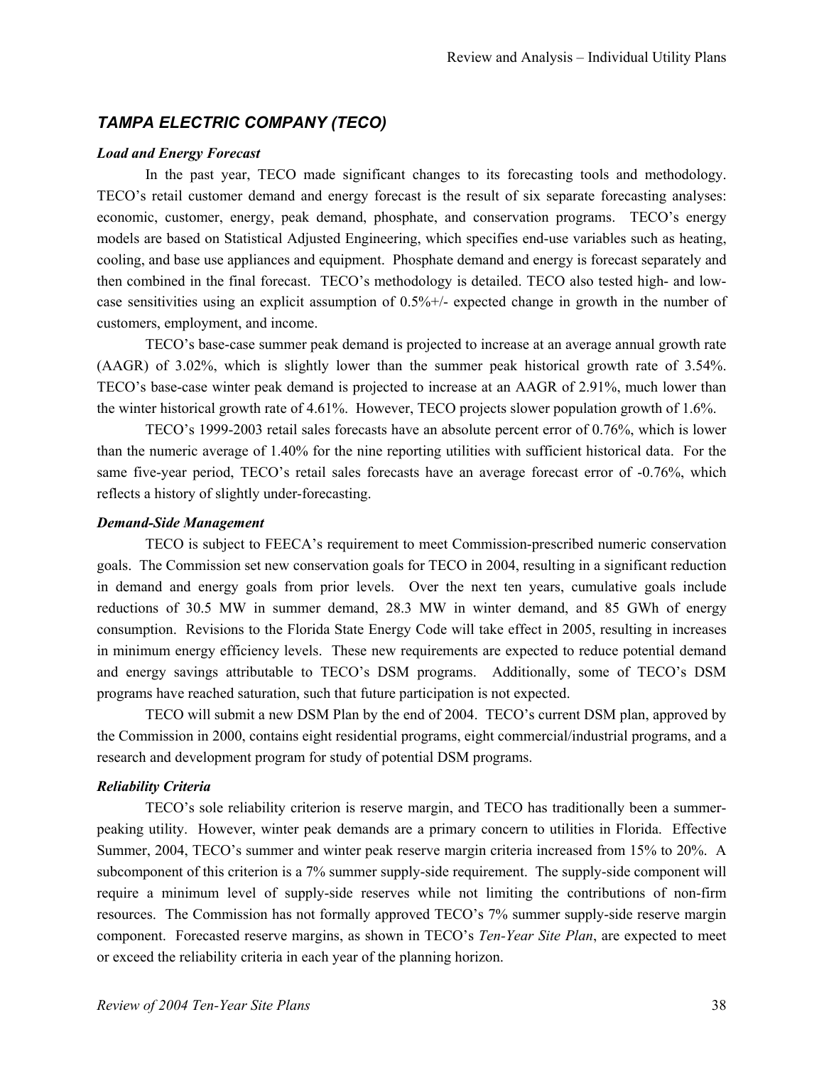## *TAMPA ELECTRIC COMPANY (TECO)*

***Load and Energy Forecast***

In the past year, TECO made significant changes to its forecasting tools and methodology. TECO's retail customer demand and energy forecast is the result of six separate forecasting analyses: economic, customer, energy, peak demand, phosphate, and conservation programs. TECO's energy models are based on Statistical Adjusted Engineering, which specifies end-use variables such as heating, cooling, and base use appliances and equipment. Phosphate demand and energy is forecast separately and then combined in the final forecast. TECO's methodology is detailed. TECO also tested high- and low-case sensitivities using an explicit assumption of 0.5%+/- expected change in growth in the number of customers, employment, and income.

TECO's base-case summer peak demand is projected to increase at an average annual growth rate (AAGR) of 3.02%, which is slightly lower than the summer peak historical growth rate of 3.54%. TECO's base-case winter peak demand is projected to increase at an AAGR of 2.91%, much lower than the winter historical growth rate of 4.61%. However, TECO projects slower population growth of 1.6%.

TECO's 1999-2003 retail sales forecasts have an absolute percent error of 0.76%, which is lower than the numeric average of 1.40% for the nine reporting utilities with sufficient historical data. For the same five-year period, TECO's retail sales forecasts have an average forecast error of -0.76%, which reflects a history of slightly under-forecasting.

***Demand-Side Management***

TECO is subject to FEECA's requirement to meet Commission-prescribed numeric conservation goals. The Commission set new conservation goals for TECO in 2004, resulting in a significant reduction in demand and energy goals from prior levels. Over the next ten years, cumulative goals include reductions of 30.5 MW in summer demand, 28.3 MW in winter demand, and 85 GWh of energy consumption. Revisions to the Florida State Energy Code will take effect in 2005, resulting in increases in minimum energy efficiency levels. These new requirements are expected to reduce potential demand and energy savings attributable to TECO's DSM programs. Additionally, some of TECO's DSM programs have reached saturation, such that future participation is not expected.

TECO will submit a new DSM Plan by the end of 2004. TECO's current DSM plan, approved by the Commission in 2000, contains eight residential programs, eight commercial/industrial programs, and a research and development program for study of potential DSM programs.

***Reliability Criteria***

TECO's sole reliability criterion is reserve margin, and TECO has traditionally been a summer-peaking utility. However, winter peak demands are a primary concern to utilities in Florida. Effective Summer, 2004, TECO's summer and winter peak reserve margin criteria increased from 15% to 20%. A subcomponent of this criterion is a 7% summer supply-side requirement. The supply-side component will require a minimum level of supply-side reserves while not limiting the contributions of non-firm resources. The Commission has not formally approved TECO's 7% summer supply-side reserve margin component. Forecasted reserve margins, as shown in TECO's *Ten-Year Site Plan*, are expected to meet or exceed the reliability criteria in each year of the planning horizon.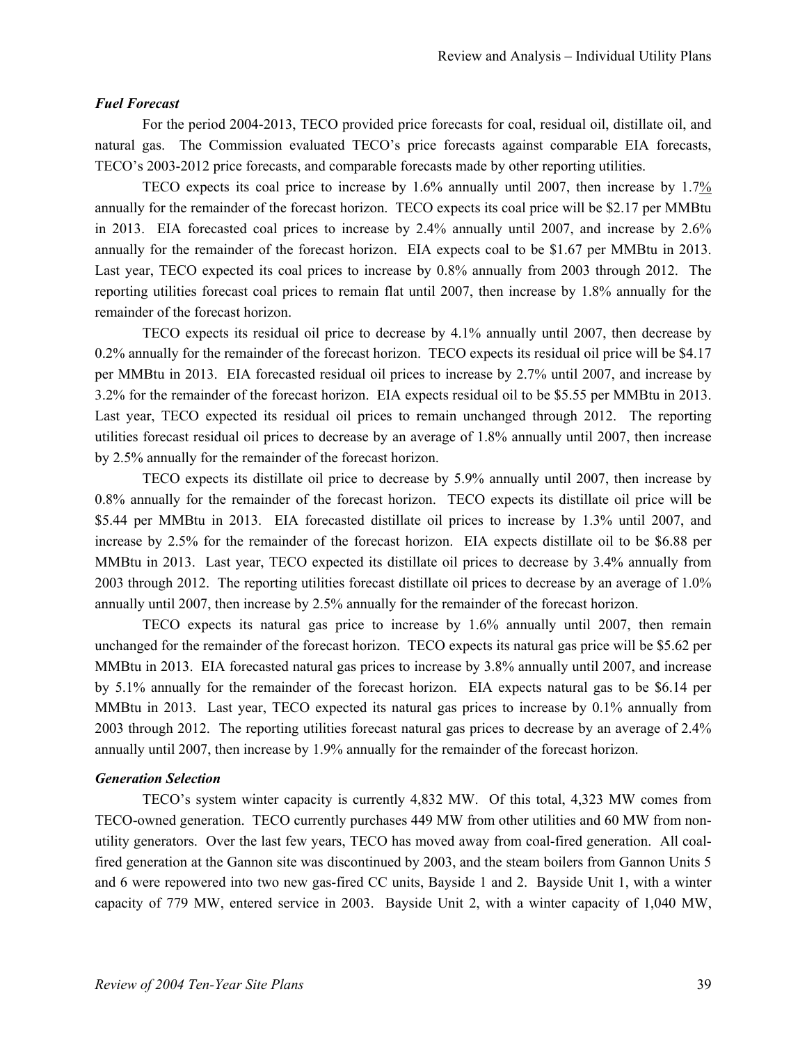### *Fuel Forecast*

For the period 2004-2013, TECO provided price forecasts for coal, residual oil, distillate oil, and natural gas. The Commission evaluated TECO's price forecasts against comparable EIA forecasts, TECO's 2003-2012 price forecasts, and comparable forecasts made by other reporting utilities.

TECO expects its coal price to increase by 1.6% annually until 2007, then increase by 1.7% annually for the remainder of the forecast horizon. TECO expects its coal price will be $2.17 per MMBtu in 2013. EIA forecasted coal prices to increase by 2.4% annually until 2007, and increase by 2.6% annually for the remainder of the forecast horizon. EIA expects coal to be $1.67 per MMBtu in 2013. Last year, TECO expected its coal prices to increase by 0.8% annually from 2003 through 2012. The reporting utilities forecast coal prices to remain flat until 2007, then increase by 1.8% annually for the remainder of the forecast horizon.

TECO expects its residual oil price to decrease by 4.1% annually until 2007, then decrease by 0.2% annually for the remainder of the forecast horizon. TECO expects its residual oil price will be $4.17 per MMBtu in 2013. EIA forecasted residual oil prices to increase by 2.7% until 2007, and increase by 3.2% for the remainder of the forecast horizon. EIA expects residual oil to be $5.55 per MMBtu in 2013. Last year, TECO expected its residual oil prices to remain unchanged through 2012. The reporting utilities forecast residual oil prices to decrease by an average of 1.8% annually until 2007, then increase by 2.5% annually for the remainder of the forecast horizon.

TECO expects its distillate oil price to decrease by 5.9% annually until 2007, then increase by 0.8% annually for the remainder of the forecast horizon. TECO expects its distillate oil price will be $5.44 per MMBtu in 2013. EIA forecasted distillate oil prices to increase by 1.3% until 2007, and increase by 2.5% for the remainder of the forecast horizon. EIA expects distillate oil to be $6.88 per MMBtu in 2013. Last year, TECO expected its distillate oil prices to decrease by 3.4% annually from 2003 through 2012. The reporting utilities forecast distillate oil prices to decrease by an average of 1.0% annually until 2007, then increase by 2.5% annually for the remainder of the forecast horizon.

TECO expects its natural gas price to increase by 1.6% annually until 2007, then remain unchanged for the remainder of the forecast horizon. TECO expects its natural gas price will be $5.62 per MMBtu in 2013. EIA forecasted natural gas prices to increase by 3.8% annually until 2007, and increase by 5.1% annually for the remainder of the forecast horizon. EIA expects natural gas to be $6.14 per MMBtu in 2013. Last year, TECO expected its natural gas prices to increase by 0.1% annually from 2003 through 2012. The reporting utilities forecast natural gas prices to decrease by an average of 2.4% annually until 2007, then increase by 1.9% annually for the remainder of the forecast horizon.

### *Generation Selection*

TECO's system winter capacity is currently 4,832 MW. Of this total, 4,323 MW comes from TECO-owned generation. TECO currently purchases 449 MW from other utilities and 60 MW from non-utility generators. Over the last few years, TECO has moved away from coal-fired generation. All coal-fired generation at the Gannon site was discontinued by 2003, and the steam boilers from Gannon Units 5 and 6 were repowered into two new gas-fired CC units, Bayside 1 and 2. Bayside Unit 1, with a winter capacity of 779 MW, entered service in 2003. Bayside Unit 2, with a winter capacity of 1,040 MW,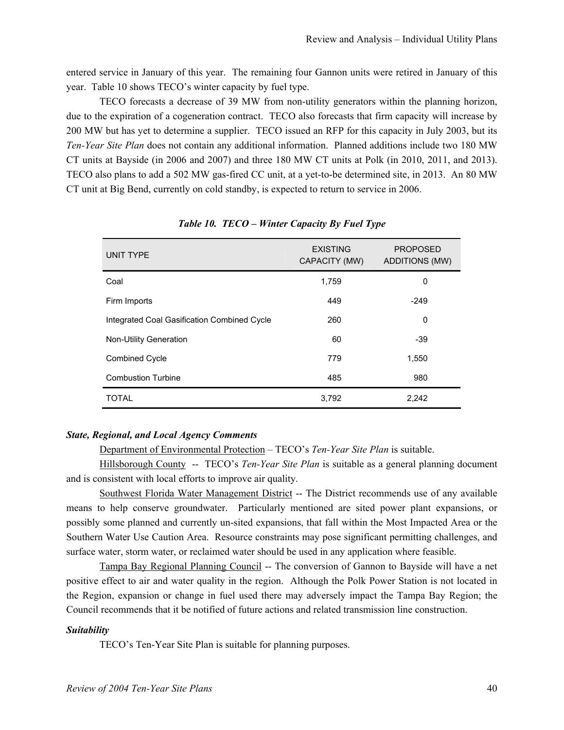entered service in January of this year. The remaining four Gannon units were retired in January of this year. Table 10 shows TECO's winter capacity by fuel type.

TECO forecasts a decrease of 39 MW from non-utility generators within the planning horizon, due to the expiration of a cogeneration contract. TECO also forecasts that firm capacity will increase by 200 MW but has yet to determine a supplier. TECO issued an RFP for this capacity in July 2003, but its *Ten-Year Site Plan* does not contain any additional information. Planned additions include two 180 MW CT units at Bayside (in 2006 and 2007) and three 180 MW CT units at Polk (in 2010, 2011, and 2013). TECO also plans to add a 502 MW gas-fired CC unit, at a yet-to-be determined site, in 2013. An 80 MW CT unit at Big Bend, currently on cold standby, is expected to return to service in 2006.

***Table 10. TECO – Winter Capacity By Fuel Type***

| UNIT TYPE | EXISTING CAPACITY (MW) | PROPOSED ADDITIONS (MW) |
|---|---|---|
| Coal | 1,759 | 0 |
| Firm Imports | 449 | -249 |
| Integrated Coal Gasification Combined Cycle | 260 | 0 |
| Non-Utility Generation | 60 | -39 |
| Combined Cycle | 779 | 1,550 |
| Combustion Turbine | 485 | 980 |
| TOTAL | 3,792 | 2,242 |

***State, Regional, and Local Agency Comments***

Department of Environmental Protection – TECO's *Ten-Year Site Plan* is suitable.

Hillsborough County -- TECO's *Ten-Year Site Plan* is suitable as a general planning document and is consistent with local efforts to improve air quality.

Southwest Florida Water Management District -- The District recommends use of any available means to help conserve groundwater. Particularly mentioned are sited power plant expansions, or possibly some planned and currently un-sited expansions, that fall within the Most Impacted Area or the Southern Water Use Caution Area. Resource constraints may pose significant permitting challenges, and surface water, storm water, or reclaimed water should be used in any application where feasible.

Tampa Bay Regional Planning Council -- The conversion of Gannon to Bayside will have a net positive effect to air and water quality in the region. Although the Polk Power Station is not located in the Region, expansion or change in fuel used there may adversely impact the Tampa Bay Region; the Council recommends that it be notified of future actions and related transmission line construction.

***Suitability***

TECO's Ten-Year Site Plan is suitable for planning purposes.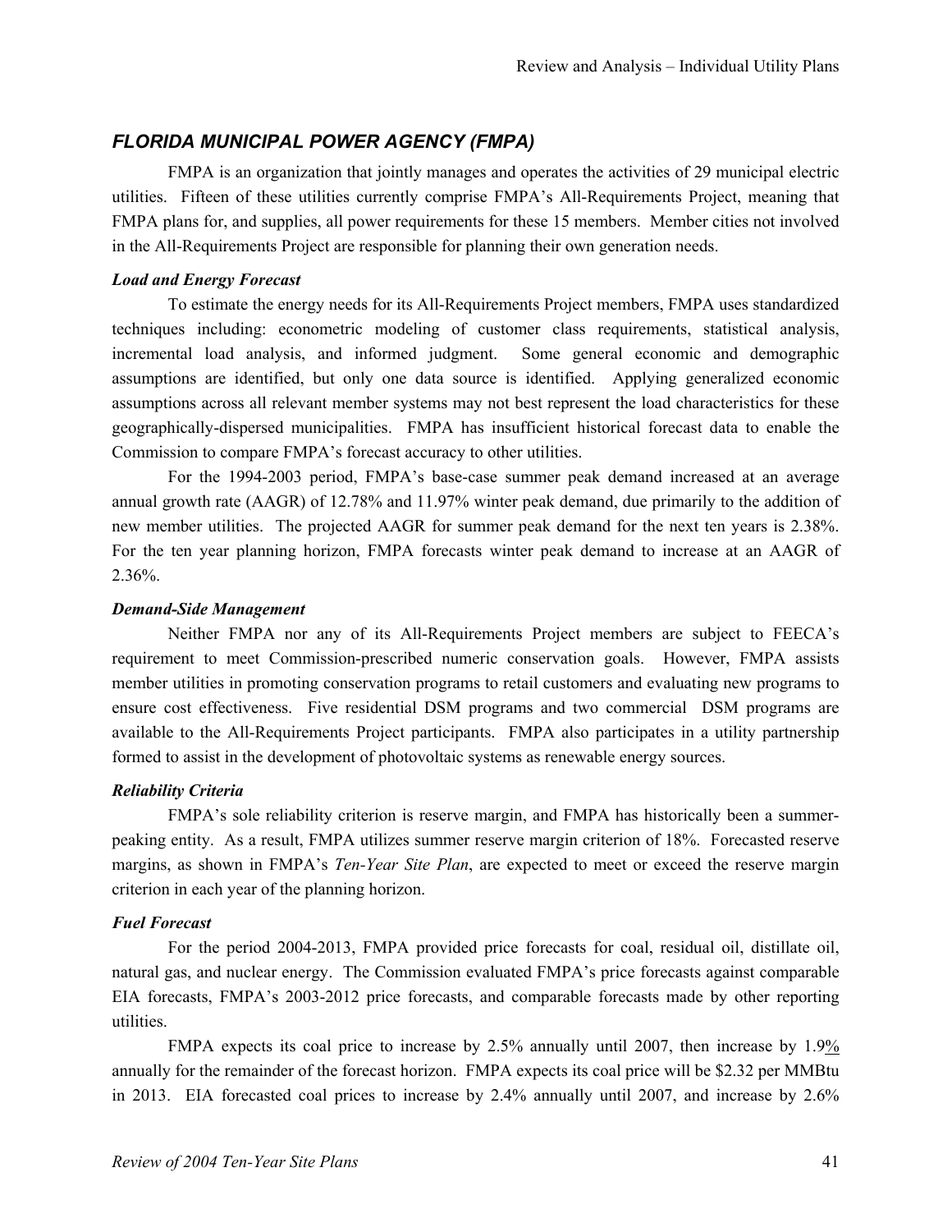## *FLORIDA MUNICIPAL POWER AGENCY (FMPA)*

FMPA is an organization that jointly manages and operates the activities of 29 municipal electric utilities. Fifteen of these utilities currently comprise FMPA's All-Requirements Project, meaning that FMPA plans for, and supplies, all power requirements for these 15 members. Member cities not involved in the All-Requirements Project are responsible for planning their own generation needs.

### *Load and Energy Forecast*

To estimate the energy needs for its All-Requirements Project members, FMPA uses standardized techniques including: econometric modeling of customer class requirements, statistical analysis, incremental load analysis, and informed judgment. Some general economic and demographic assumptions are identified, but only one data source is identified. Applying generalized economic assumptions across all relevant member systems may not best represent the load characteristics for these geographically-dispersed municipalities. FMPA has insufficient historical forecast data to enable the Commission to compare FMPA's forecast accuracy to other utilities.

For the 1994-2003 period, FMPA's base-case summer peak demand increased at an average annual growth rate (AAGR) of 12.78% and 11.97% winter peak demand, due primarily to the addition of new member utilities. The projected AAGR for summer peak demand for the next ten years is 2.38%. For the ten year planning horizon, FMPA forecasts winter peak demand to increase at an AAGR of 2.36%.

### *Demand-Side Management*

Neither FMPA nor any of its All-Requirements Project members are subject to FEECA's requirement to meet Commission-prescribed numeric conservation goals. However, FMPA assists member utilities in promoting conservation programs to retail customers and evaluating new programs to ensure cost effectiveness. Five residential DSM programs and two commercial DSM programs are available to the All-Requirements Project participants. FMPA also participates in a utility partnership formed to assist in the development of photovoltaic systems as renewable energy sources.

### *Reliability Criteria*

FMPA's sole reliability criterion is reserve margin, and FMPA has historically been a summer-peaking entity. As a result, FMPA utilizes summer reserve margin criterion of 18%. Forecasted reserve margins, as shown in FMPA's *Ten-Year Site Plan*, are expected to meet or exceed the reserve margin criterion in each year of the planning horizon.

### *Fuel Forecast*

For the period 2004-2013, FMPA provided price forecasts for coal, residual oil, distillate oil, natural gas, and nuclear energy. The Commission evaluated FMPA's price forecasts against comparable EIA forecasts, FMPA's 2003-2012 price forecasts, and comparable forecasts made by other reporting utilities.

FMPA expects its coal price to increase by 2.5% annually until 2007, then increase by 1.9% annually for the remainder of the forecast horizon. FMPA expects its coal price will be $2.32 per MMBtu in 2013. EIA forecasted coal prices to increase by 2.4% annually until 2007, and increase by 2.6%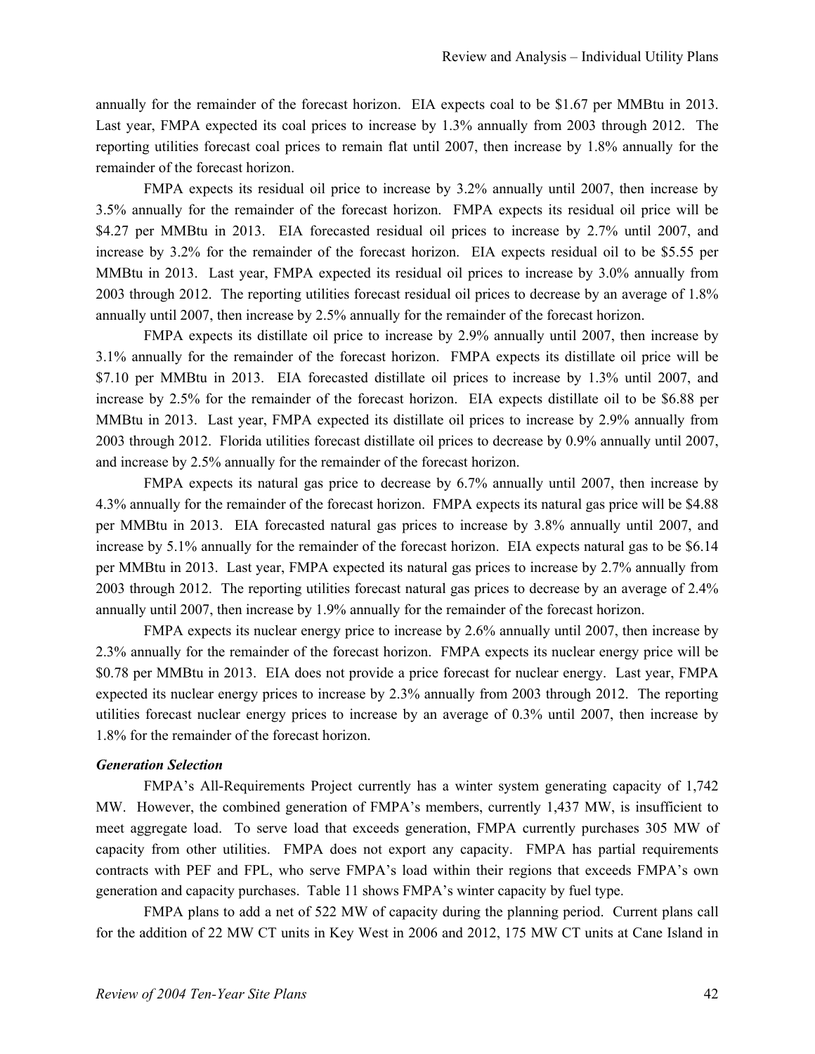annually for the remainder of the forecast horizon. EIA expects coal to be \$1.67 per MMBtu in 2013. Last year, FMPA expected its coal prices to increase by 1.3% annually from 2003 through 2012. The reporting utilities forecast coal prices to remain flat until 2007, then increase by 1.8% annually for the remainder of the forecast horizon.

FMPA expects its residual oil price to increase by 3.2% annually until 2007, then increase by 3.5% annually for the remainder of the forecast horizon. FMPA expects its residual oil price will be \$4.27 per MMBtu in 2013. EIA forecasted residual oil prices to increase by 2.7% until 2007, and increase by 3.2% for the remainder of the forecast horizon. EIA expects residual oil to be \$5.55 per MMBtu in 2013. Last year, FMPA expected its residual oil prices to increase by 3.0% annually from 2003 through 2012. The reporting utilities forecast residual oil prices to decrease by an average of 1.8% annually until 2007, then increase by 2.5% annually for the remainder of the forecast horizon.

FMPA expects its distillate oil price to increase by 2.9% annually until 2007, then increase by 3.1% annually for the remainder of the forecast horizon. FMPA expects its distillate oil price will be \$7.10 per MMBtu in 2013. EIA forecasted distillate oil prices to increase by 1.3% until 2007, and increase by 2.5% for the remainder of the forecast horizon. EIA expects distillate oil to be \$6.88 per MMBtu in 2013. Last year, FMPA expected its distillate oil prices to increase by 2.9% annually from 2003 through 2012. Florida utilities forecast distillate oil prices to decrease by 0.9% annually until 2007, and increase by 2.5% annually for the remainder of the forecast horizon.

FMPA expects its natural gas price to decrease by 6.7% annually until 2007, then increase by 4.3% annually for the remainder of the forecast horizon. FMPA expects its natural gas price will be \$4.88 per MMBtu in 2013. EIA forecasted natural gas prices to increase by 3.8% annually until 2007, and increase by 5.1% annually for the remainder of the forecast horizon. EIA expects natural gas to be \$6.14 per MMBtu in 2013. Last year, FMPA expected its natural gas prices to increase by 2.7% annually from 2003 through 2012. The reporting utilities forecast natural gas prices to decrease by an average of 2.4% annually until 2007, then increase by 1.9% annually for the remainder of the forecast horizon.

FMPA expects its nuclear energy price to increase by 2.6% annually until 2007, then increase by 2.3% annually for the remainder of the forecast horizon. FMPA expects its nuclear energy price will be \$0.78 per MMBtu in 2013. EIA does not provide a price forecast for nuclear energy. Last year, FMPA expected its nuclear energy prices to increase by 2.3% annually from 2003 through 2012. The reporting utilities forecast nuclear energy prices to increase by an average of 0.3% until 2007, then increase by 1.8% for the remainder of the forecast horizon.

***Generation Selection***

FMPA's All-Requirements Project currently has a winter system generating capacity of 1,742 MW. However, the combined generation of FMPA's members, currently 1,437 MW, is insufficient to meet aggregate load. To serve load that exceeds generation, FMPA currently purchases 305 MW of capacity from other utilities. FMPA does not export any capacity. FMPA has partial requirements contracts with PEF and FPL, who serve FMPA's load within their regions that exceeds FMPA's own generation and capacity purchases. Table 11 shows FMPA's winter capacity by fuel type.

FMPA plans to add a net of 522 MW of capacity during the planning period. Current plans call for the addition of 22 MW CT units in Key West in 2006 and 2012, 175 MW CT units at Cane Island in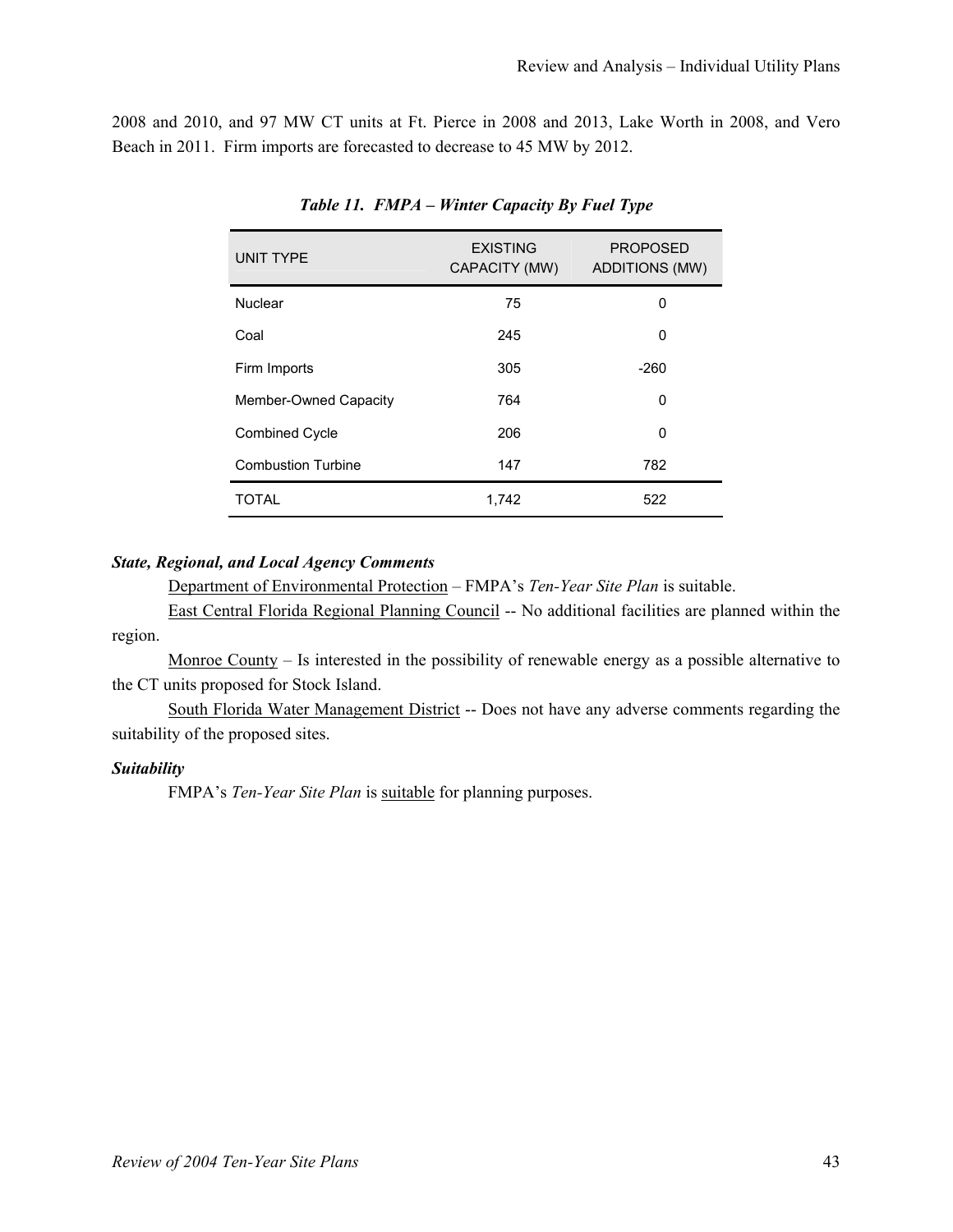2008 and 2010, and 97 MW CT units at Ft. Pierce in 2008 and 2013, Lake Worth in 2008, and Vero Beach in 2011. Firm imports are forecasted to decrease to 45 MW by 2012.

***Table 11. FMPA – Winter Capacity By Fuel Type***

| UNIT TYPE | EXISTING CAPACITY (MW) | PROPOSED ADDITIONS (MW) |
|---|---|---|
| Nuclear | 75 | 0 |
| Coal | 245 | 0 |
| Firm Imports | 305 | -260 |
| Member-Owned Capacity | 764 | 0 |
| Combined Cycle | 206 | 0 |
| Combustion Turbine | 147 | 782 |
| TOTAL | 1,742 | 522 |

***State, Regional, and Local Agency Comments***

Department of Environmental Protection – FMPA's *Ten-Year Site Plan* is suitable.

East Central Florida Regional Planning Council -- No additional facilities are planned within the region.

Monroe County – Is interested in the possibility of renewable energy as a possible alternative to the CT units proposed for Stock Island.

South Florida Water Management District -- Does not have any adverse comments regarding the suitability of the proposed sites.

***Suitability***

FMPA's *Ten-Year Site Plan* is suitable for planning purposes.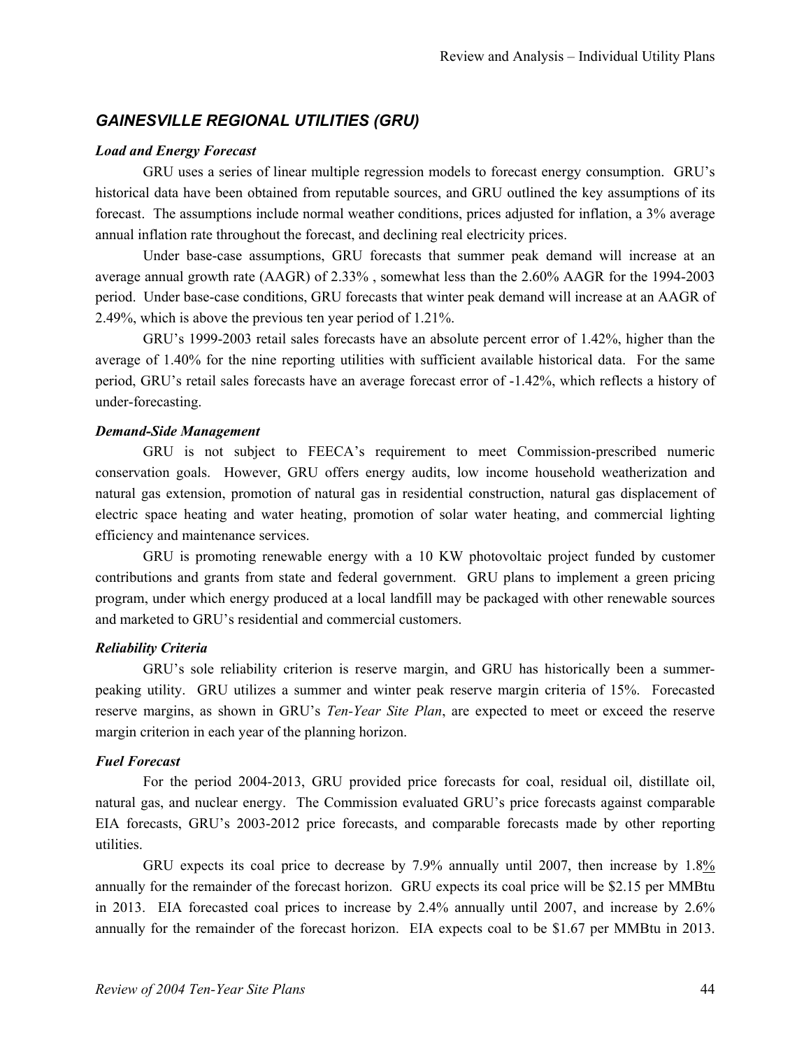## *GAINESVILLE REGIONAL UTILITIES (GRU)*

***Load and Energy Forecast***

GRU uses a series of linear multiple regression models to forecast energy consumption. GRU's historical data have been obtained from reputable sources, and GRU outlined the key assumptions of its forecast. The assumptions include normal weather conditions, prices adjusted for inflation, a 3% average annual inflation rate throughout the forecast, and declining real electricity prices.

Under base-case assumptions, GRU forecasts that summer peak demand will increase at an average annual growth rate (AAGR) of 2.33% , somewhat less than the 2.60% AAGR for the 1994-2003 period. Under base-case conditions, GRU forecasts that winter peak demand will increase at an AAGR of 2.49%, which is above the previous ten year period of 1.21%.

GRU's 1999-2003 retail sales forecasts have an absolute percent error of 1.42%, higher than the average of 1.40% for the nine reporting utilities with sufficient available historical data. For the same period, GRU's retail sales forecasts have an average forecast error of -1.42%, which reflects a history of under-forecasting.

***Demand-Side Management***

GRU is not subject to FEECA's requirement to meet Commission-prescribed numeric conservation goals. However, GRU offers energy audits, low income household weatherization and natural gas extension, promotion of natural gas in residential construction, natural gas displacement of electric space heating and water heating, promotion of solar water heating, and commercial lighting efficiency and maintenance services.

GRU is promoting renewable energy with a 10 KW photovoltaic project funded by customer contributions and grants from state and federal government. GRU plans to implement a green pricing program, under which energy produced at a local landfill may be packaged with other renewable sources and marketed to GRU's residential and commercial customers.

***Reliability Criteria***

GRU's sole reliability criterion is reserve margin, and GRU has historically been a summer-peaking utility. GRU utilizes a summer and winter peak reserve margin criteria of 15%. Forecasted reserve margins, as shown in GRU's *Ten-Year Site Plan*, are expected to meet or exceed the reserve margin criterion in each year of the planning horizon.

***Fuel Forecast***

For the period 2004-2013, GRU provided price forecasts for coal, residual oil, distillate oil, natural gas, and nuclear energy. The Commission evaluated GRU's price forecasts against comparable EIA forecasts, GRU's 2003-2012 price forecasts, and comparable forecasts made by other reporting utilities.

GRU expects its coal price to decrease by 7.9% annually until 2007, then increase by 1.8% annually for the remainder of the forecast horizon. GRU expects its coal price will be $2.15 per MMBtu in 2013. EIA forecasted coal prices to increase by 2.4% annually until 2007, and increase by 2.6% annually for the remainder of the forecast horizon. EIA expects coal to be $1.67 per MMBtu in 2013.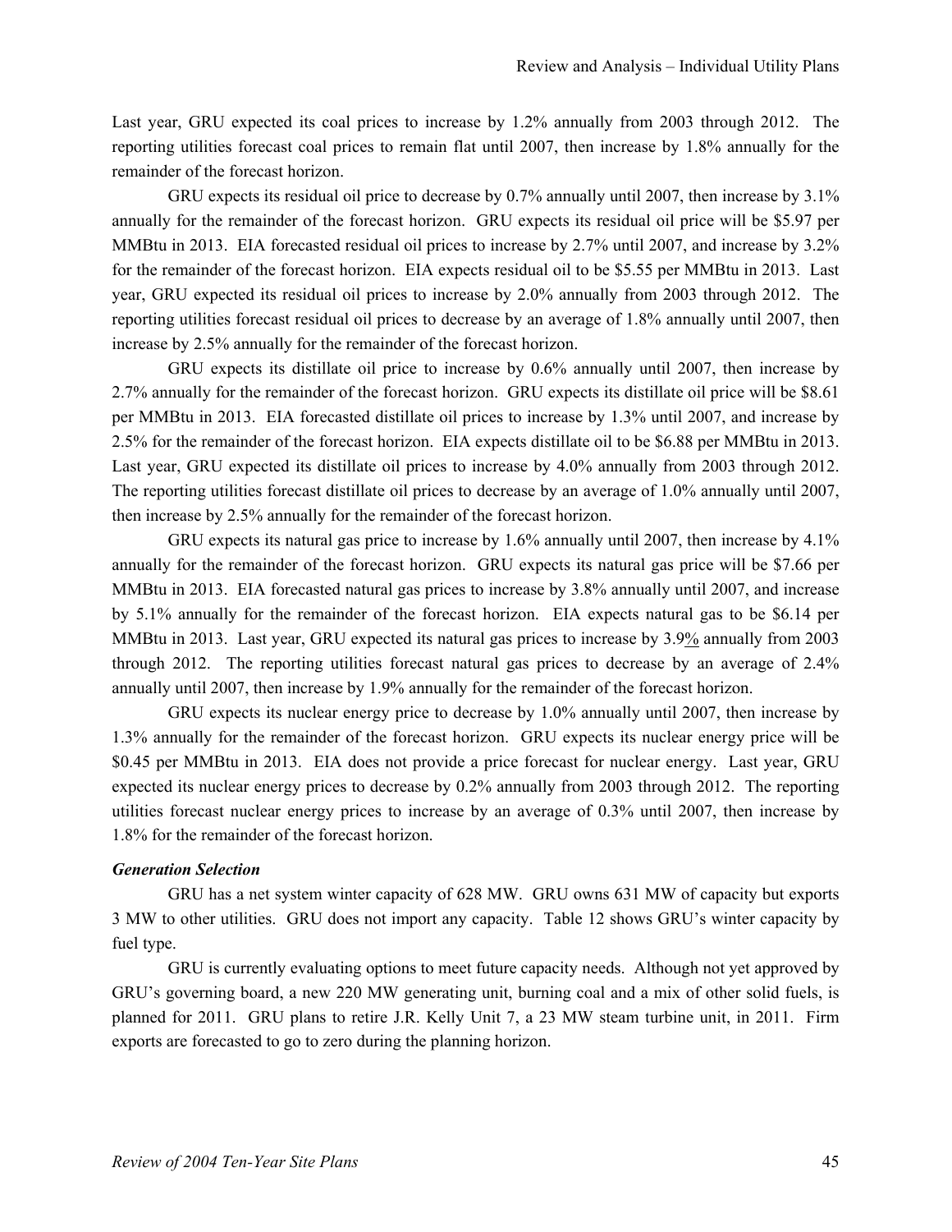Last year, GRU expected its coal prices to increase by 1.2% annually from 2003 through 2012. The reporting utilities forecast coal prices to remain flat until 2007, then increase by 1.8% annually for the remainder of the forecast horizon.

GRU expects its residual oil price to decrease by 0.7% annually until 2007, then increase by 3.1% annually for the remainder of the forecast horizon. GRU expects its residual oil price will be $5.97 per MMBtu in 2013. EIA forecasted residual oil prices to increase by 2.7% until 2007, and increase by 3.2% for the remainder of the forecast horizon. EIA expects residual oil to be $5.55 per MMBtu in 2013. Last year, GRU expected its residual oil prices to increase by 2.0% annually from 2003 through 2012. The reporting utilities forecast residual oil prices to decrease by an average of 1.8% annually until 2007, then increase by 2.5% annually for the remainder of the forecast horizon.

GRU expects its distillate oil price to increase by 0.6% annually until 2007, then increase by 2.7% annually for the remainder of the forecast horizon. GRU expects its distillate oil price will be $8.61 per MMBtu in 2013. EIA forecasted distillate oil prices to increase by 1.3% until 2007, and increase by 2.5% for the remainder of the forecast horizon. EIA expects distillate oil to be $6.88 per MMBtu in 2013. Last year, GRU expected its distillate oil prices to increase by 4.0% annually from 2003 through 2012. The reporting utilities forecast distillate oil prices to decrease by an average of 1.0% annually until 2007, then increase by 2.5% annually for the remainder of the forecast horizon.

GRU expects its natural gas price to increase by 1.6% annually until 2007, then increase by 4.1% annually for the remainder of the forecast horizon. GRU expects its natural gas price will be $7.66 per MMBtu in 2013. EIA forecasted natural gas prices to increase by 3.8% annually until 2007, and increase by 5.1% annually for the remainder of the forecast horizon. EIA expects natural gas to be $6.14 per MMBtu in 2013. Last year, GRU expected its natural gas prices to increase by 3.9% annually from 2003 through 2012. The reporting utilities forecast natural gas prices to decrease by an average of 2.4% annually until 2007, then increase by 1.9% annually for the remainder of the forecast horizon.

GRU expects its nuclear energy price to decrease by 1.0% annually until 2007, then increase by 1.3% annually for the remainder of the forecast horizon. GRU expects its nuclear energy price will be $0.45 per MMBtu in 2013. EIA does not provide a price forecast for nuclear energy. Last year, GRU expected its nuclear energy prices to decrease by 0.2% annually from 2003 through 2012. The reporting utilities forecast nuclear energy prices to increase by an average of 0.3% until 2007, then increase by 1.8% for the remainder of the forecast horizon.

***Generation Selection***

GRU has a net system winter capacity of 628 MW. GRU owns 631 MW of capacity but exports 3 MW to other utilities. GRU does not import any capacity. Table 12 shows GRU's winter capacity by fuel type.

GRU is currently evaluating options to meet future capacity needs. Although not yet approved by GRU's governing board, a new 220 MW generating unit, burning coal and a mix of other solid fuels, is planned for 2011. GRU plans to retire J.R. Kelly Unit 7, a 23 MW steam turbine unit, in 2011. Firm exports are forecasted to go to zero during the planning horizon.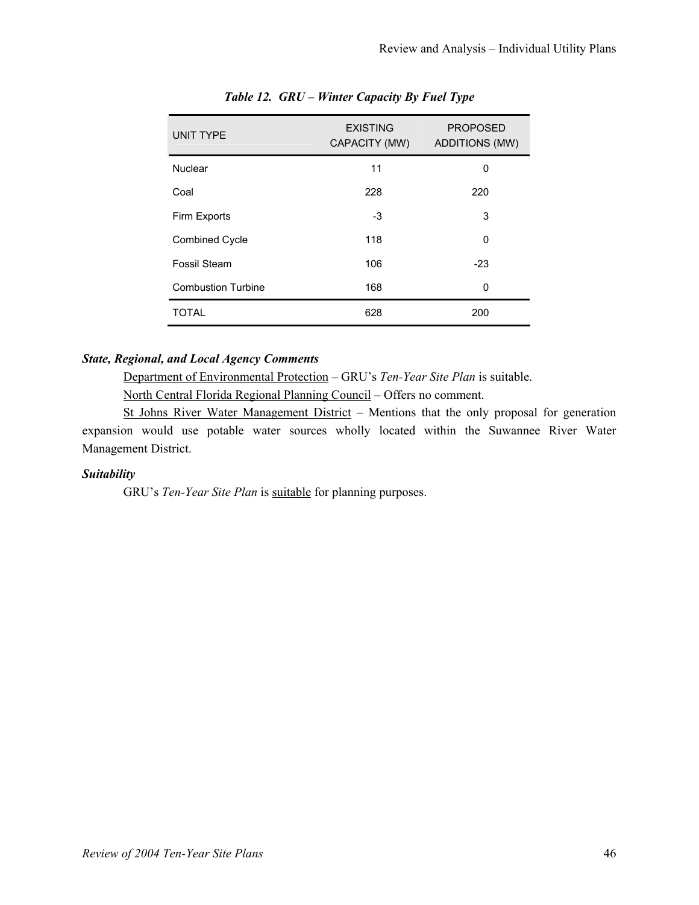*Table 12. GRU – Winter Capacity By Fuel Type*

| UNIT TYPE | EXISTING CAPACITY (MW) | PROPOSED ADDITIONS (MW) |
|---|---|---|
| Nuclear | 11 | 0 |
| Coal | 228 | 220 |
| Firm Exports | -3 | 3 |
| Combined Cycle | 118 | 0 |
| Fossil Steam | 106 | -23 |
| Combustion Turbine | 168 | 0 |
| TOTAL | 628 | 200 |

***State, Regional, and Local Agency Comments***

Department of Environmental Protection – GRU's *Ten-Year Site Plan* is suitable.

North Central Florida Regional Planning Council – Offers no comment.

St Johns River Water Management District – Mentions that the only proposal for generation expansion would use potable water sources wholly located within the Suwannee River Water Management District.

***Suitability***

GRU's *Ten-Year Site Plan* is suitable for planning purposes.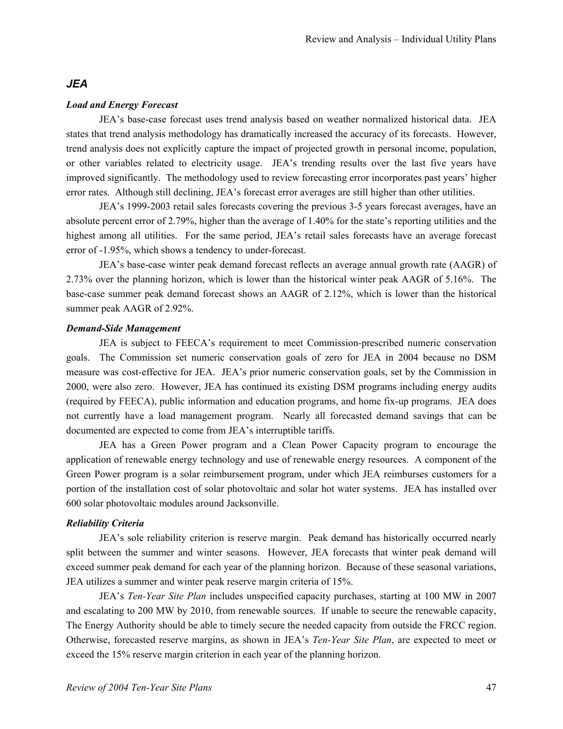## *JEA*

### *Load and Energy Forecast*

JEA's base-case forecast uses trend analysis based on weather normalized historical data. JEA states that trend analysis methodology has dramatically increased the accuracy of its forecasts. However, trend analysis does not explicitly capture the impact of projected growth in personal income, population, or other variables related to electricity usage. JEA's trending results over the last five years have improved significantly. The methodology used to review forecasting error incorporates past years' higher error rates. Although still declining, JEA's forecast error averages are still higher than other utilities.

JEA's 1999-2003 retail sales forecasts covering the previous 3-5 years forecast averages, have an absolute percent error of 2.79%, higher than the average of 1.40% for the state's reporting utilities and the highest among all utilities. For the same period, JEA's retail sales forecasts have an average forecast error of -1.95%, which shows a tendency to under-forecast.

JEA's base-case winter peak demand forecast reflects an average annual growth rate (AAGR) of 2.73% over the planning horizon, which is lower than the historical winter peak AAGR of 5.16%. The base-case summer peak demand forecast shows an AAGR of 2.12%, which is lower than the historical summer peak AAGR of 2.92%.

### *Demand-Side Management*

JEA is subject to FEECA's requirement to meet Commission-prescribed numeric conservation goals. The Commission set numeric conservation goals of zero for JEA in 2004 because no DSM measure was cost-effective for JEA. JEA's prior numeric conservation goals, set by the Commission in 2000, were also zero. However, JEA has continued its existing DSM programs including energy audits (required by FEECA), public information and education programs, and home fix-up programs. JEA does not currently have a load management program. Nearly all forecasted demand savings that can be documented are expected to come from JEA's interruptible tariffs.

JEA has a Green Power program and a Clean Power Capacity program to encourage the application of renewable energy technology and use of renewable energy resources. A component of the Green Power program is a solar reimbursement program, under which JEA reimburses customers for a portion of the installation cost of solar photovoltaic and solar hot water systems. JEA has installed over 600 solar photovoltaic modules around Jacksonville.

### *Reliability Criteria*

JEA's sole reliability criterion is reserve margin. Peak demand has historically occurred nearly split between the summer and winter seasons. However, JEA forecasts that winter peak demand will exceed summer peak demand for each year of the planning horizon. Because of these seasonal variations, JEA utilizes a summer and winter peak reserve margin criteria of 15%.

JEA's *Ten-Year Site Plan* includes unspecified capacity purchases, starting at 100 MW in 2007 and escalating to 200 MW by 2010, from renewable sources. If unable to secure the renewable capacity, The Energy Authority should be able to timely secure the needed capacity from outside the FRCC region. Otherwise, forecasted reserve margins, as shown in JEA's *Ten-Year Site Plan*, are expected to meet or exceed the 15% reserve margin criterion in each year of the planning horizon.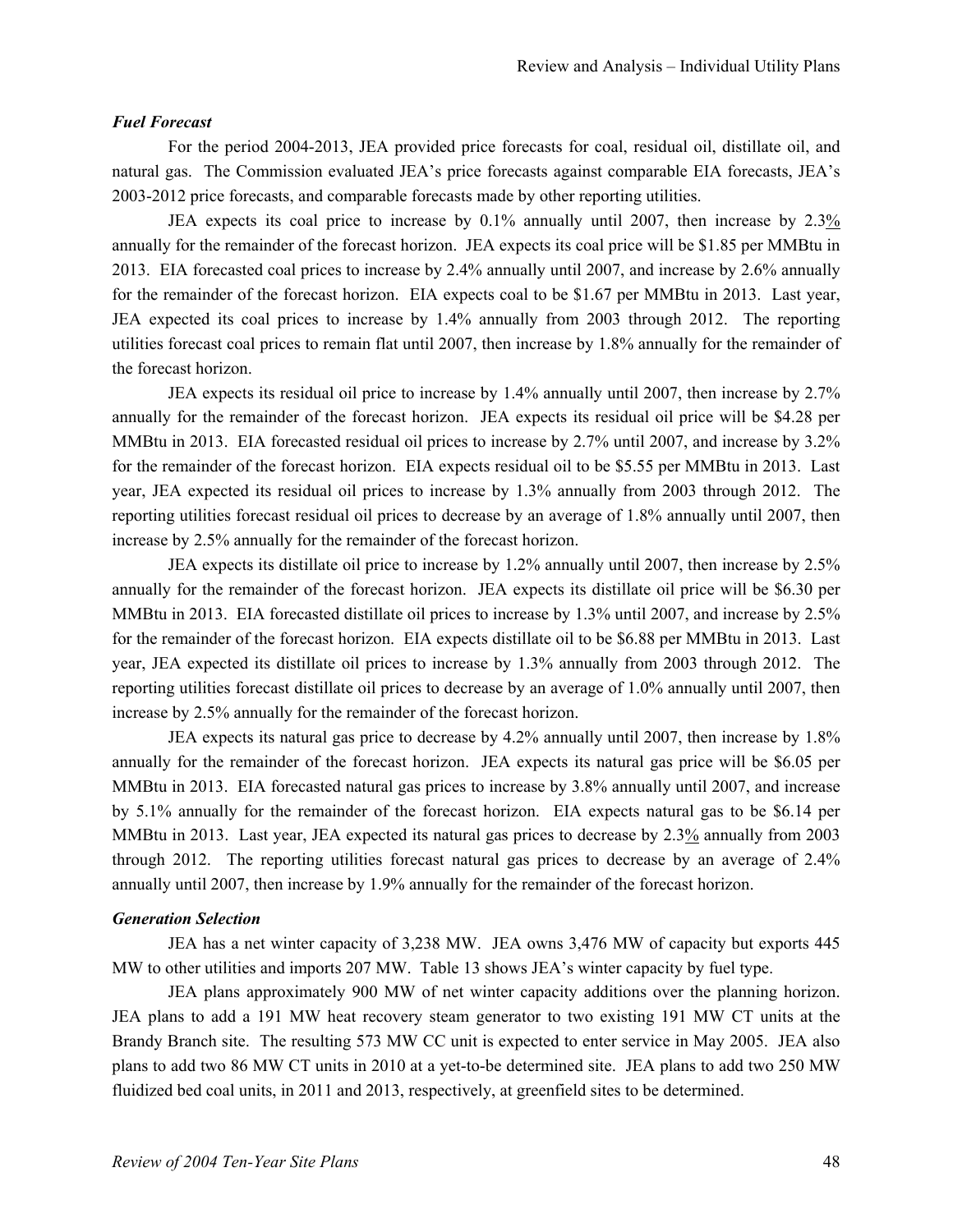### *Fuel Forecast*

For the period 2004-2013, JEA provided price forecasts for coal, residual oil, distillate oil, and natural gas. The Commission evaluated JEA's price forecasts against comparable EIA forecasts, JEA's 2003-2012 price forecasts, and comparable forecasts made by other reporting utilities.

JEA expects its coal price to increase by 0.1% annually until 2007, then increase by 2.3% annually for the remainder of the forecast horizon. JEA expects its coal price will be $1.85 per MMBtu in 2013. EIA forecasted coal prices to increase by 2.4% annually until 2007, and increase by 2.6% annually for the remainder of the forecast horizon. EIA expects coal to be $1.67 per MMBtu in 2013. Last year, JEA expected its coal prices to increase by 1.4% annually from 2003 through 2012. The reporting utilities forecast coal prices to remain flat until 2007, then increase by 1.8% annually for the remainder of the forecast horizon.

JEA expects its residual oil price to increase by 1.4% annually until 2007, then increase by 2.7% annually for the remainder of the forecast horizon. JEA expects its residual oil price will be $4.28 per MMBtu in 2013. EIA forecasted residual oil prices to increase by 2.7% until 2007, and increase by 3.2% for the remainder of the forecast horizon. EIA expects residual oil to be $5.55 per MMBtu in 2013. Last year, JEA expected its residual oil prices to increase by 1.3% annually from 2003 through 2012. The reporting utilities forecast residual oil prices to decrease by an average of 1.8% annually until 2007, then increase by 2.5% annually for the remainder of the forecast horizon.

JEA expects its distillate oil price to increase by 1.2% annually until 2007, then increase by 2.5% annually for the remainder of the forecast horizon. JEA expects its distillate oil price will be $6.30 per MMBtu in 2013. EIA forecasted distillate oil prices to increase by 1.3% until 2007, and increase by 2.5% for the remainder of the forecast horizon. EIA expects distillate oil to be $6.88 per MMBtu in 2013. Last year, JEA expected its distillate oil prices to increase by 1.3% annually from 2003 through 2012. The reporting utilities forecast distillate oil prices to decrease by an average of 1.0% annually until 2007, then increase by 2.5% annually for the remainder of the forecast horizon.

JEA expects its natural gas price to decrease by 4.2% annually until 2007, then increase by 1.8% annually for the remainder of the forecast horizon. JEA expects its natural gas price will be $6.05 per MMBtu in 2013. EIA forecasted natural gas prices to increase by 3.8% annually until 2007, and increase by 5.1% annually for the remainder of the forecast horizon. EIA expects natural gas to be $6.14 per MMBtu in 2013. Last year, JEA expected its natural gas prices to decrease by 2.3% annually from 2003 through 2012. The reporting utilities forecast natural gas prices to decrease by an average of 2.4% annually until 2007, then increase by 1.9% annually for the remainder of the forecast horizon.

### *Generation Selection*

JEA has a net winter capacity of 3,238 MW. JEA owns 3,476 MW of capacity but exports 445 MW to other utilities and imports 207 MW. Table 13 shows JEA's winter capacity by fuel type.

JEA plans approximately 900 MW of net winter capacity additions over the planning horizon. JEA plans to add a 191 MW heat recovery steam generator to two existing 191 MW CT units at the Brandy Branch site. The resulting 573 MW CC unit is expected to enter service in May 2005. JEA also plans to add two 86 MW CT units in 2010 at a yet-to-be determined site. JEA plans to add two 250 MW fluidized bed coal units, in 2011 and 2013, respectively, at greenfield sites to be determined.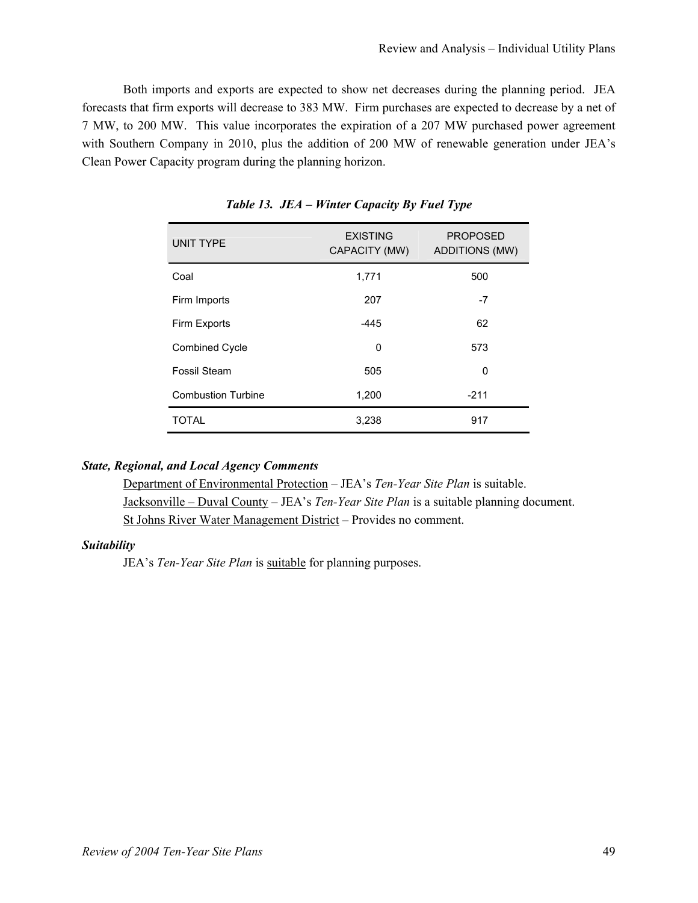Both imports and exports are expected to show net decreases during the planning period. JEA forecasts that firm exports will decrease to 383 MW. Firm purchases are expected to decrease by a net of 7 MW, to 200 MW. This value incorporates the expiration of a 207 MW purchased power agreement with Southern Company in 2010, plus the addition of 200 MW of renewable generation under JEA's Clean Power Capacity program during the planning horizon.

***Table 13. JEA – Winter Capacity By Fuel Type***

| UNIT TYPE | EXISTING CAPACITY (MW) | PROPOSED ADDITIONS (MW) |
|---|---|---|
| Coal | 1,771 | 500 |
| Firm Imports | 207 | -7 |
| Firm Exports | -445 | 62 |
| Combined Cycle | 0 | 573 |
| Fossil Steam | 505 | 0 |
| Combustion Turbine | 1,200 | -211 |
| TOTAL | 3,238 | 917 |

***State, Regional, and Local Agency Comments***

Department of Environmental Protection – JEA's *Ten-Year Site Plan* is suitable.

Jacksonville – Duval County – JEA's *Ten-Year Site Plan* is a suitable planning document.

St Johns River Water Management District – Provides no comment.

***Suitability***

JEA's *Ten-Year Site Plan* is suitable for planning purposes.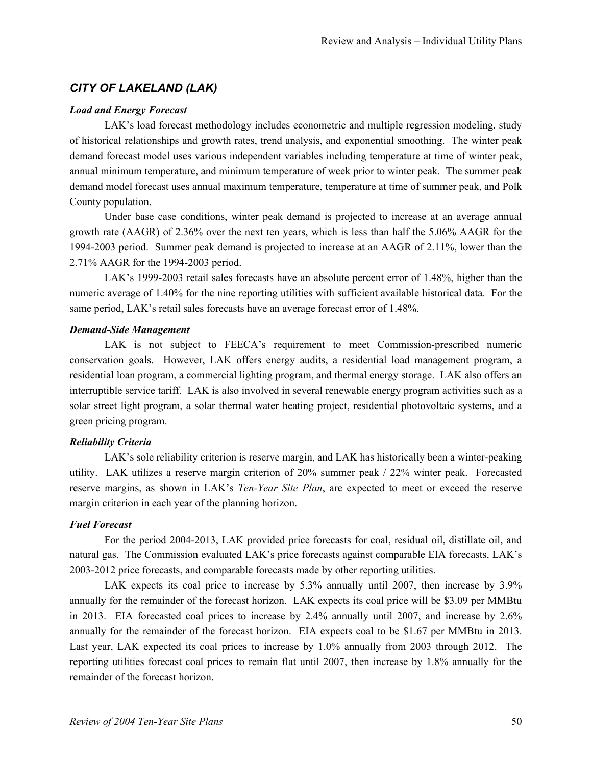## *CITY OF LAKELAND (LAK)*

### *Load and Energy Forecast*

LAK's load forecast methodology includes econometric and multiple regression modeling, study of historical relationships and growth rates, trend analysis, and exponential smoothing. The winter peak demand forecast model uses various independent variables including temperature at time of winter peak, annual minimum temperature, and minimum temperature of week prior to winter peak. The summer peak demand model forecast uses annual maximum temperature, temperature at time of summer peak, and Polk County population.

Under base case conditions, winter peak demand is projected to increase at an average annual growth rate (AAGR) of 2.36% over the next ten years, which is less than half the 5.06% AAGR for the 1994-2003 period. Summer peak demand is projected to increase at an AAGR of 2.11%, lower than the 2.71% AAGR for the 1994-2003 period.

LAK's 1999-2003 retail sales forecasts have an absolute percent error of 1.48%, higher than the numeric average of 1.40% for the nine reporting utilities with sufficient available historical data. For the same period, LAK's retail sales forecasts have an average forecast error of 1.48%.

### *Demand-Side Management*

LAK is not subject to FEECA's requirement to meet Commission-prescribed numeric conservation goals. However, LAK offers energy audits, a residential load management program, a residential loan program, a commercial lighting program, and thermal energy storage. LAK also offers an interruptible service tariff. LAK is also involved in several renewable energy program activities such as a solar street light program, a solar thermal water heating project, residential photovoltaic systems, and a green pricing program.

### *Reliability Criteria*

LAK's sole reliability criterion is reserve margin, and LAK has historically been a winter-peaking utility. LAK utilizes a reserve margin criterion of 20% summer peak / 22% winter peak. Forecasted reserve margins, as shown in LAK's *Ten-Year Site Plan*, are expected to meet or exceed the reserve margin criterion in each year of the planning horizon.

### *Fuel Forecast*

For the period 2004-2013, LAK provided price forecasts for coal, residual oil, distillate oil, and natural gas. The Commission evaluated LAK's price forecasts against comparable EIA forecasts, LAK's 2003-2012 price forecasts, and comparable forecasts made by other reporting utilities.

LAK expects its coal price to increase by 5.3% annually until 2007, then increase by 3.9% annually for the remainder of the forecast horizon. LAK expects its coal price will be $3.09 per MMBtu in 2013. EIA forecasted coal prices to increase by 2.4% annually until 2007, and increase by 2.6% annually for the remainder of the forecast horizon. EIA expects coal to be $1.67 per MMBtu in 2013. Last year, LAK expected its coal prices to increase by 1.0% annually from 2003 through 2012. The reporting utilities forecast coal prices to remain flat until 2007, then increase by 1.8% annually for the remainder of the forecast horizon.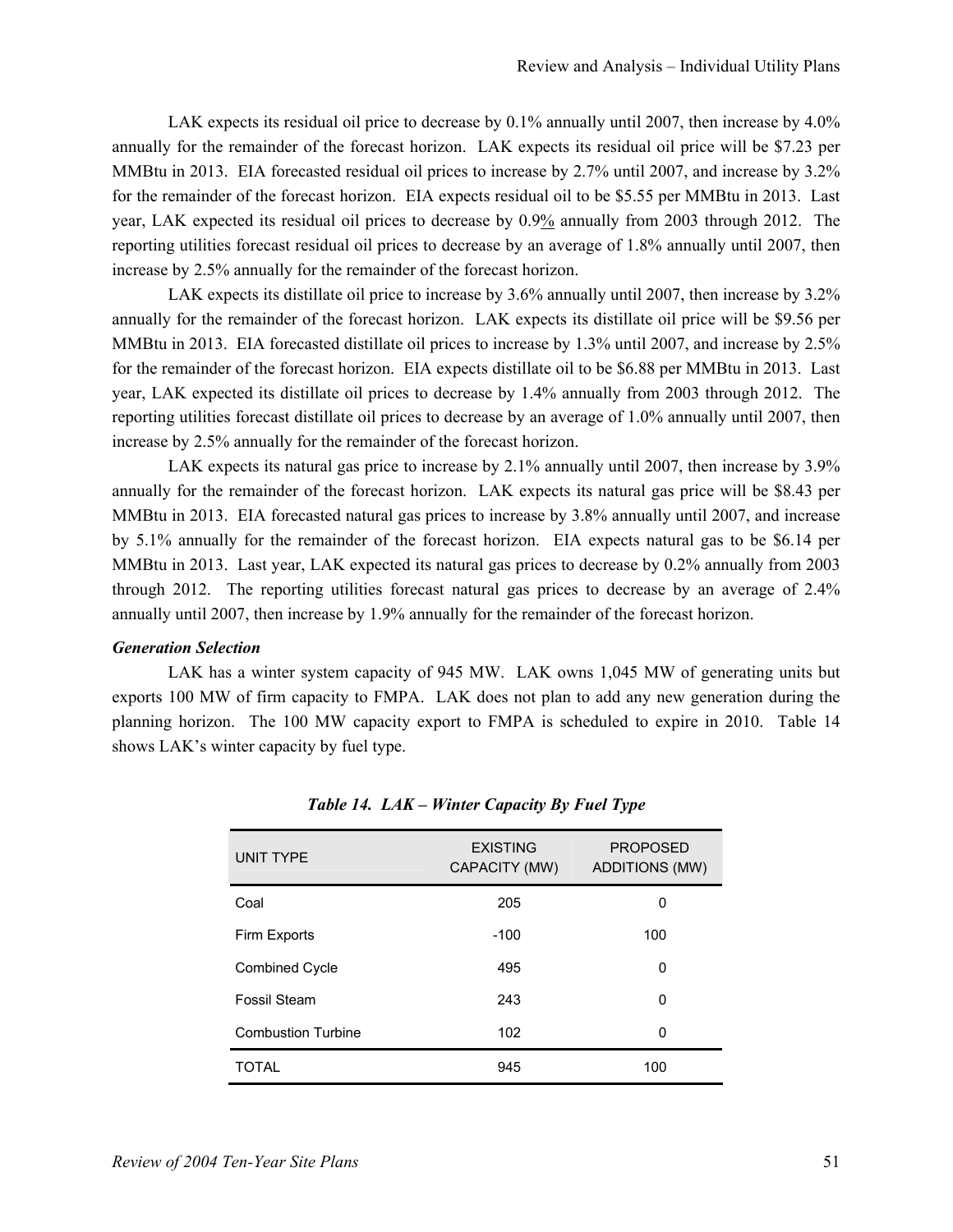LAK expects its residual oil price to decrease by 0.1% annually until 2007, then increase by 4.0% annually for the remainder of the forecast horizon. LAK expects its residual oil price will be $7.23 per MMBtu in 2013. EIA forecasted residual oil prices to increase by 2.7% until 2007, and increase by 3.2% for the remainder of the forecast horizon. EIA expects residual oil to be $5.55 per MMBtu in 2013. Last year, LAK expected its residual oil prices to decrease by 0.9% annually from 2003 through 2012. The reporting utilities forecast residual oil prices to decrease by an average of 1.8% annually until 2007, then increase by 2.5% annually for the remainder of the forecast horizon.

LAK expects its distillate oil price to increase by 3.6% annually until 2007, then increase by 3.2% annually for the remainder of the forecast horizon. LAK expects its distillate oil price will be $9.56 per MMBtu in 2013. EIA forecasted distillate oil prices to increase by 1.3% until 2007, and increase by 2.5% for the remainder of the forecast horizon. EIA expects distillate oil to be $6.88 per MMBtu in 2013. Last year, LAK expected its distillate oil prices to decrease by 1.4% annually from 2003 through 2012. The reporting utilities forecast distillate oil prices to decrease by an average of 1.0% annually until 2007, then increase by 2.5% annually for the remainder of the forecast horizon.

LAK expects its natural gas price to increase by 2.1% annually until 2007, then increase by 3.9% annually for the remainder of the forecast horizon. LAK expects its natural gas price will be $8.43 per MMBtu in 2013. EIA forecasted natural gas prices to increase by 3.8% annually until 2007, and increase by 5.1% annually for the remainder of the forecast horizon. EIA expects natural gas to be $6.14 per MMBtu in 2013. Last year, LAK expected its natural gas prices to decrease by 0.2% annually from 2003 through 2012. The reporting utilities forecast natural gas prices to decrease by an average of 2.4% annually until 2007, then increase by 1.9% annually for the remainder of the forecast horizon.

***Generation Selection***

LAK has a winter system capacity of 945 MW. LAK owns 1,045 MW of generating units but exports 100 MW of firm capacity to FMPA. LAK does not plan to add any new generation during the planning horizon. The 100 MW capacity export to FMPA is scheduled to expire in 2010. Table 14 shows LAK's winter capacity by fuel type.

***Table 14. LAK – Winter Capacity By Fuel Type***

| UNIT TYPE | EXISTING CAPACITY (MW) | PROPOSED ADDITIONS (MW) |
|---|---|---|
| Coal | 205 | 0 |
| Firm Exports | -100 | 100 |
| Combined Cycle | 495 | 0 |
| Fossil Steam | 243 | 0 |
| Combustion Turbine | 102 | 0 |
| TOTAL | 945 | 100 |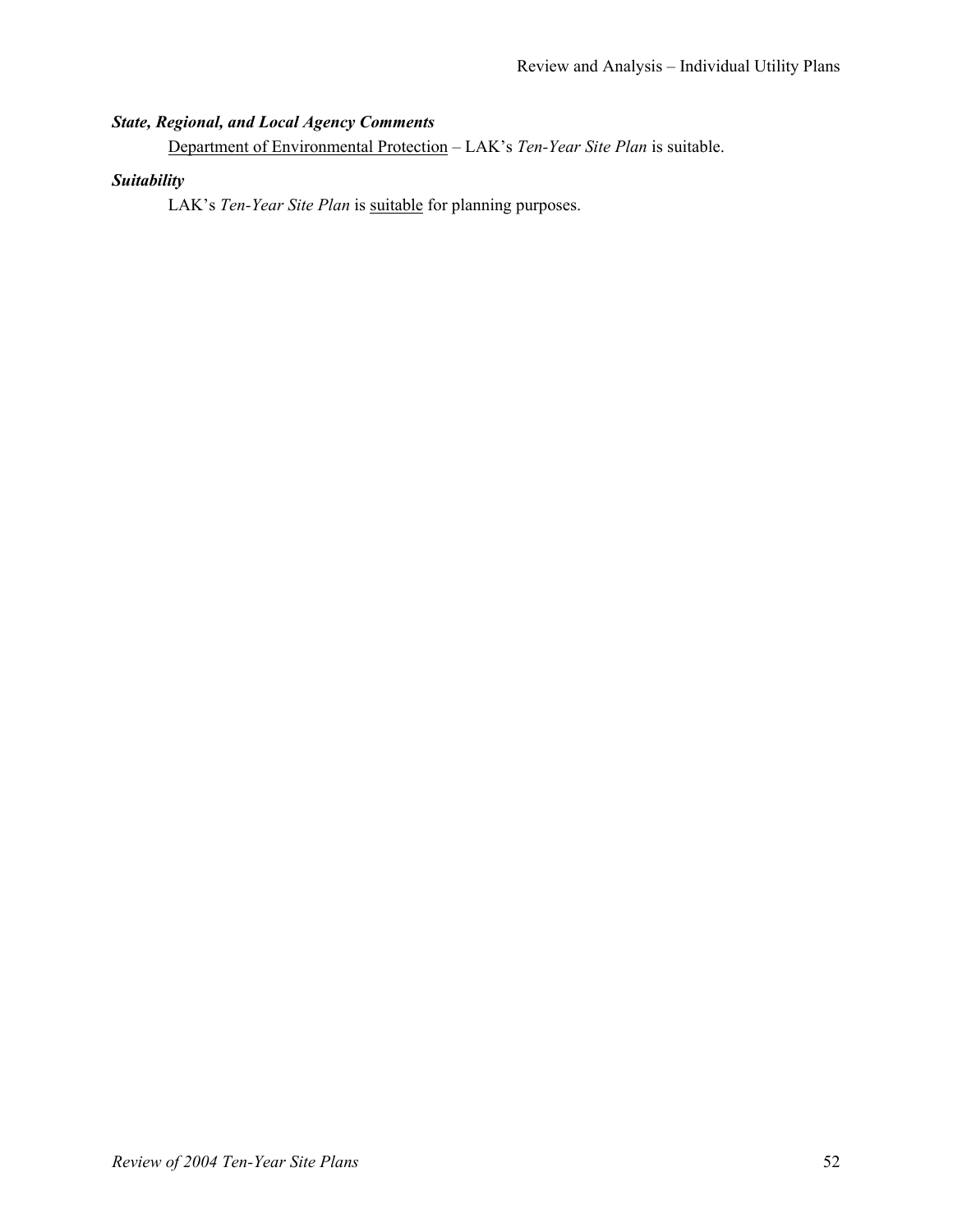***State, Regional, and Local Agency Comments***

<u>Department of Environmental Protection</u> – LAK's *Ten-Year Site Plan* is suitable.

***Suitability***

LAK's *Ten-Year Site Plan* is <u>suitable</u> for planning purposes.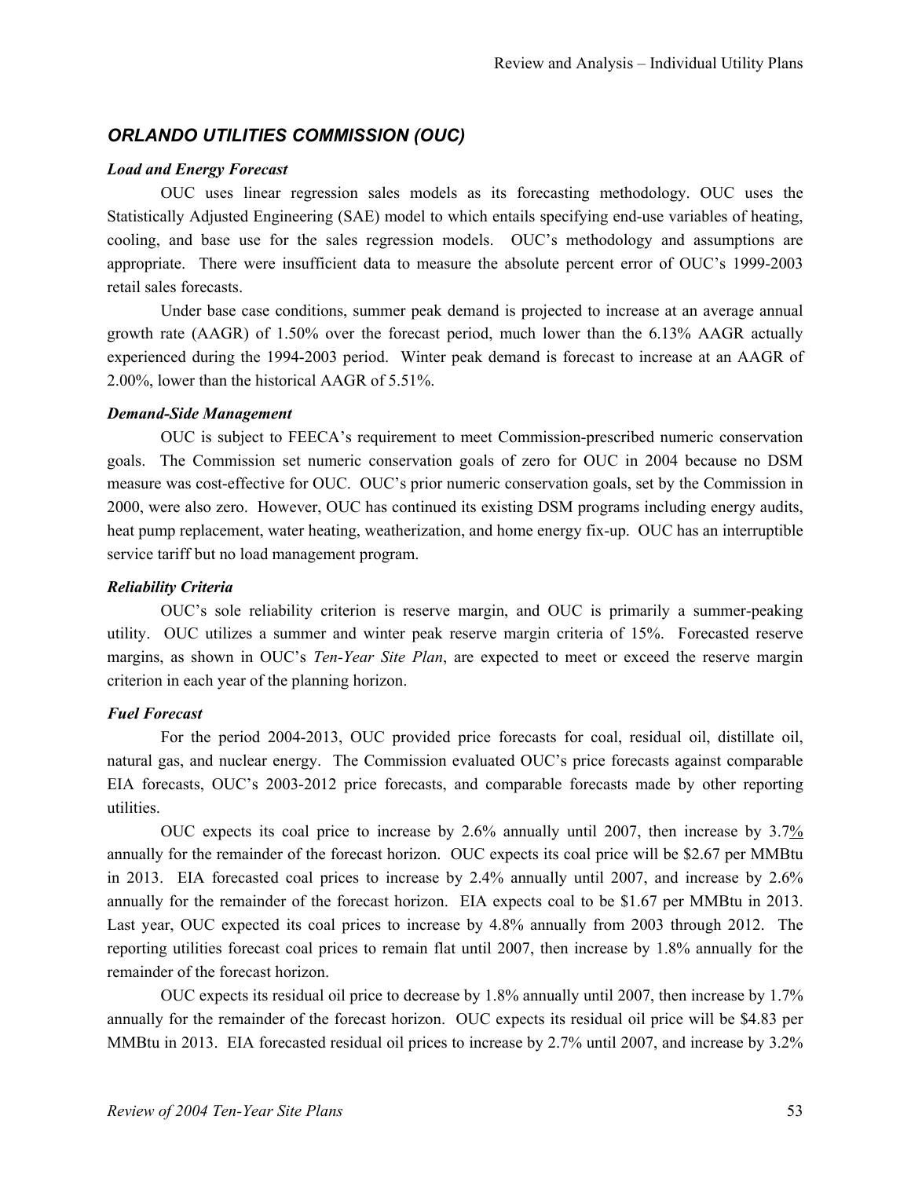## *ORLANDO UTILITIES COMMISSION (OUC)*

***Load and Energy Forecast***

OUC uses linear regression sales models as its forecasting methodology. OUC uses the Statistically Adjusted Engineering (SAE) model to which entails specifying end-use variables of heating, cooling, and base use for the sales regression models. OUC's methodology and assumptions are appropriate. There were insufficient data to measure the absolute percent error of OUC's 1999-2003 retail sales forecasts.

Under base case conditions, summer peak demand is projected to increase at an average annual growth rate (AAGR) of 1.50% over the forecast period, much lower than the 6.13% AAGR actually experienced during the 1994-2003 period. Winter peak demand is forecast to increase at an AAGR of 2.00%, lower than the historical AAGR of 5.51%.

***Demand-Side Management***

OUC is subject to FEECA's requirement to meet Commission-prescribed numeric conservation goals. The Commission set numeric conservation goals of zero for OUC in 2004 because no DSM measure was cost-effective for OUC. OUC's prior numeric conservation goals, set by the Commission in 2000, were also zero. However, OUC has continued its existing DSM programs including energy audits, heat pump replacement, water heating, weatherization, and home energy fix-up. OUC has an interruptible service tariff but no load management program.

***Reliability Criteria***

OUC's sole reliability criterion is reserve margin, and OUC is primarily a summer-peaking utility. OUC utilizes a summer and winter peak reserve margin criteria of 15%. Forecasted reserve margins, as shown in OUC's *Ten-Year Site Plan*, are expected to meet or exceed the reserve margin criterion in each year of the planning horizon.

***Fuel Forecast***

For the period 2004-2013, OUC provided price forecasts for coal, residual oil, distillate oil, natural gas, and nuclear energy. The Commission evaluated OUC's price forecasts against comparable EIA forecasts, OUC's 2003-2012 price forecasts, and comparable forecasts made by other reporting utilities.

OUC expects its coal price to increase by 2.6% annually until 2007, then increase by 3.7% annually for the remainder of the forecast horizon. OUC expects its coal price will be $2.67 per MMBtu in 2013. EIA forecasted coal prices to increase by 2.4% annually until 2007, and increase by 2.6% annually for the remainder of the forecast horizon. EIA expects coal to be $1.67 per MMBtu in 2013. Last year, OUC expected its coal prices to increase by 4.8% annually from 2003 through 2012. The reporting utilities forecast coal prices to remain flat until 2007, then increase by 1.8% annually for the remainder of the forecast horizon.

OUC expects its residual oil price to decrease by 1.8% annually until 2007, then increase by 1.7% annually for the remainder of the forecast horizon. OUC expects its residual oil price will be $4.83 per MMBtu in 2013. EIA forecasted residual oil prices to increase by 2.7% until 2007, and increase by 3.2%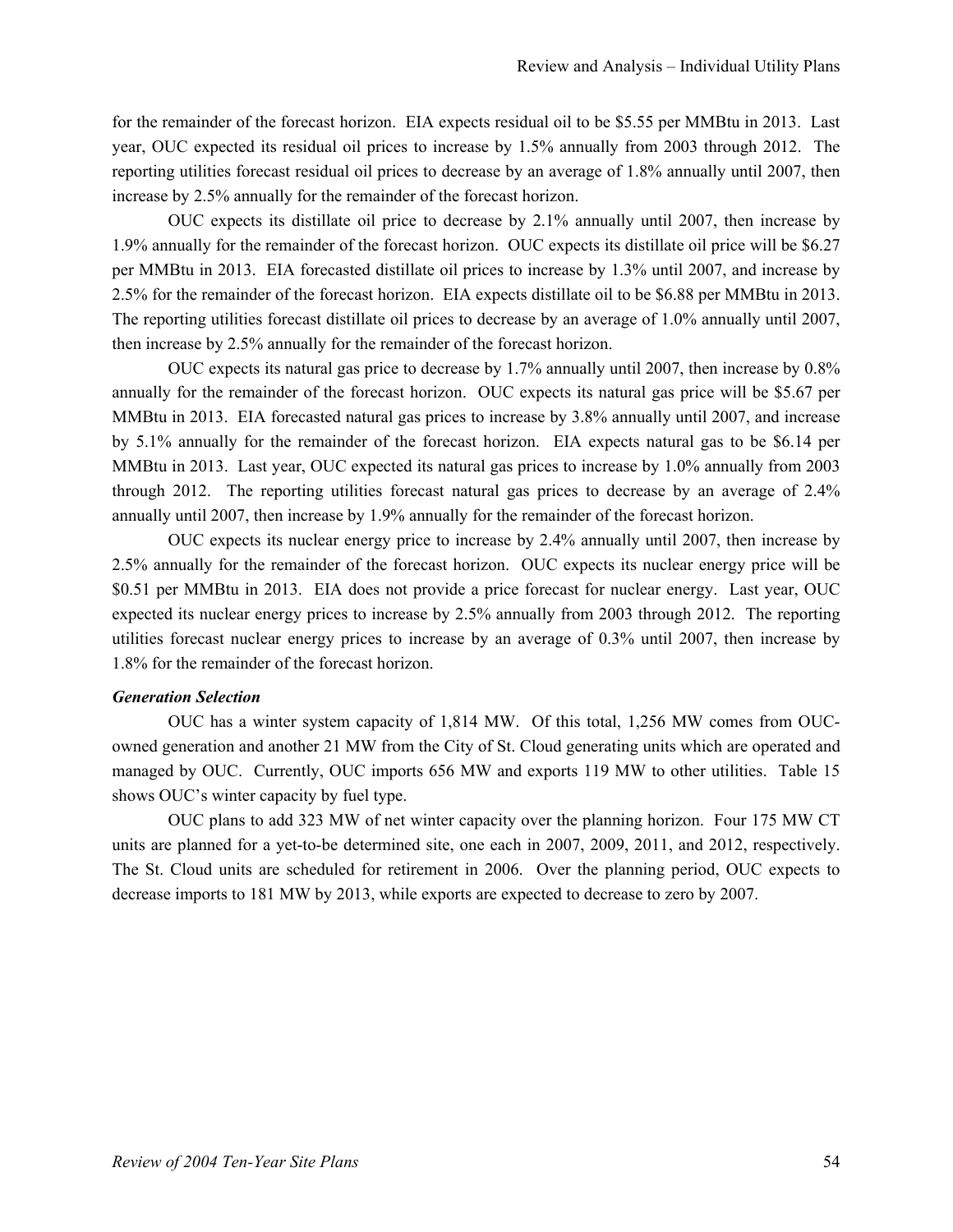for the remainder of the forecast horizon. EIA expects residual oil to be $5.55 per MMBtu in 2013. Last year, OUC expected its residual oil prices to increase by 1.5% annually from 2003 through 2012. The reporting utilities forecast residual oil prices to decrease by an average of 1.8% annually until 2007, then increase by 2.5% annually for the remainder of the forecast horizon.

OUC expects its distillate oil price to decrease by 2.1% annually until 2007, then increase by 1.9% annually for the remainder of the forecast horizon. OUC expects its distillate oil price will be $6.27 per MMBtu in 2013. EIA forecasted distillate oil prices to increase by 1.3% until 2007, and increase by 2.5% for the remainder of the forecast horizon. EIA expects distillate oil to be $6.88 per MMBtu in 2013. The reporting utilities forecast distillate oil prices to decrease by an average of 1.0% annually until 2007, then increase by 2.5% annually for the remainder of the forecast horizon.

OUC expects its natural gas price to decrease by 1.7% annually until 2007, then increase by 0.8% annually for the remainder of the forecast horizon. OUC expects its natural gas price will be $5.67 per MMBtu in 2013. EIA forecasted natural gas prices to increase by 3.8% annually until 2007, and increase by 5.1% annually for the remainder of the forecast horizon. EIA expects natural gas to be $6.14 per MMBtu in 2013. Last year, OUC expected its natural gas prices to increase by 1.0% annually from 2003 through 2012. The reporting utilities forecast natural gas prices to decrease by an average of 2.4% annually until 2007, then increase by 1.9% annually for the remainder of the forecast horizon.

OUC expects its nuclear energy price to increase by 2.4% annually until 2007, then increase by 2.5% annually for the remainder of the forecast horizon. OUC expects its nuclear energy price will be $0.51 per MMBtu in 2013. EIA does not provide a price forecast for nuclear energy. Last year, OUC expected its nuclear energy prices to increase by 2.5% annually from 2003 through 2012. The reporting utilities forecast nuclear energy prices to increase by an average of 0.3% until 2007, then increase by 1.8% for the remainder of the forecast horizon.

***Generation Selection***

OUC has a winter system capacity of 1,814 MW. Of this total, 1,256 MW comes from OUC-owned generation and another 21 MW from the City of St. Cloud generating units which are operated and managed by OUC. Currently, OUC imports 656 MW and exports 119 MW to other utilities. Table 15 shows OUC's winter capacity by fuel type.

OUC plans to add 323 MW of net winter capacity over the planning horizon. Four 175 MW CT units are planned for a yet-to-be determined site, one each in 2007, 2009, 2011, and 2012, respectively. The St. Cloud units are scheduled for retirement in 2006. Over the planning period, OUC expects to decrease imports to 181 MW by 2013, while exports are expected to decrease to zero by 2007.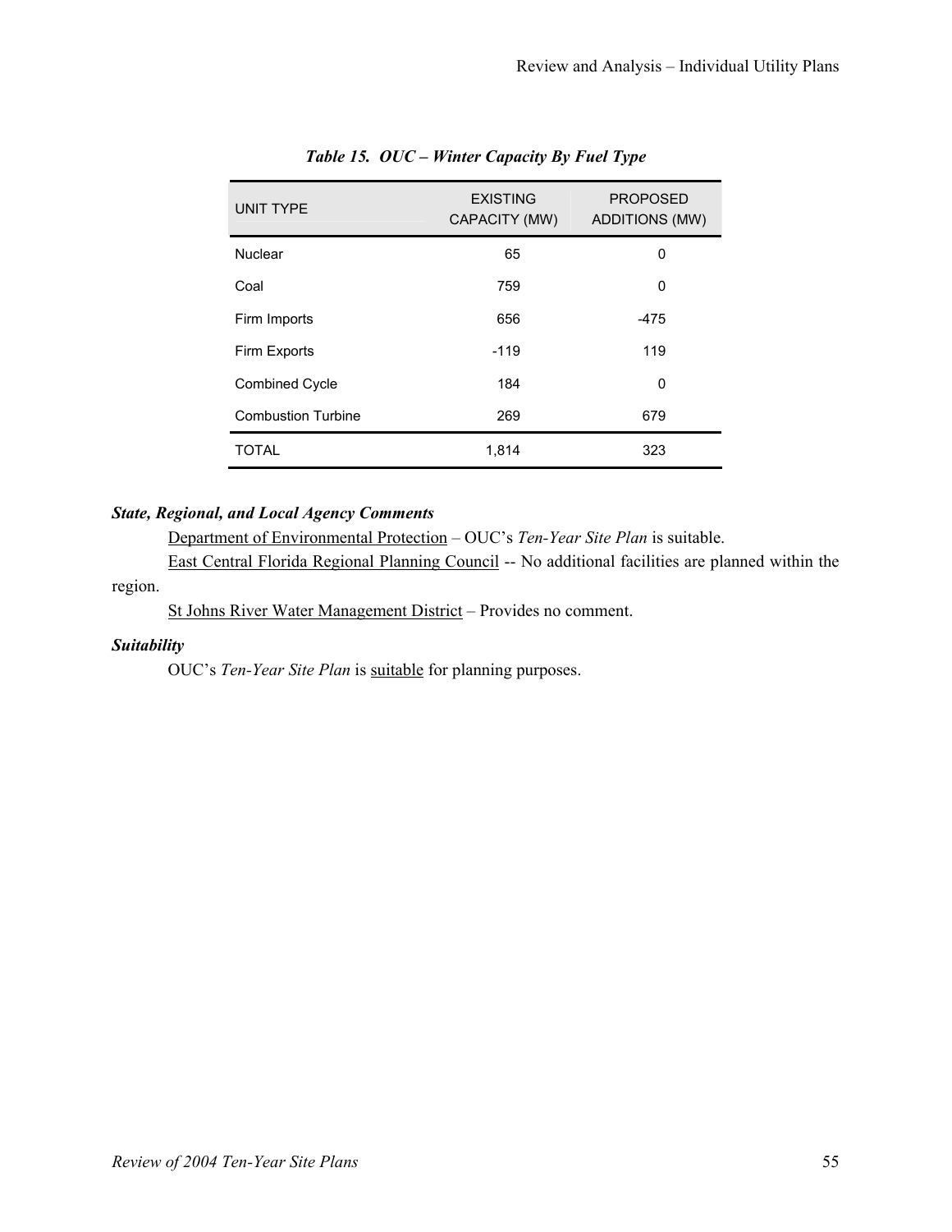***Table 15. OUC – Winter Capacity By Fuel Type***

| UNIT TYPE | EXISTING CAPACITY (MW) | PROPOSED ADDITIONS (MW) |
|---|---|---|
| Nuclear | 65 | 0 |
| Coal | 759 | 0 |
| Firm Imports | 656 | -475 |
| Firm Exports | -119 | 119 |
| Combined Cycle | 184 | 0 |
| Combustion Turbine | 269 | 679 |
| TOTAL | 1,814 | 323 |

***State, Regional, and Local Agency Comments***

Department of Environmental Protection – OUC's *Ten-Year Site Plan* is suitable.

East Central Florida Regional Planning Council -- No additional facilities are planned within the region.

St Johns River Water Management District – Provides no comment.

***Suitability***

OUC's *Ten-Year Site Plan* is suitable for planning purposes.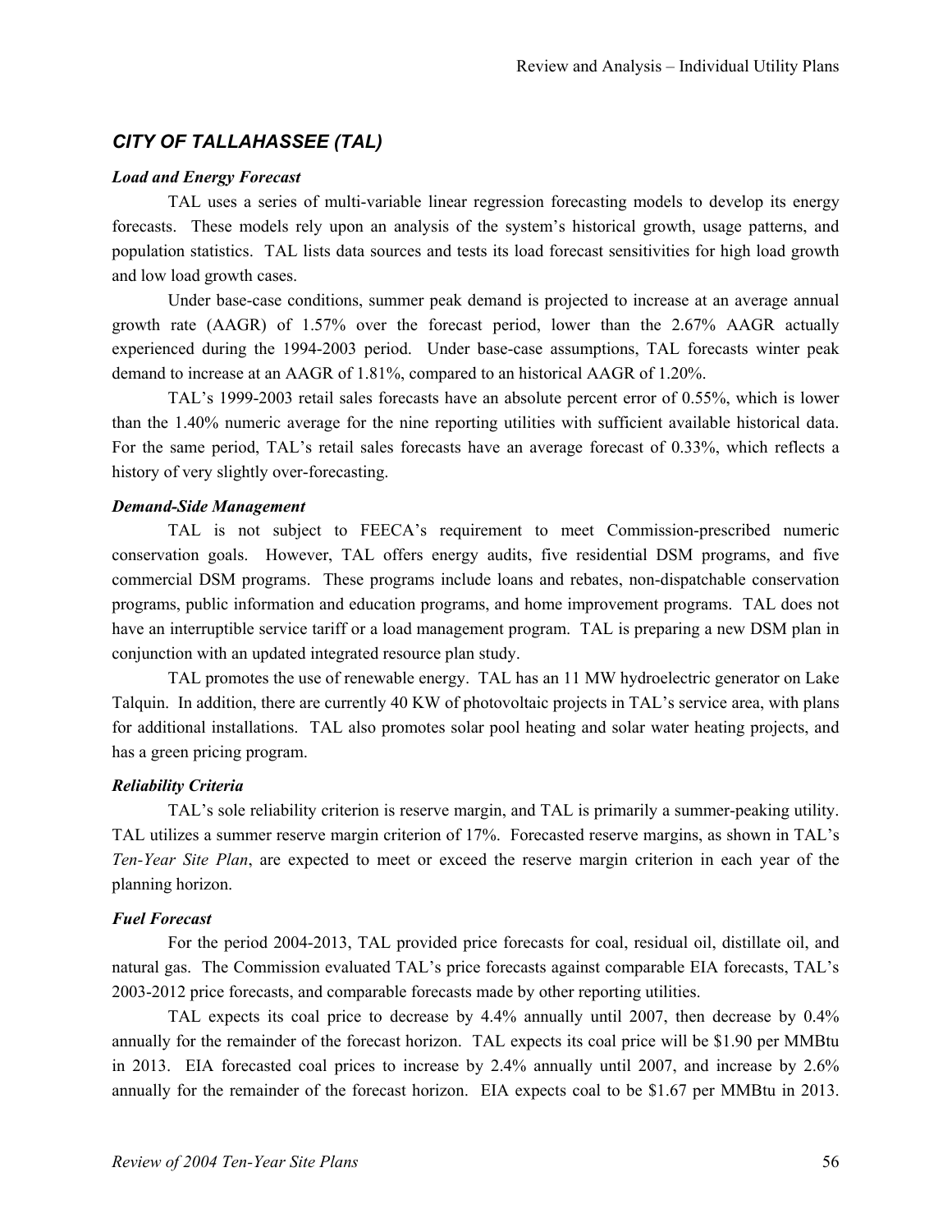## *CITY OF TALLAHASSEE (TAL)*

### *Load and Energy Forecast*

TAL uses a series of multi-variable linear regression forecasting models to develop its energy forecasts. These models rely upon an analysis of the system's historical growth, usage patterns, and population statistics. TAL lists data sources and tests its load forecast sensitivities for high load growth and low load growth cases.

Under base-case conditions, summer peak demand is projected to increase at an average annual growth rate (AAGR) of 1.57% over the forecast period, lower than the 2.67% AAGR actually experienced during the 1994-2003 period. Under base-case assumptions, TAL forecasts winter peak demand to increase at an AAGR of 1.81%, compared to an historical AAGR of 1.20%.

TAL's 1999-2003 retail sales forecasts have an absolute percent error of 0.55%, which is lower than the 1.40% numeric average for the nine reporting utilities with sufficient available historical data. For the same period, TAL's retail sales forecasts have an average forecast of 0.33%, which reflects a history of very slightly over-forecasting.

### *Demand-Side Management*

TAL is not subject to FEECA's requirement to meet Commission-prescribed numeric conservation goals. However, TAL offers energy audits, five residential DSM programs, and five commercial DSM programs. These programs include loans and rebates, non-dispatchable conservation programs, public information and education programs, and home improvement programs. TAL does not have an interruptible service tariff or a load management program. TAL is preparing a new DSM plan in conjunction with an updated integrated resource plan study.

TAL promotes the use of renewable energy. TAL has an 11 MW hydroelectric generator on Lake Talquin. In addition, there are currently 40 KW of photovoltaic projects in TAL's service area, with plans for additional installations. TAL also promotes solar pool heating and solar water heating projects, and has a green pricing program.

### *Reliability Criteria*

TAL's sole reliability criterion is reserve margin, and TAL is primarily a summer-peaking utility. TAL utilizes a summer reserve margin criterion of 17%. Forecasted reserve margins, as shown in TAL's *Ten-Year Site Plan*, are expected to meet or exceed the reserve margin criterion in each year of the planning horizon.

### *Fuel Forecast*

For the period 2004-2013, TAL provided price forecasts for coal, residual oil, distillate oil, and natural gas. The Commission evaluated TAL's price forecasts against comparable EIA forecasts, TAL's 2003-2012 price forecasts, and comparable forecasts made by other reporting utilities.

TAL expects its coal price to decrease by 4.4% annually until 2007, then decrease by 0.4% annually for the remainder of the forecast horizon. TAL expects its coal price will be $1.90 per MMBtu in 2013. EIA forecasted coal prices to increase by 2.4% annually until 2007, and increase by 2.6% annually for the remainder of the forecast horizon. EIA expects coal to be $1.67 per MMBtu in 2013.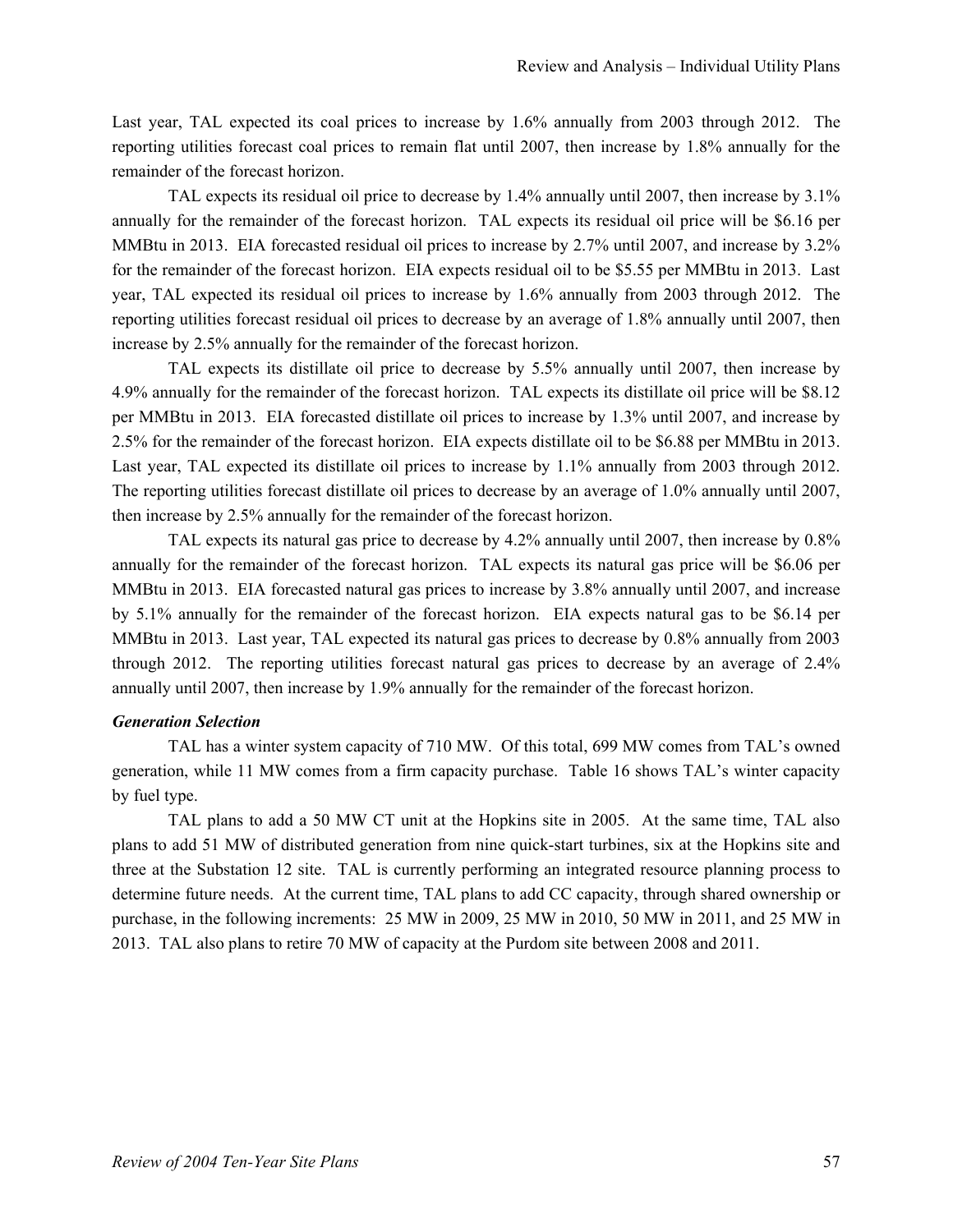Last year, TAL expected its coal prices to increase by 1.6% annually from 2003 through 2012. The reporting utilities forecast coal prices to remain flat until 2007, then increase by 1.8% annually for the remainder of the forecast horizon.

TAL expects its residual oil price to decrease by 1.4% annually until 2007, then increase by 3.1% annually for the remainder of the forecast horizon. TAL expects its residual oil price will be $6.16 per MMBtu in 2013. EIA forecasted residual oil prices to increase by 2.7% until 2007, and increase by 3.2% for the remainder of the forecast horizon. EIA expects residual oil to be $5.55 per MMBtu in 2013. Last year, TAL expected its residual oil prices to increase by 1.6% annually from 2003 through 2012. The reporting utilities forecast residual oil prices to decrease by an average of 1.8% annually until 2007, then increase by 2.5% annually for the remainder of the forecast horizon.

TAL expects its distillate oil price to decrease by 5.5% annually until 2007, then increase by 4.9% annually for the remainder of the forecast horizon. TAL expects its distillate oil price will be $8.12 per MMBtu in 2013. EIA forecasted distillate oil prices to increase by 1.3% until 2007, and increase by 2.5% for the remainder of the forecast horizon. EIA expects distillate oil to be $6.88 per MMBtu in 2013. Last year, TAL expected its distillate oil prices to increase by 1.1% annually from 2003 through 2012. The reporting utilities forecast distillate oil prices to decrease by an average of 1.0% annually until 2007, then increase by 2.5% annually for the remainder of the forecast horizon.

TAL expects its natural gas price to decrease by 4.2% annually until 2007, then increase by 0.8% annually for the remainder of the forecast horizon. TAL expects its natural gas price will be $6.06 per MMBtu in 2013. EIA forecasted natural gas prices to increase by 3.8% annually until 2007, and increase by 5.1% annually for the remainder of the forecast horizon. EIA expects natural gas to be $6.14 per MMBtu in 2013. Last year, TAL expected its natural gas prices to decrease by 0.8% annually from 2003 through 2012. The reporting utilities forecast natural gas prices to decrease by an average of 2.4% annually until 2007, then increase by 1.9% annually for the remainder of the forecast horizon.

***Generation Selection***

TAL has a winter system capacity of 710 MW. Of this total, 699 MW comes from TAL's owned generation, while 11 MW comes from a firm capacity purchase. Table 16 shows TAL's winter capacity by fuel type.

TAL plans to add a 50 MW CT unit at the Hopkins site in 2005. At the same time, TAL also plans to add 51 MW of distributed generation from nine quick-start turbines, six at the Hopkins site and three at the Substation 12 site. TAL is currently performing an integrated resource planning process to determine future needs. At the current time, TAL plans to add CC capacity, through shared ownership or purchase, in the following increments: 25 MW in 2009, 25 MW in 2010, 50 MW in 2011, and 25 MW in 2013. TAL also plans to retire 70 MW of capacity at the Purdom site between 2008 and 2011.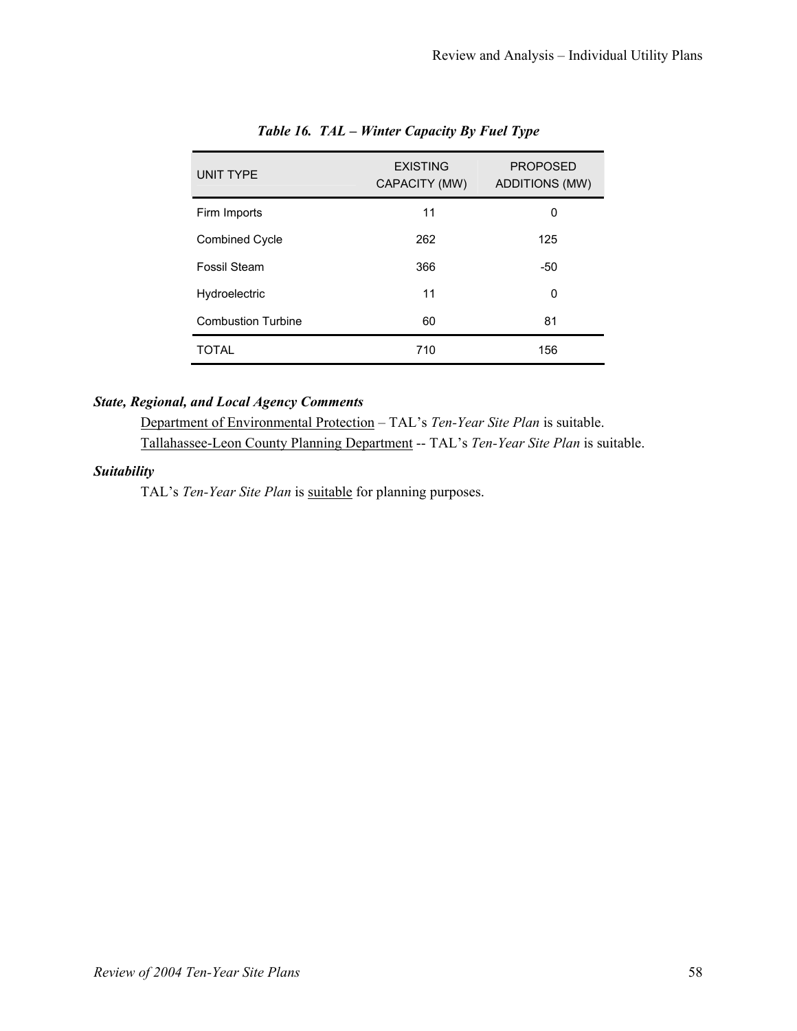*Table 16. TAL – Winter Capacity By Fuel Type*

| UNIT TYPE | EXISTING CAPACITY (MW) | PROPOSED ADDITIONS (MW) |
|---|---|---|
| Firm Imports | 11 | 0 |
| Combined Cycle | 262 | 125 |
| Fossil Steam | 366 | -50 |
| Hydroelectric | 11 | 0 |
| Combustion Turbine | 60 | 81 |
| TOTAL | 710 | 156 |

***State, Regional, and Local Agency Comments***

Department of Environmental Protection – TAL's *Ten-Year Site Plan* is suitable.

Tallahassee-Leon County Planning Department -- TAL's *Ten-Year Site Plan* is suitable.

***Suitability***

TAL's *Ten-Year Site Plan* is suitable for planning purposes.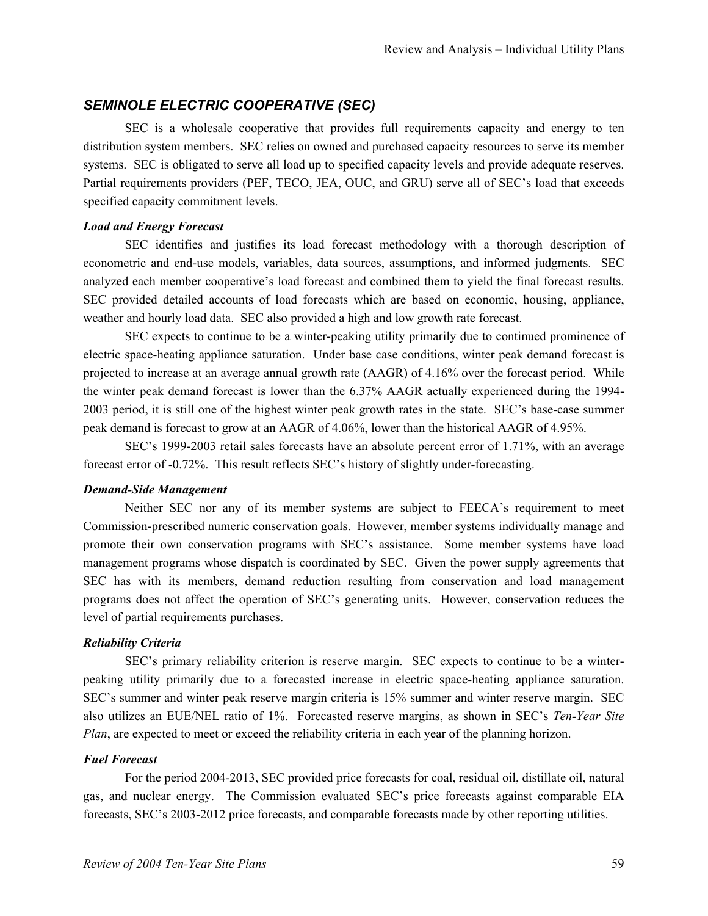## *SEMINOLE ELECTRIC COOPERATIVE (SEC)*

SEC is a wholesale cooperative that provides full requirements capacity and energy to ten distribution system members. SEC relies on owned and purchased capacity resources to serve its member systems. SEC is obligated to serve all load up to specified capacity levels and provide adequate reserves. Partial requirements providers (PEF, TECO, JEA, OUC, and GRU) serve all of SEC's load that exceeds specified capacity commitment levels.

***Load and Energy Forecast***

SEC identifies and justifies its load forecast methodology with a thorough description of econometric and end-use models, variables, data sources, assumptions, and informed judgments. SEC analyzed each member cooperative's load forecast and combined them to yield the final forecast results. SEC provided detailed accounts of load forecasts which are based on economic, housing, appliance, weather and hourly load data. SEC also provided a high and low growth rate forecast.

SEC expects to continue to be a winter-peaking utility primarily due to continued prominence of electric space-heating appliance saturation. Under base case conditions, winter peak demand forecast is projected to increase at an average annual growth rate (AAGR) of 4.16% over the forecast period. While the winter peak demand forecast is lower than the 6.37% AAGR actually experienced during the 1994-2003 period, it is still one of the highest winter peak growth rates in the state. SEC's base-case summer peak demand is forecast to grow at an AAGR of 4.06%, lower than the historical AAGR of 4.95%.

SEC's 1999-2003 retail sales forecasts have an absolute percent error of 1.71%, with an average forecast error of -0.72%. This result reflects SEC's history of slightly under-forecasting.

***Demand-Side Management***

Neither SEC nor any of its member systems are subject to FEECA's requirement to meet Commission-prescribed numeric conservation goals. However, member systems individually manage and promote their own conservation programs with SEC's assistance. Some member systems have load management programs whose dispatch is coordinated by SEC. Given the power supply agreements that SEC has with its members, demand reduction resulting from conservation and load management programs does not affect the operation of SEC's generating units. However, conservation reduces the level of partial requirements purchases.

***Reliability Criteria***

SEC's primary reliability criterion is reserve margin. SEC expects to continue to be a winter-peaking utility primarily due to a forecasted increase in electric space-heating appliance saturation. SEC's summer and winter peak reserve margin criteria is 15% summer and winter reserve margin. SEC also utilizes an EUE/NEL ratio of 1%. Forecasted reserve margins, as shown in SEC's *Ten-Year Site Plan*, are expected to meet or exceed the reliability criteria in each year of the planning horizon.

***Fuel Forecast***

For the period 2004-2013, SEC provided price forecasts for coal, residual oil, distillate oil, natural gas, and nuclear energy. The Commission evaluated SEC's price forecasts against comparable EIA forecasts, SEC's 2003-2012 price forecasts, and comparable forecasts made by other reporting utilities.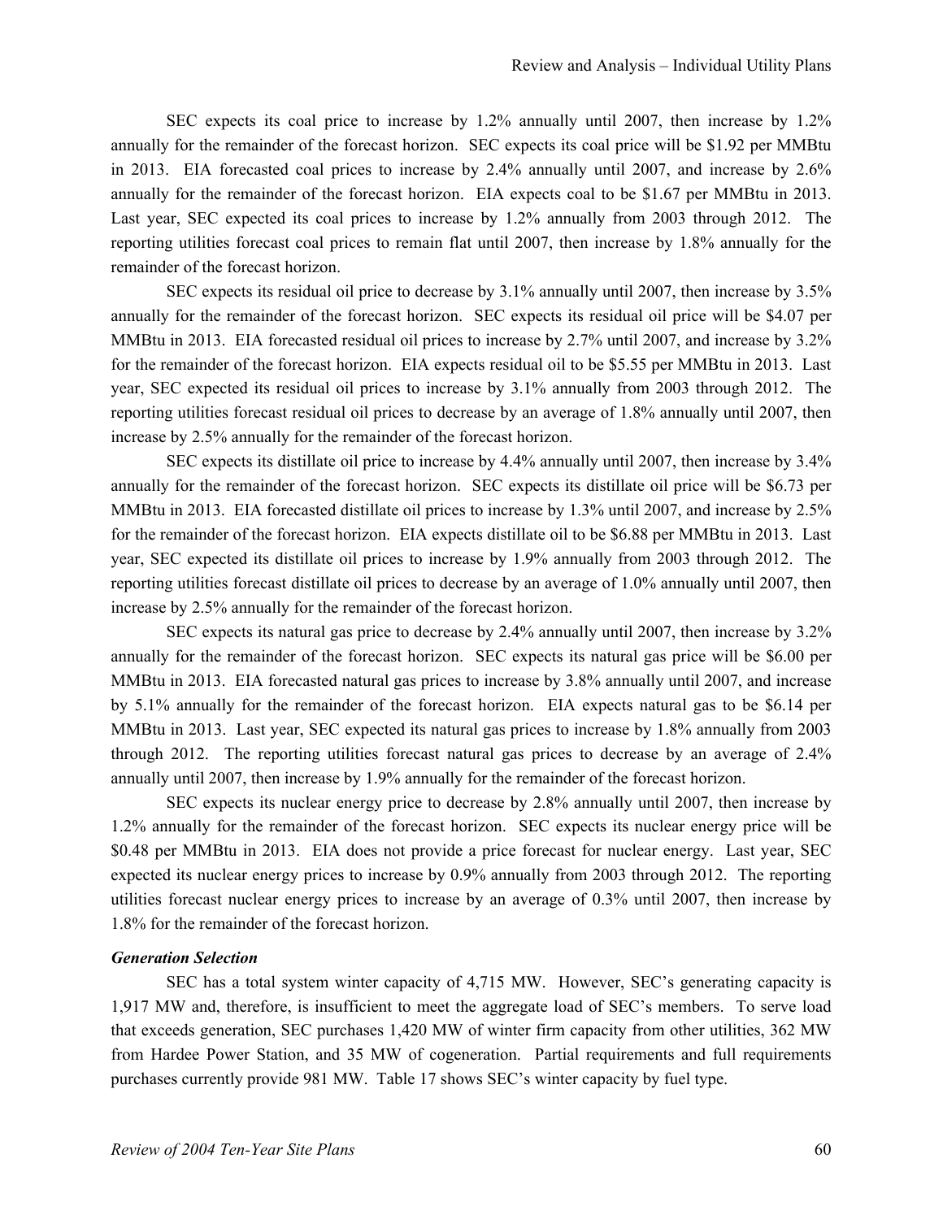SEC expects its coal price to increase by 1.2% annually until 2007, then increase by 1.2% annually for the remainder of the forecast horizon. SEC expects its coal price will be $1.92 per MMBtu in 2013. EIA forecasted coal prices to increase by 2.4% annually until 2007, and increase by 2.6% annually for the remainder of the forecast horizon. EIA expects coal to be $1.67 per MMBtu in 2013. Last year, SEC expected its coal prices to increase by 1.2% annually from 2003 through 2012. The reporting utilities forecast coal prices to remain flat until 2007, then increase by 1.8% annually for the remainder of the forecast horizon.

SEC expects its residual oil price to decrease by 3.1% annually until 2007, then increase by 3.5% annually for the remainder of the forecast horizon. SEC expects its residual oil price will be $4.07 per MMBtu in 2013. EIA forecasted residual oil prices to increase by 2.7% until 2007, and increase by 3.2% for the remainder of the forecast horizon. EIA expects residual oil to be $5.55 per MMBtu in 2013. Last year, SEC expected its residual oil prices to increase by 3.1% annually from 2003 through 2012. The reporting utilities forecast residual oil prices to decrease by an average of 1.8% annually until 2007, then increase by 2.5% annually for the remainder of the forecast horizon.

SEC expects its distillate oil price to increase by 4.4% annually until 2007, then increase by 3.4% annually for the remainder of the forecast horizon. SEC expects its distillate oil price will be $6.73 per MMBtu in 2013. EIA forecasted distillate oil prices to increase by 1.3% until 2007, and increase by 2.5% for the remainder of the forecast horizon. EIA expects distillate oil to be $6.88 per MMBtu in 2013. Last year, SEC expected its distillate oil prices to increase by 1.9% annually from 2003 through 2012. The reporting utilities forecast distillate oil prices to decrease by an average of 1.0% annually until 2007, then increase by 2.5% annually for the remainder of the forecast horizon.

SEC expects its natural gas price to decrease by 2.4% annually until 2007, then increase by 3.2% annually for the remainder of the forecast horizon. SEC expects its natural gas price will be $6.00 per MMBtu in 2013. EIA forecasted natural gas prices to increase by 3.8% annually until 2007, and increase by 5.1% annually for the remainder of the forecast horizon. EIA expects natural gas to be $6.14 per MMBtu in 2013. Last year, SEC expected its natural gas prices to increase by 1.8% annually from 2003 through 2012. The reporting utilities forecast natural gas prices to decrease by an average of 2.4% annually until 2007, then increase by 1.9% annually for the remainder of the forecast horizon.

SEC expects its nuclear energy price to decrease by 2.8% annually until 2007, then increase by 1.2% annually for the remainder of the forecast horizon. SEC expects its nuclear energy price will be $0.48 per MMBtu in 2013. EIA does not provide a price forecast for nuclear energy. Last year, SEC expected its nuclear energy prices to increase by 0.9% annually from 2003 through 2012. The reporting utilities forecast nuclear energy prices to increase by an average of 0.3% until 2007, then increase by 1.8% for the remainder of the forecast horizon.

***Generation Selection***

SEC has a total system winter capacity of 4,715 MW. However, SEC's generating capacity is 1,917 MW and, therefore, is insufficient to meet the aggregate load of SEC's members. To serve load that exceeds generation, SEC purchases 1,420 MW of winter firm capacity from other utilities, 362 MW from Hardee Power Station, and 35 MW of cogeneration. Partial requirements and full requirements purchases currently provide 981 MW. Table 17 shows SEC's winter capacity by fuel type.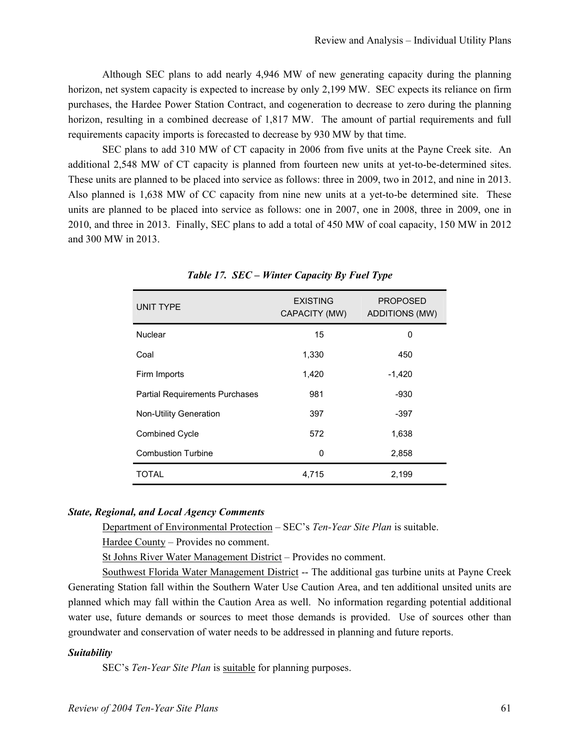Although SEC plans to add nearly 4,946 MW of new generating capacity during the planning horizon, net system capacity is expected to increase by only 2,199 MW. SEC expects its reliance on firm purchases, the Hardee Power Station Contract, and cogeneration to decrease to zero during the planning horizon, resulting in a combined decrease of 1,817 MW. The amount of partial requirements and full requirements capacity imports is forecasted to decrease by 930 MW by that time.

SEC plans to add 310 MW of CT capacity in 2006 from five units at the Payne Creek site. An additional 2,548 MW of CT capacity is planned from fourteen new units at yet-to-be-determined sites. These units are planned to be placed into service as follows: three in 2009, two in 2012, and nine in 2013. Also planned is 1,638 MW of CC capacity from nine new units at a yet-to-be determined site. These units are planned to be placed into service as follows: one in 2007, one in 2008, three in 2009, one in 2010, and three in 2013. Finally, SEC plans to add a total of 450 MW of coal capacity, 150 MW in 2012 and 300 MW in 2013.

***Table 17. SEC – Winter Capacity By Fuel Type***

| UNIT TYPE | EXISTING CAPACITY (MW) | PROPOSED ADDITIONS (MW) |
|---|---|---|
| Nuclear | 15 | 0 |
| Coal | 1,330 | 450 |
| Firm Imports | 1,420 | -1,420 |
| Partial Requirements Purchases | 981 | -930 |
| Non-Utility Generation | 397 | -397 |
| Combined Cycle | 572 | 1,638 |
| Combustion Turbine | 0 | 2,858 |
| TOTAL | 4,715 | 2,199 |

***State, Regional, and Local Agency Comments***

Department of Environmental Protection – SEC's *Ten-Year Site Plan* is suitable.

Hardee County – Provides no comment.

St Johns River Water Management District – Provides no comment.

Southwest Florida Water Management District -- The additional gas turbine units at Payne Creek Generating Station fall within the Southern Water Use Caution Area, and ten additional unsited units are planned which may fall within the Caution Area as well. No information regarding potential additional water use, future demands or sources to meet those demands is provided. Use of sources other than groundwater and conservation of water needs to be addressed in planning and future reports.

***Suitability***

SEC's *Ten-Year Site Plan* is suitable for planning purposes.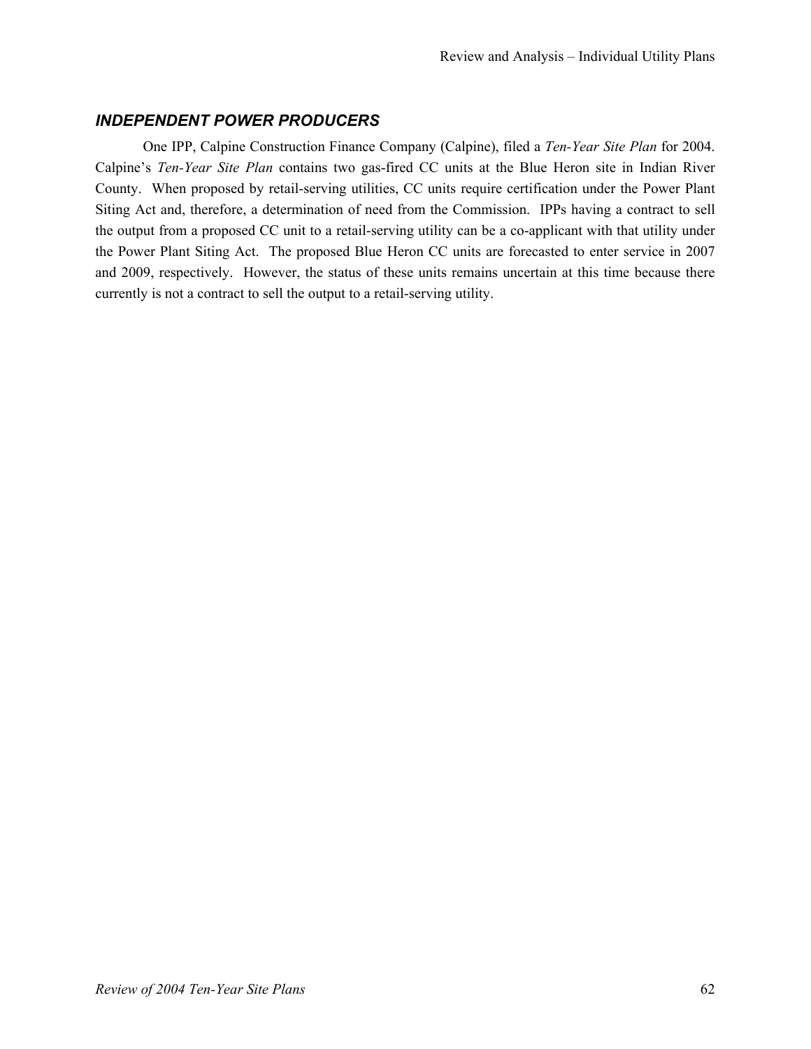### *INDEPENDENT POWER PRODUCERS*

One IPP, Calpine Construction Finance Company (Calpine), filed a *Ten-Year Site Plan* for 2004. Calpine's *Ten-Year Site Plan* contains two gas-fired CC units at the Blue Heron site in Indian River County. When proposed by retail-serving utilities, CC units require certification under the Power Plant Siting Act and, therefore, a determination of need from the Commission. IPPs having a contract to sell the output from a proposed CC unit to a retail-serving utility can be a co-applicant with that utility under the Power Plant Siting Act. The proposed Blue Heron CC units are forecasted to enter service in 2007 and 2009, respectively. However, the status of these units remains uncertain at this time because there currently is not a contract to sell the output to a retail-serving utility.